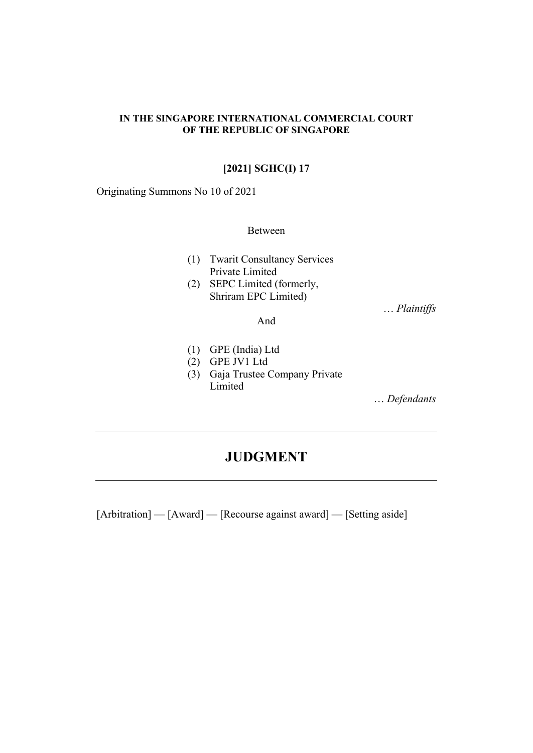**IN THE SINGAPORE INTERNATIONAL COMMERCIAL COURT OF THE REPUBLIC OF SINGAPORE**

**[2021] SGHC(I) 17**

Originating Summons No 10 of 2021

Between

(1) Twarit Consultancy Services Private Limited
(2) SEPC Limited (formerly, Shriram EPC Limited)

… *Plaintiffs*

And

(1) GPE (India) Ltd
(2) GPE JV1 Ltd
(3) Gaja Trustee Company Private Limited

… *Defendants*

---

# JUDGMENT

---

[Arbitration] — [Award] — [Recourse against award] — [Setting aside]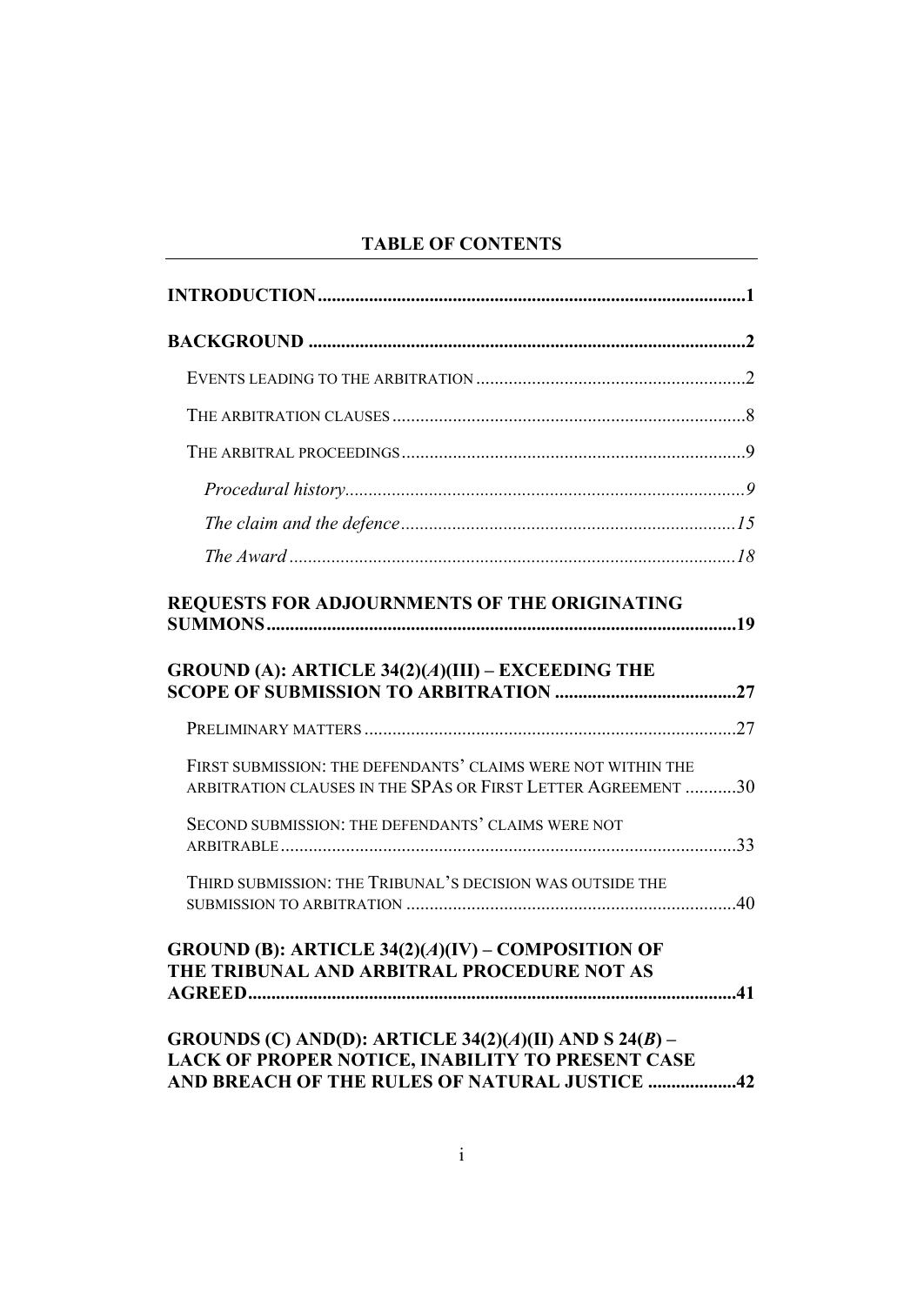**TABLE OF CONTENTS**

**INTRODUCTION** ... **1**

**BACKGROUND** ... **2**

EVENTS LEADING TO THE ARBITRATION ... 2

THE ARBITRATION CLAUSES ... 8

THE ARBITRAL PROCEEDINGS ... 9

*Procedural history* ... *9*

*The claim and the defence* ... *15*

*The Award* ... *18*

**REQUESTS FOR ADJOURNMENTS OF THE ORIGINATING SUMMONS** ... **19**

**GROUND (A): ARTICLE 34(2)(*A*)(III) – EXCEEDING THE SCOPE OF SUBMISSION TO ARBITRATION** ... **27**

PRELIMINARY MATTERS ... 27

FIRST SUBMISSION: THE DEFENDANTS' CLAIMS WERE NOT WITHIN THE ARBITRATION CLAUSES IN THE SPAS OR FIRST LETTER AGREEMENT ... 30

SECOND SUBMISSION: THE DEFENDANTS' CLAIMS WERE NOT ARBITRABLE ... 33

THIRD SUBMISSION: THE TRIBUNAL'S DECISION WAS OUTSIDE THE SUBMISSION TO ARBITRATION ... 40

**GROUND (B): ARTICLE 34(2)(*A*)(IV) – COMPOSITION OF THE TRIBUNAL AND ARBITRAL PROCEDURE NOT AS AGREED** ... **41**

**GROUNDS (C) AND(D): ARTICLE 34(2)(*A*)(II) AND S 24(*B*) – LACK OF PROPER NOTICE, INABILITY TO PRESENT CASE AND BREACH OF THE RULES OF NATURAL JUSTICE** ... **42**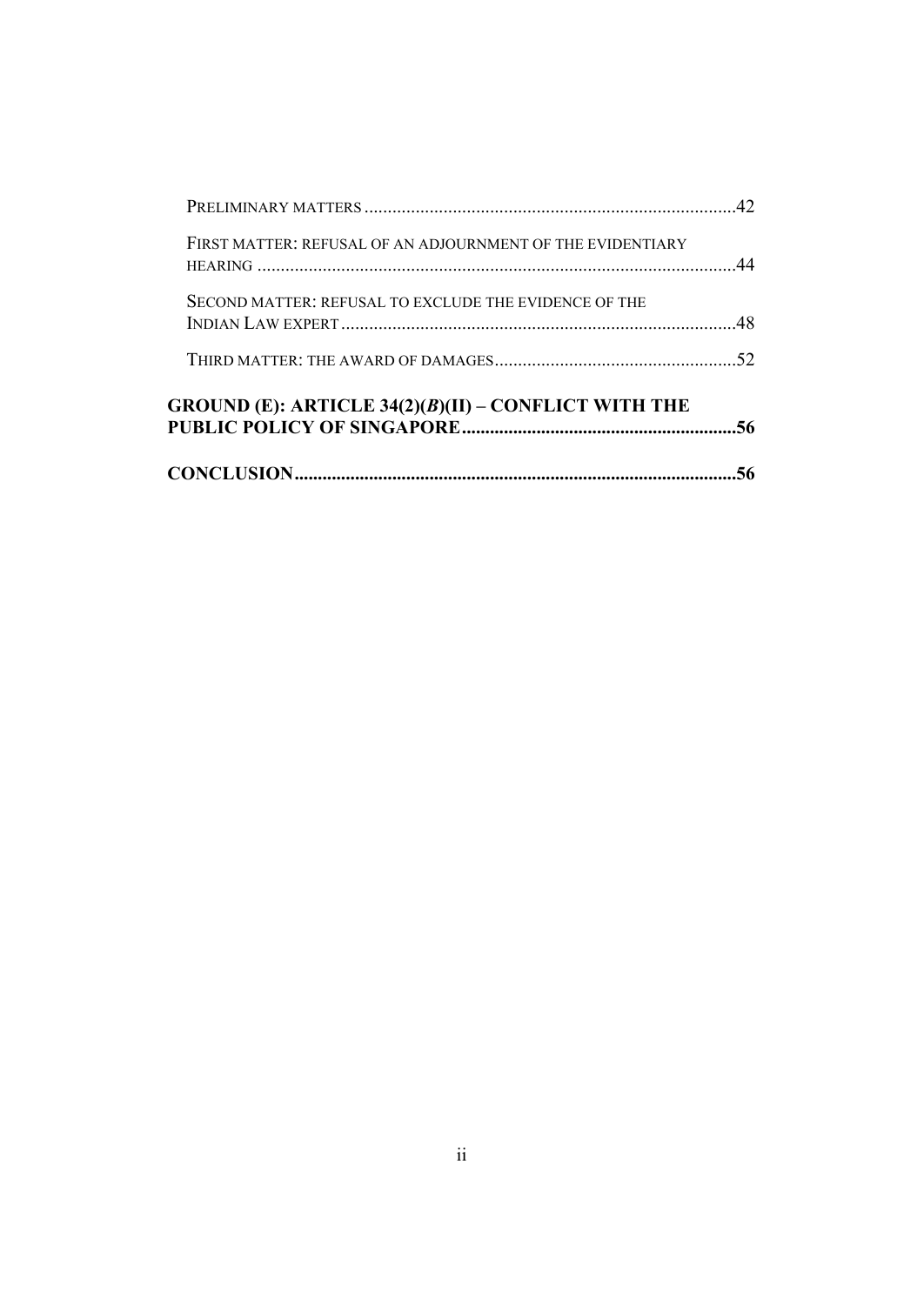PRELIMINARY MATTERS ....................................................................................42

FIRST MATTER: REFUSAL OF AN ADJOURNMENT OF THE EVIDENTIARY HEARING ....................................................................................44

SECOND MATTER: REFUSAL TO EXCLUDE THE EVIDENCE OF THE INDIAN LAW EXPERT ....................................................................................48

THIRD MATTER: THE AWARD OF DAMAGES ....................................................................................52

**GROUND (E): ARTICLE 34(2)(*B*)(II) – CONFLICT WITH THE PUBLIC POLICY OF SINGAPORE ....................................................................................56**

**CONCLUSION ....................................................................................56**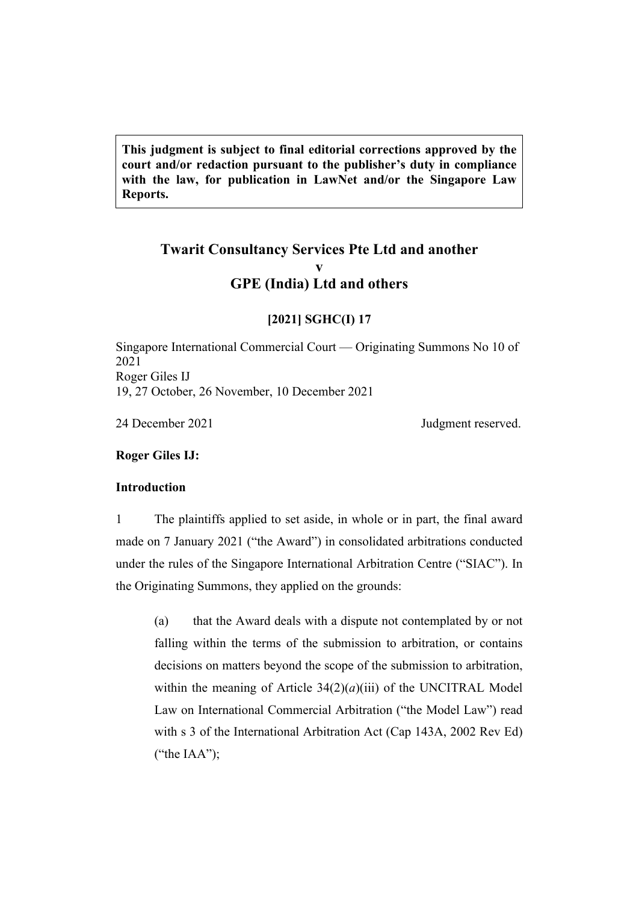> **This judgment is subject to final editorial corrections approved by the court and/or redaction pursuant to the publisher's duty in compliance with the law, for publication in LawNet and/or the Singapore Law Reports.**

# Twarit Consultancy Services Pte Ltd and another
# v
# GPE (India) Ltd and others

**[2021] SGHC(I) 17**

Singapore International Commercial Court — Originating Summons No 10 of 2021
Roger Giles IJ
19, 27 October, 26 November, 10 December 2021

24 December 2021 Judgment reserved.

**Roger Giles IJ:**

**Introduction**

1 The plaintiffs applied to set aside, in whole or in part, the final award made on 7 January 2021 ("the Award") in consolidated arbitrations conducted under the rules of the Singapore International Arbitration Centre ("SIAC"). In the Originating Summons, they applied on the grounds:

> (a) that the Award deals with a dispute not contemplated by or not falling within the terms of the submission to arbitration, or contains decisions on matters beyond the scope of the submission to arbitration, within the meaning of Article 34(2)(*a*)(iii) of the UNCITRAL Model Law on International Commercial Arbitration ("the Model Law") read with s 3 of the International Arbitration Act (Cap 143A, 2002 Rev Ed) ("the IAA");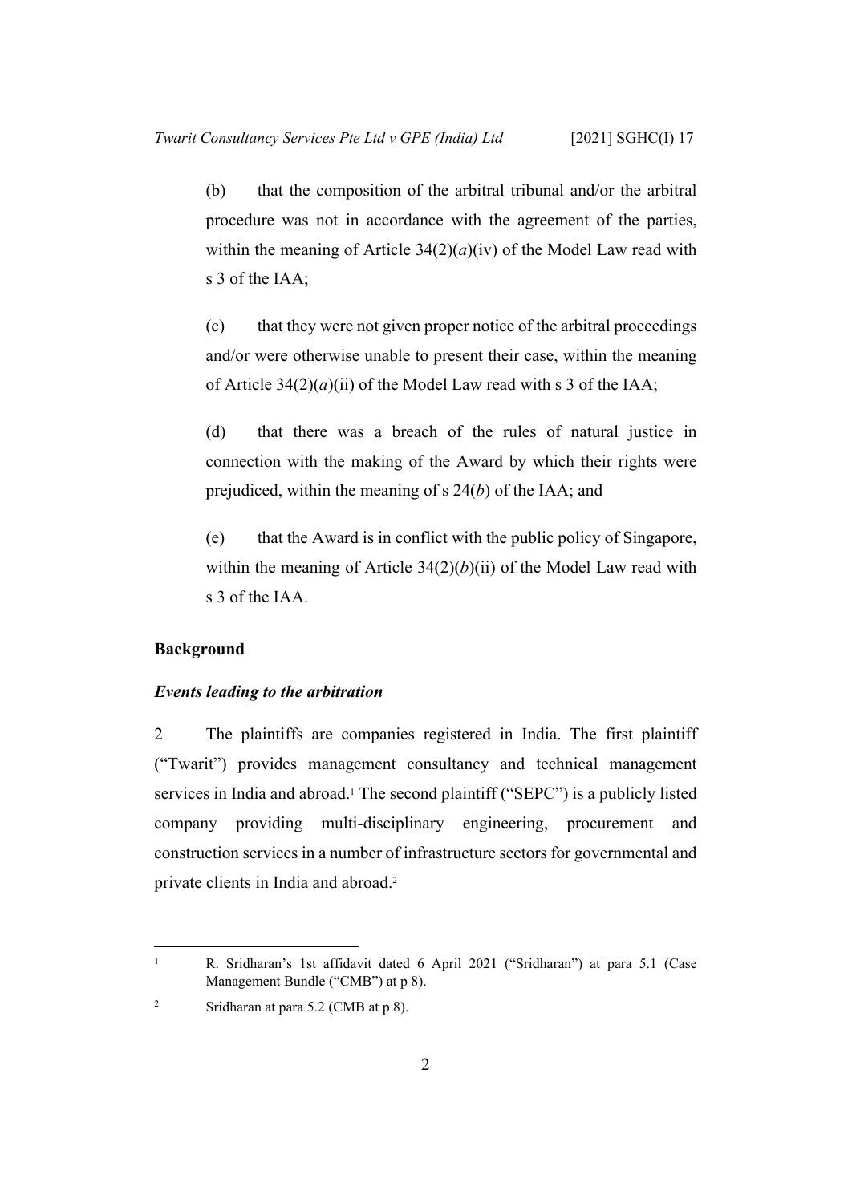(b) that the composition of the arbitral tribunal and/or the arbitral procedure was not in accordance with the agreement of the parties, within the meaning of Article 34(2)(*a*)(iv) of the Model Law read with s 3 of the IAA;

(c) that they were not given proper notice of the arbitral proceedings and/or were otherwise unable to present their case, within the meaning of Article 34(2)(*a*)(ii) of the Model Law read with s 3 of the IAA;

(d) that there was a breach of the rules of natural justice in connection with the making of the Award by which their rights were prejudiced, within the meaning of s 24(*b*) of the IAA; and

(e) that the Award is in conflict with the public policy of Singapore, within the meaning of Article 34(2)(*b*)(ii) of the Model Law read with s 3 of the IAA.

## Background

### *Events leading to the arbitration*

2 The plaintiffs are companies registered in India. The first plaintiff ("Twarit") provides management consultancy and technical management services in India and abroad.[1] The second plaintiff ("SEPC") is a publicly listed company providing multi-disciplinary engineering, procurement and construction services in a number of infrastructure sectors for governmental and private clients in India and abroad.[2]

---

[1] R. Sridharan's 1st affidavit dated 6 April 2021 ("Sridharan") at para 5.1 (Case Management Bundle ("CMB") at p 8).

[2] Sridharan at para 5.2 (CMB at p 8).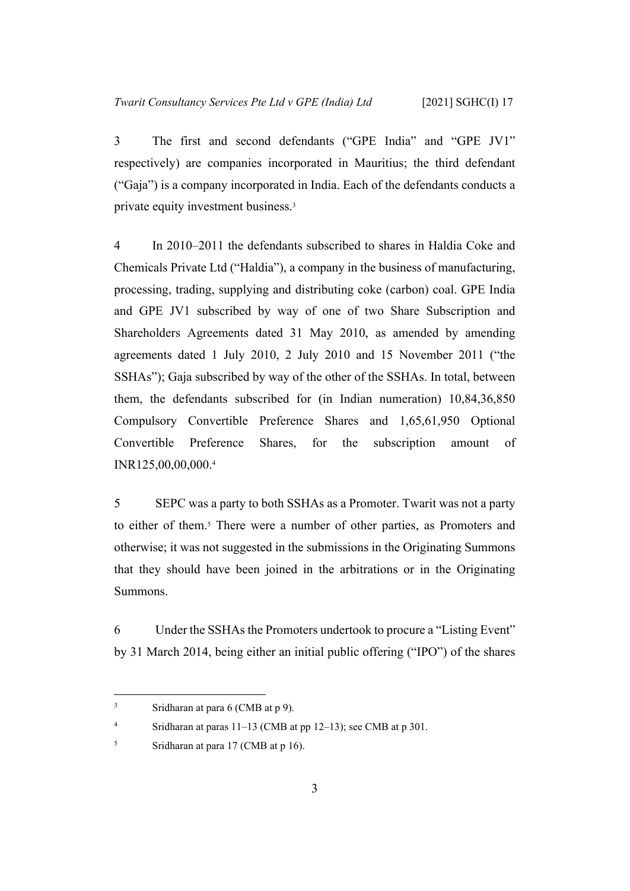3 The first and second defendants ("GPE India" and "GPE JV1" respectively) are companies incorporated in Mauritius; the third defendant ("Gaja") is a company incorporated in India. Each of the defendants conducts a private equity investment business.[3]

4 In 2010–2011 the defendants subscribed to shares in Haldia Coke and Chemicals Private Ltd ("Haldia"), a company in the business of manufacturing, processing, trading, supplying and distributing coke (carbon) coal. GPE India and GPE JV1 subscribed by way of one of two Share Subscription and Shareholders Agreements dated 31 May 2010, as amended by amending agreements dated 1 July 2010, 2 July 2010 and 15 November 2011 ("the SSHAs"); Gaja subscribed by way of the other of the SSHAs. In total, between them, the defendants subscribed for (in Indian numeration) 10,84,36,850 Compulsory Convertible Preference Shares and 1,65,61,950 Optional Convertible Preference Shares, for the subscription amount of INR125,00,00,000.[4]

5 SEPC was a party to both SSHAs as a Promoter. Twarit was not a party to either of them.[5] There were a number of other parties, as Promoters and otherwise; it was not suggested in the submissions in the Originating Summons that they should have been joined in the arbitrations or in the Originating Summons.

6 Under the SSHAs the Promoters undertook to procure a "Listing Event" by 31 March 2014, being either an initial public offering ("IPO") of the shares

---

[3] Sridharan at para 6 (CMB at p 9).

[4] Sridharan at paras 11–13 (CMB at pp 12–13); see CMB at p 301.

[5] Sridharan at para 17 (CMB at p 16).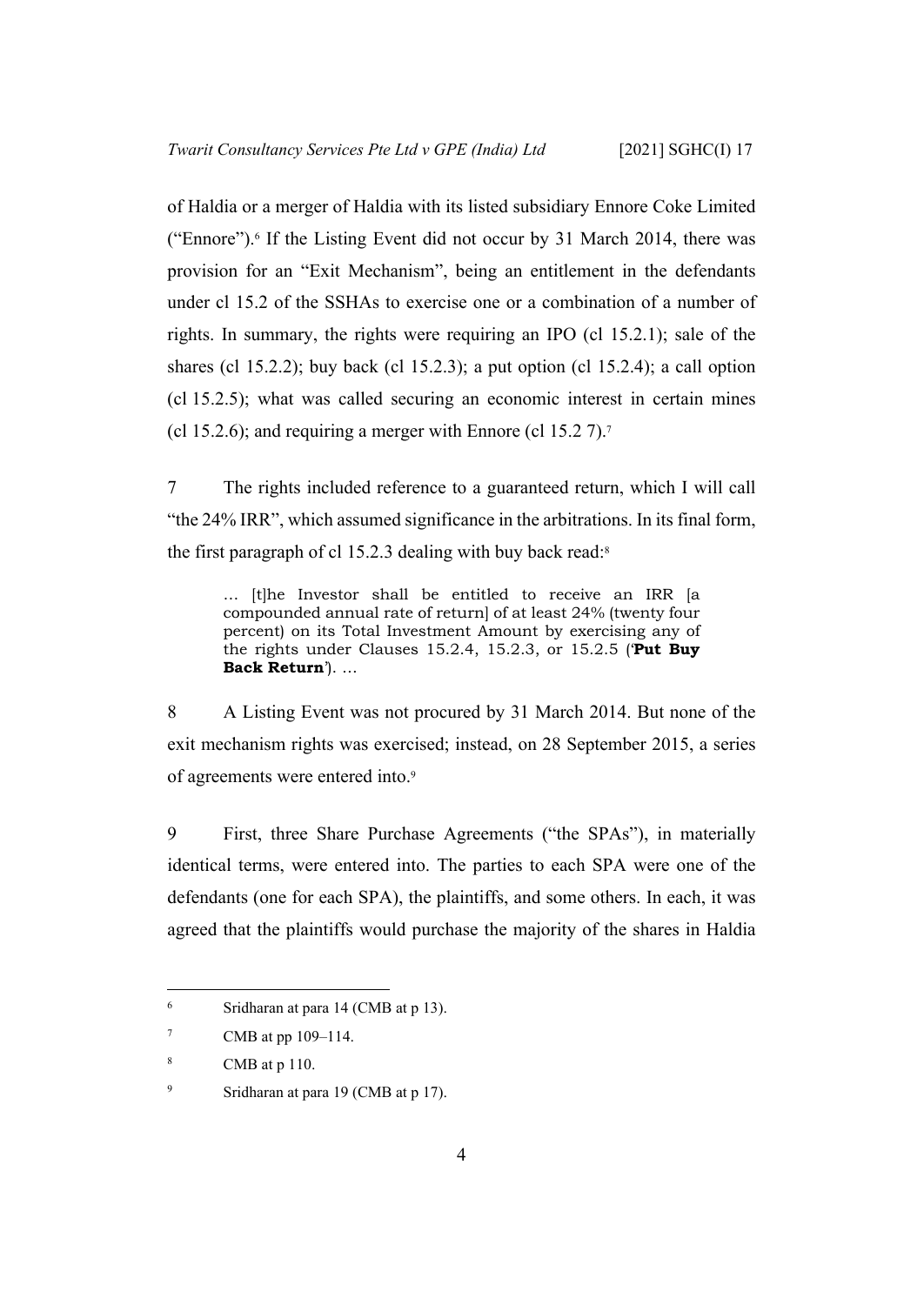of Haldia or a merger of Haldia with its listed subsidiary Ennore Coke Limited ("Ennore").[6] If the Listing Event did not occur by 31 March 2014, there was provision for an "Exit Mechanism", being an entitlement in the defendants under cl 15.2 of the SSHAs to exercise one or a combination of a number of rights. In summary, the rights were requiring an IPO (cl 15.2.1); sale of the shares (cl 15.2.2); buy back (cl 15.2.3); a put option (cl 15.2.4); a call option (cl 15.2.5); what was called securing an economic interest in certain mines (cl 15.2.6); and requiring a merger with Ennore (cl 15.2 7).[7]

7 The rights included reference to a guaranteed return, which I will call "the 24% IRR", which assumed significance in the arbitrations. In its final form, the first paragraph of cl 15.2.3 dealing with buy back read:[8]

> … [t]he Investor shall be entitled to receive an IRR [a compounded annual rate of return] of at least 24% (twenty four percent) on its Total Investment Amount by exercising any of the rights under Clauses 15.2.4, 15.2.3, or 15.2.5 ('**Put Buy Back Return**'). …

8 A Listing Event was not procured by 31 March 2014. But none of the exit mechanism rights was exercised; instead, on 28 September 2015, a series of agreements were entered into.[9]

9 First, three Share Purchase Agreements ("the SPAs"), in materially identical terms, were entered into. The parties to each SPA were one of the defendants (one for each SPA), the plaintiffs, and some others. In each, it was agreed that the plaintiffs would purchase the majority of the shares in Haldia

---

[6] Sridharan at para 14 (CMB at p 13).

[7] CMB at pp 109–114.

[8] CMB at p 110.

[9] Sridharan at para 19 (CMB at p 17).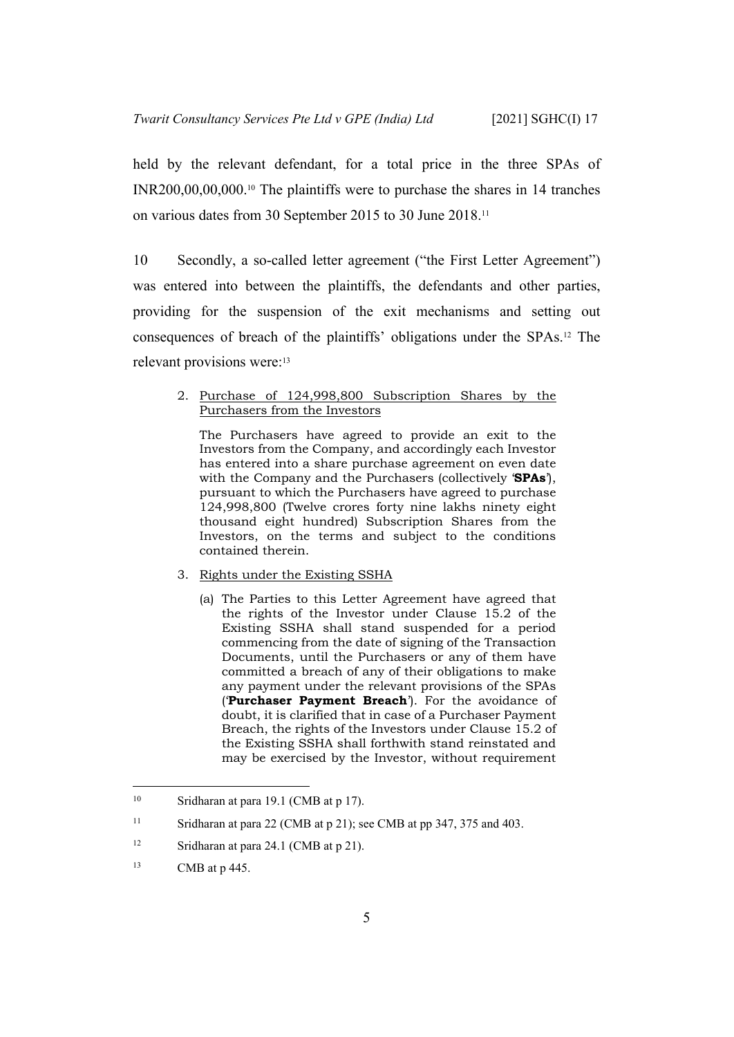held by the relevant defendant, for a total price in the three SPAs of INR200,00,00,000.[10] The plaintiffs were to purchase the shares in 14 tranches on various dates from 30 September 2015 to 30 June 2018.[11]

10 Secondly, a so-called letter agreement ("the First Letter Agreement") was entered into between the plaintiffs, the defendants and other parties, providing for the suspension of the exit mechanisms and setting out consequences of breach of the plaintiffs' obligations under the SPAs.[12] The relevant provisions were:[13]

> 2. <u>Purchase of 124,998,800 Subscription Shares by the Purchasers from the Investors</u>
>
> The Purchasers have agreed to provide an exit to the Investors from the Company, and accordingly each Investor has entered into a share purchase agreement on even date with the Company and the Purchasers (collectively '**SPAs**'), pursuant to which the Purchasers have agreed to purchase 124,998,800 (Twelve crores forty nine lakhs ninety eight thousand eight hundred) Subscription Shares from the Investors, on the terms and subject to the conditions contained therein.
>
> 3. <u>Rights under the Existing SSHA</u>
>
> (a) The Parties to this Letter Agreement have agreed that the rights of the Investor under Clause 15.2 of the Existing SSHA shall stand suspended for a period commencing from the date of signing of the Transaction Documents, until the Purchasers or any of them have committed a breach of any of their obligations to make any payment under the relevant provisions of the SPAs ('**Purchaser Payment Breach**'). For the avoidance of doubt, it is clarified that in case of a Purchaser Payment Breach, the rights of the Investors under Clause 15.2 of the Existing SSHA shall forthwith stand reinstated and may be exercised by the Investor, without requirement

---

[10] Sridharan at para 19.1 (CMB at p 17).

[11] Sridharan at para 22 (CMB at p 21); see CMB at pp 347, 375 and 403.

[12] Sridharan at para 24.1 (CMB at p 21).

[13] CMB at p 445.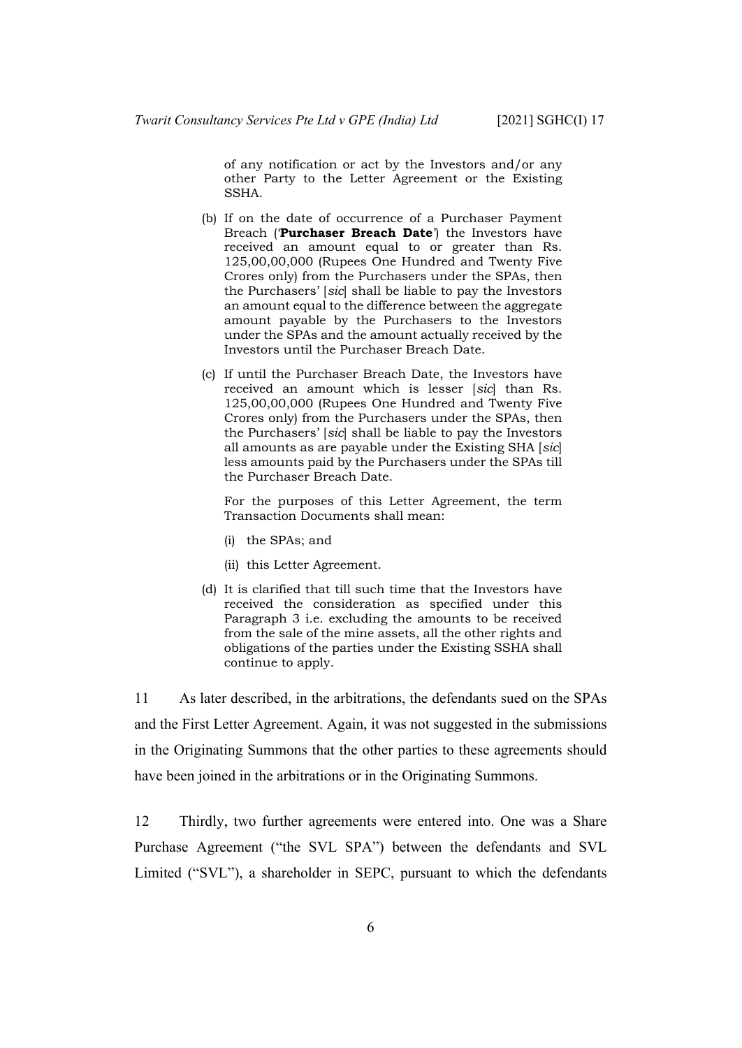of any notification or act by the Investors and/or any other Party to the Letter Agreement or the Existing SSHA.

(b) If on the date of occurrence of a Purchaser Payment Breach ('**Purchaser Breach Date**') the Investors have received an amount equal to or greater than Rs. 125,00,00,000 (Rupees One Hundred and Twenty Five Crores only) from the Purchasers under the SPAs, then the Purchasers' [*sic*] shall be liable to pay the Investors an amount equal to the difference between the aggregate amount payable by the Purchasers to the Investors under the SPAs and the amount actually received by the Investors until the Purchaser Breach Date.

(c) If until the Purchaser Breach Date, the Investors have received an amount which is lesser [*sic*] than Rs. 125,00,00,000 (Rupees One Hundred and Twenty Five Crores only) from the Purchasers under the SPAs, then the Purchasers' [*sic*] shall be liable to pay the Investors all amounts as are payable under the Existing SHA [*sic*] less amounts paid by the Purchasers under the SPAs till the Purchaser Breach Date.

For the purposes of this Letter Agreement, the term Transaction Documents shall mean:

(i) the SPAs; and

(ii) this Letter Agreement.

(d) It is clarified that till such time that the Investors have received the consideration as specified under this Paragraph 3 i.e. excluding the amounts to be received from the sale of the mine assets, all the other rights and obligations of the parties under the Existing SSHA shall continue to apply.

11 As later described, in the arbitrations, the defendants sued on the SPAs and the First Letter Agreement. Again, it was not suggested in the submissions in the Originating Summons that the other parties to these agreements should have been joined in the arbitrations or in the Originating Summons.

12 Thirdly, two further agreements were entered into. One was a Share Purchase Agreement ("the SVL SPA") between the defendants and SVL Limited ("SVL"), a shareholder in SEPC, pursuant to which the defendants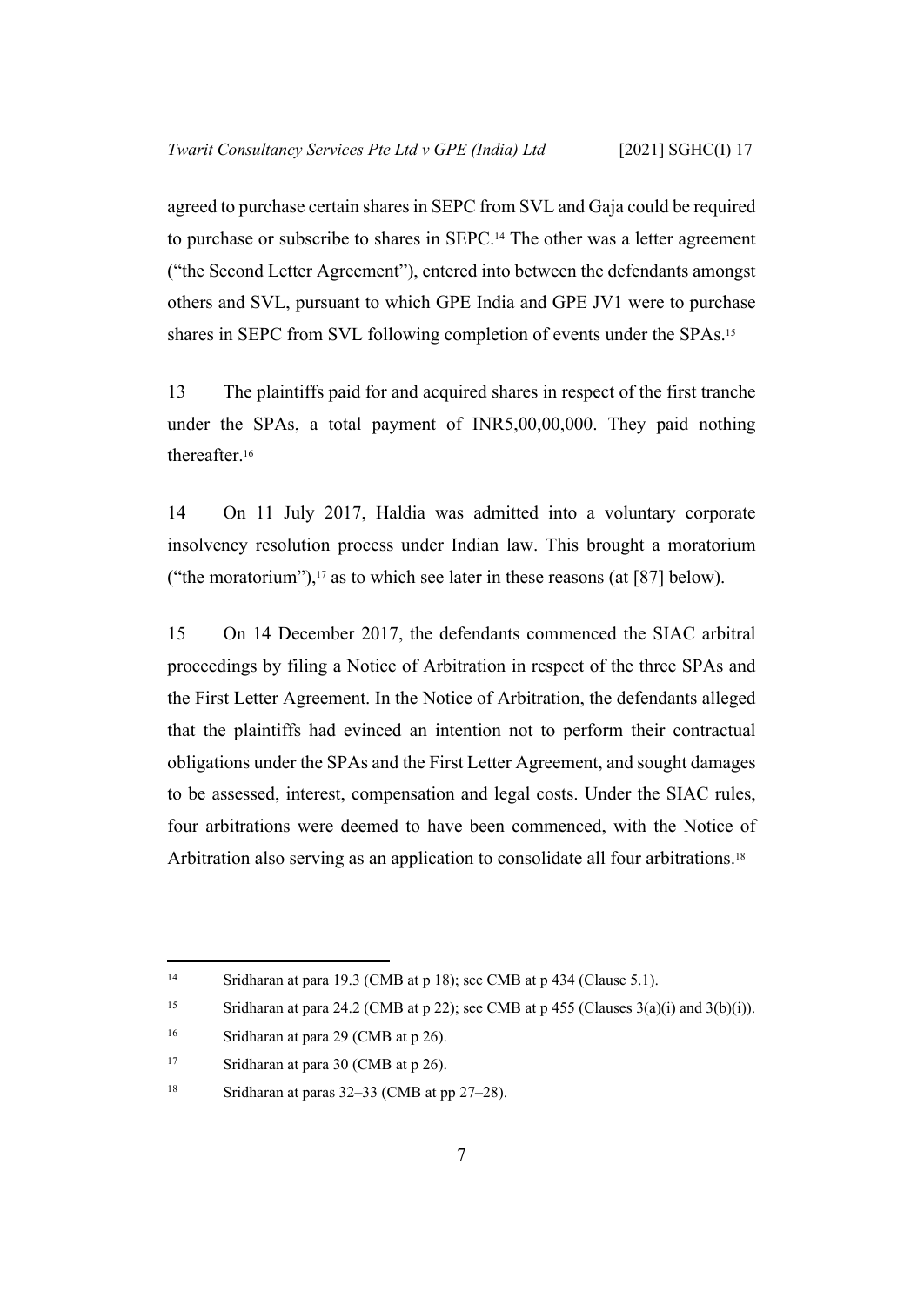agreed to purchase certain shares in SEPC from SVL and Gaja could be required to purchase or subscribe to shares in SEPC.[14] The other was a letter agreement ("the Second Letter Agreement"), entered into between the defendants amongst others and SVL, pursuant to which GPE India and GPE JV1 were to purchase shares in SEPC from SVL following completion of events under the SPAs.[15]

13 The plaintiffs paid for and acquired shares in respect of the first tranche under the SPAs, a total payment of INR5,00,00,000. They paid nothing thereafter.[16]

14 On 11 July 2017, Haldia was admitted into a voluntary corporate insolvency resolution process under Indian law. This brought a moratorium ("the moratorium"),[17] as to which see later in these reasons (at [87] below).

15 On 14 December 2017, the defendants commenced the SIAC arbitral proceedings by filing a Notice of Arbitration in respect of the three SPAs and the First Letter Agreement. In the Notice of Arbitration, the defendants alleged that the plaintiffs had evinced an intention not to perform their contractual obligations under the SPAs and the First Letter Agreement, and sought damages to be assessed, interest, compensation and legal costs. Under the SIAC rules, four arbitrations were deemed to have been commenced, with the Notice of Arbitration also serving as an application to consolidate all four arbitrations.[18]

---

[14] Sridharan at para 19.3 (CMB at p 18); see CMB at p 434 (Clause 5.1).

[15] Sridharan at para 24.2 (CMB at p 22); see CMB at p 455 (Clauses 3(a)(i) and 3(b)(i)).

[16] Sridharan at para 29 (CMB at p 26).

[17] Sridharan at para 30 (CMB at p 26).

[18] Sridharan at paras 32–33 (CMB at pp 27–28).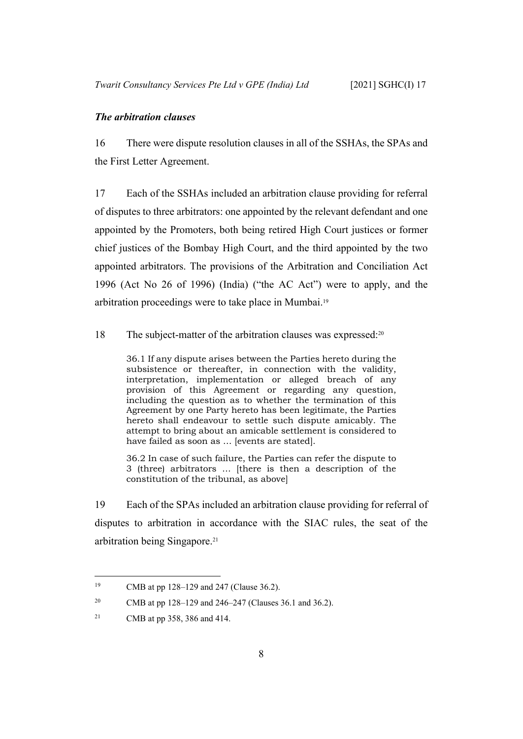### *The arbitration clauses*

16 There were dispute resolution clauses in all of the SSHAs, the SPAs and the First Letter Agreement.

17 Each of the SSHAs included an arbitration clause providing for referral of disputes to three arbitrators: one appointed by the relevant defendant and one appointed by the Promoters, both being retired High Court justices or former chief justices of the Bombay High Court, and the third appointed by the two appointed arbitrators. The provisions of the Arbitration and Conciliation Act 1996 (Act No 26 of 1996) (India) ("the AC Act") were to apply, and the arbitration proceedings were to take place in Mumbai.[19]

18 The subject-matter of the arbitration clauses was expressed:[20]

> 36.1 If any dispute arises between the Parties hereto during the subsistence or thereafter, in connection with the validity, interpretation, implementation or alleged breach of any provision of this Agreement or regarding any question, including the question as to whether the termination of this Agreement by one Party hereto has been legitimate, the Parties hereto shall endeavour to settle such dispute amicably. The attempt to bring about an amicable settlement is considered to have failed as soon as … [events are stated].
>
> 36.2 In case of such failure, the Parties can refer the dispute to 3 (three) arbitrators … [there is then a description of the constitution of the tribunal, as above]

19 Each of the SPAs included an arbitration clause providing for referral of disputes to arbitration in accordance with the SIAC rules, the seat of the arbitration being Singapore.[21]

---

[19] CMB at pp 128–129 and 247 (Clause 36.2).

[20] CMB at pp 128–129 and 246–247 (Clauses 36.1 and 36.2).

[21] CMB at pp 358, 386 and 414.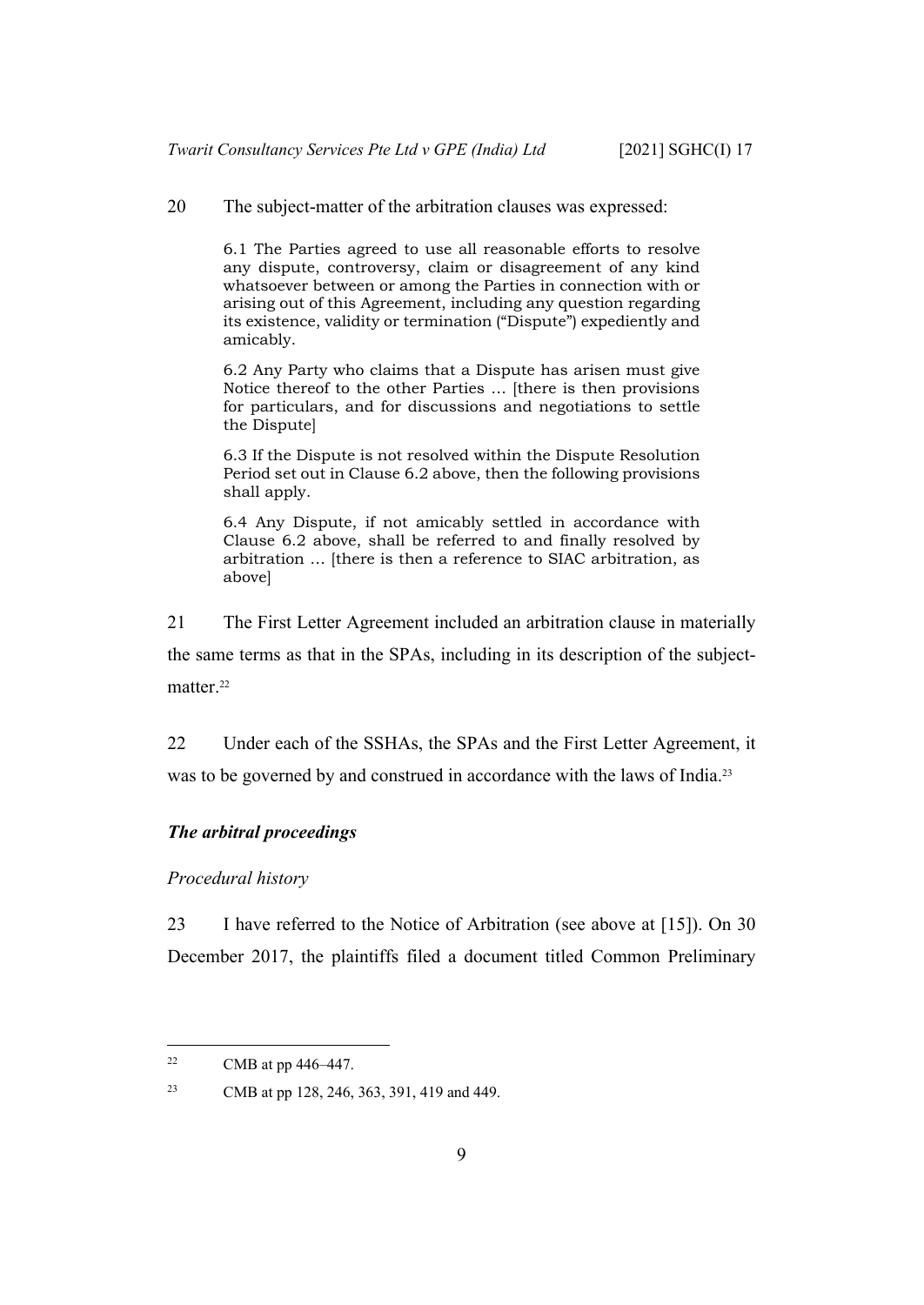20 The subject-matter of the arbitration clauses was expressed:

> 6.1 The Parties agreed to use all reasonable efforts to resolve any dispute, controversy, claim or disagreement of any kind whatsoever between or among the Parties in connection with or arising out of this Agreement, including any question regarding its existence, validity or termination ("Dispute") expediently and amicably.
>
> 6.2 Any Party who claims that a Dispute has arisen must give Notice thereof to the other Parties … [there is then provisions for particulars, and for discussions and negotiations to settle the Dispute]
>
> 6.3 If the Dispute is not resolved within the Dispute Resolution Period set out in Clause 6.2 above, then the following provisions shall apply.
>
> 6.4 Any Dispute, if not amicably settled in accordance with Clause 6.2 above, shall be referred to and finally resolved by arbitration … [there is then a reference to SIAC arbitration, as above]

21 The First Letter Agreement included an arbitration clause in materially the same terms as that in the SPAs, including in its description of the subject-matter.[22]

22 Under each of the SSHAs, the SPAs and the First Letter Agreement, it was to be governed by and construed in accordance with the laws of India.[23]

### *The arbitral proceedings*

#### *Procedural history*

23 I have referred to the Notice of Arbitration (see above at [15]). On 30 December 2017, the plaintiffs filed a document titled Common Preliminary

---

[22] CMB at pp 446–447.

[23] CMB at pp 128, 246, 363, 391, 419 and 449.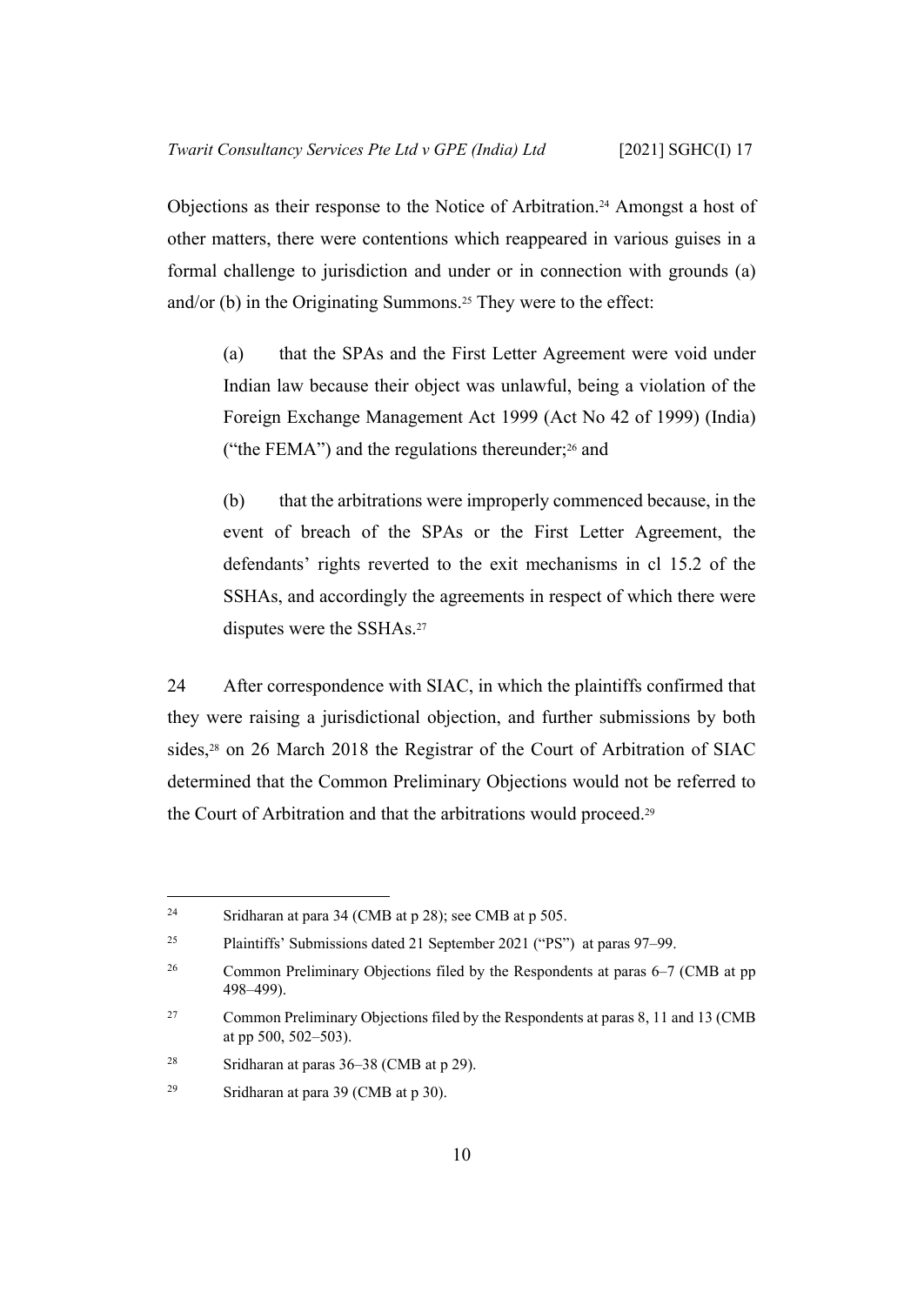Objections as their response to the Notice of Arbitration.[24] Amongst a host of other matters, there were contentions which reappeared in various guises in a formal challenge to jurisdiction and under or in connection with grounds (a) and/or (b) in the Originating Summons.[25] They were to the effect:

> (a) that the SPAs and the First Letter Agreement were void under Indian law because their object was unlawful, being a violation of the Foreign Exchange Management Act 1999 (Act No 42 of 1999) (India) ("the FEMA") and the regulations thereunder;[26] and
>
> (b) that the arbitrations were improperly commenced because, in the event of breach of the SPAs or the First Letter Agreement, the defendants' rights reverted to the exit mechanisms in cl 15.2 of the SSHAs, and accordingly the agreements in respect of which there were disputes were the SSHAs.[27]

24 After correspondence with SIAC, in which the plaintiffs confirmed that they were raising a jurisdictional objection, and further submissions by both sides,[28] on 26 March 2018 the Registrar of the Court of Arbitration of SIAC determined that the Common Preliminary Objections would not be referred to the Court of Arbitration and that the arbitrations would proceed.[29]

---

[24] Sridharan at para 34 (CMB at p 28); see CMB at p 505.

[25] Plaintiffs' Submissions dated 21 September 2021 ("PS") at paras 97–99.

[26] Common Preliminary Objections filed by the Respondents at paras 6–7 (CMB at pp 498–499).

[27] Common Preliminary Objections filed by the Respondents at paras 8, 11 and 13 (CMB at pp 500, 502–503).

[28] Sridharan at paras 36–38 (CMB at p 29).

[29] Sridharan at para 39 (CMB at p 30).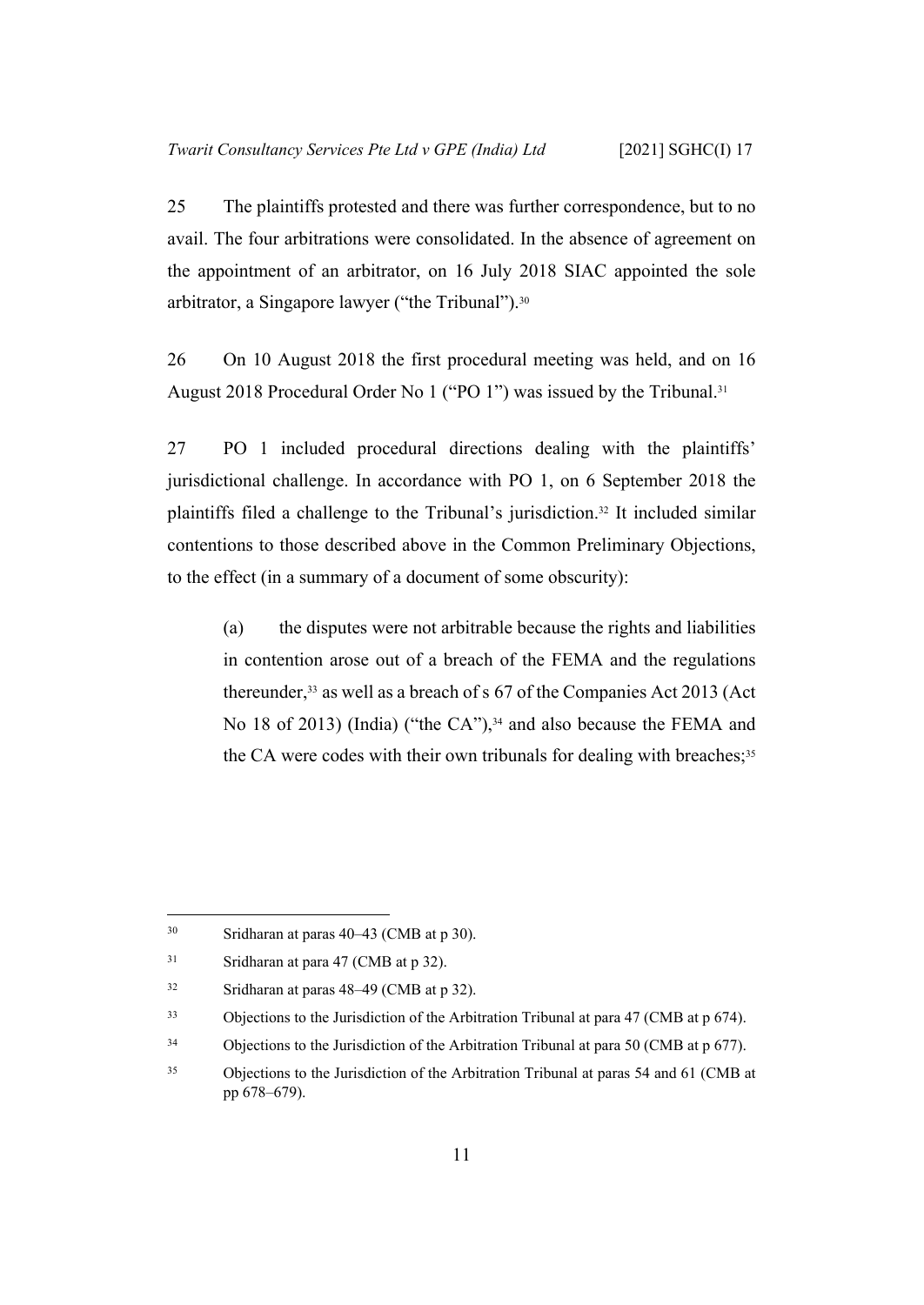25 The plaintiffs protested and there was further correspondence, but to no avail. The four arbitrations were consolidated. In the absence of agreement on the appointment of an arbitrator, on 16 July 2018 SIAC appointed the sole arbitrator, a Singapore lawyer ("the Tribunal").[30]

26 On 10 August 2018 the first procedural meeting was held, and on 16 August 2018 Procedural Order No 1 ("PO 1") was issued by the Tribunal.[31]

27 PO 1 included procedural directions dealing with the plaintiffs' jurisdictional challenge. In accordance with PO 1, on 6 September 2018 the plaintiffs filed a challenge to the Tribunal's jurisdiction.[32] It included similar contentions to those described above in the Common Preliminary Objections, to the effect (in a summary of a document of some obscurity):

> (a) the disputes were not arbitrable because the rights and liabilities in contention arose out of a breach of the FEMA and the regulations thereunder,[33] as well as a breach of s 67 of the Companies Act 2013 (Act No 18 of 2013) (India) ("the CA"),[34] and also because the FEMA and the CA were codes with their own tribunals for dealing with breaches;[35]

---

[30] Sridharan at paras 40–43 (CMB at p 30).

[31] Sridharan at para 47 (CMB at p 32).

[32] Sridharan at paras 48–49 (CMB at p 32).

[33] Objections to the Jurisdiction of the Arbitration Tribunal at para 47 (CMB at p 674).

[34] Objections to the Jurisdiction of the Arbitration Tribunal at para 50 (CMB at p 677).

[35] Objections to the Jurisdiction of the Arbitration Tribunal at paras 54 and 61 (CMB at pp 678–679).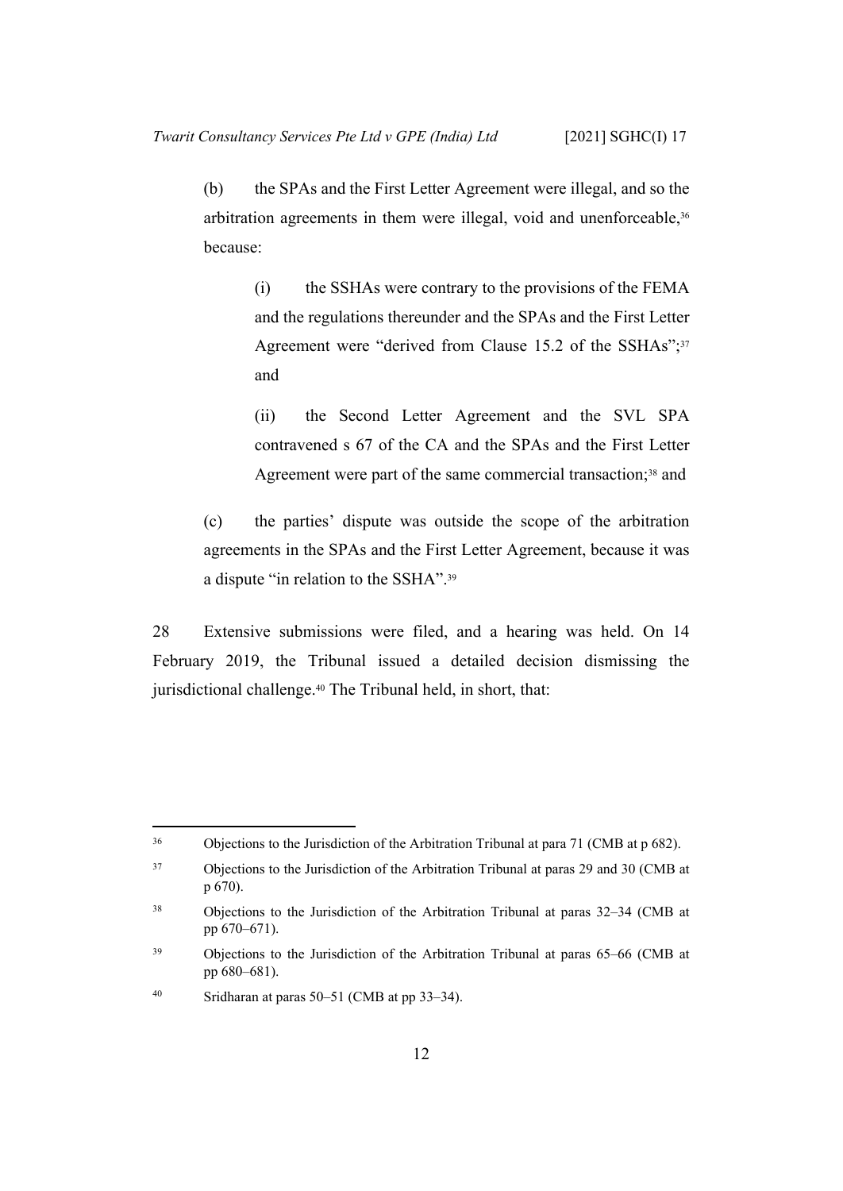(b) the SPAs and the First Letter Agreement were illegal, and so the arbitration agreements in them were illegal, void and unenforceable,[36] because:

(i) the SSHAs were contrary to the provisions of the FEMA and the regulations thereunder and the SPAs and the First Letter Agreement were "derived from Clause 15.2 of the SSHAs";[37] and

(ii) the Second Letter Agreement and the SVL SPA contravened s 67 of the CA and the SPAs and the First Letter Agreement were part of the same commercial transaction;[38] and

(c) the parties' dispute was outside the scope of the arbitration agreements in the SPAs and the First Letter Agreement, because it was a dispute "in relation to the SSHA".[39]

28 Extensive submissions were filed, and a hearing was held. On 14 February 2019, the Tribunal issued a detailed decision dismissing the jurisdictional challenge.[40] The Tribunal held, in short, that:

---

[36] Objections to the Jurisdiction of the Arbitration Tribunal at para 71 (CMB at p 682).

[37] Objections to the Jurisdiction of the Arbitration Tribunal at paras 29 and 30 (CMB at p 670).

[38] Objections to the Jurisdiction of the Arbitration Tribunal at paras 32–34 (CMB at pp 670–671).

[39] Objections to the Jurisdiction of the Arbitration Tribunal at paras 65–66 (CMB at pp 680–681).

[40] Sridharan at paras 50–51 (CMB at pp 33–34).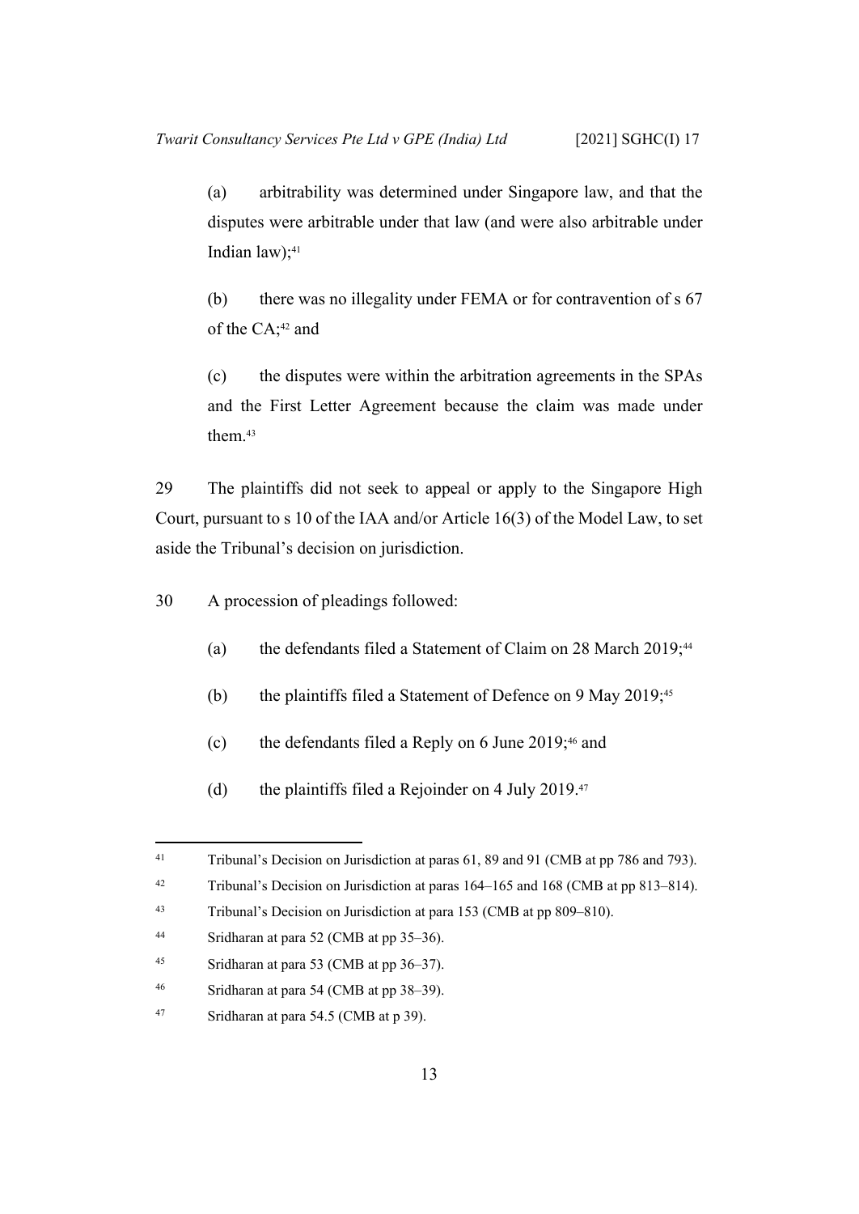(a) arbitrability was determined under Singapore law, and that the disputes were arbitrable under that law (and were also arbitrable under Indian law);[41]

(b) there was no illegality under FEMA or for contravention of s 67 of the CA;[42] and

(c) the disputes were within the arbitration agreements in the SPAs and the First Letter Agreement because the claim was made under them.[43]

29 The plaintiffs did not seek to appeal or apply to the Singapore High Court, pursuant to s 10 of the IAA and/or Article 16(3) of the Model Law, to set aside the Tribunal's decision on jurisdiction.

30 A procession of pleadings followed:

(a) the defendants filed a Statement of Claim on 28 March 2019;[44]

(b) the plaintiffs filed a Statement of Defence on 9 May 2019;[45]

(c) the defendants filed a Reply on 6 June 2019;[46] and

(d) the plaintiffs filed a Rejoinder on 4 July 2019.[47]

---

[41] Tribunal's Decision on Jurisdiction at paras 61, 89 and 91 (CMB at pp 786 and 793).

[42] Tribunal's Decision on Jurisdiction at paras 164–165 and 168 (CMB at pp 813–814).

[43] Tribunal's Decision on Jurisdiction at para 153 (CMB at pp 809–810).

[44] Sridharan at para 52 (CMB at pp 35–36).

[45] Sridharan at para 53 (CMB at pp 36–37).

[46] Sridharan at para 54 (CMB at pp 38–39).

[47] Sridharan at para 54.5 (CMB at p 39).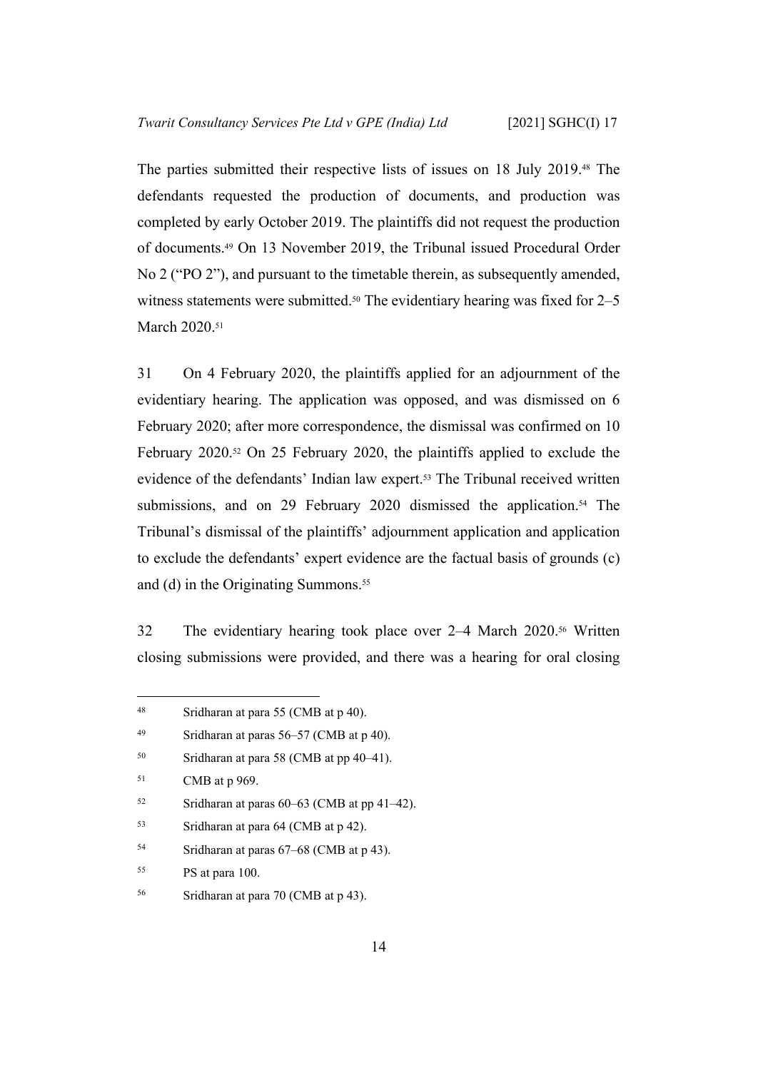The parties submitted their respective lists of issues on 18 July 2019.[48] The defendants requested the production of documents, and production was completed by early October 2019. The plaintiffs did not request the production of documents.[49] On 13 November 2019, the Tribunal issued Procedural Order No 2 ("PO 2"), and pursuant to the timetable therein, as subsequently amended, witness statements were submitted.[50] The evidentiary hearing was fixed for 2–5 March 2020.[51]

31 On 4 February 2020, the plaintiffs applied for an adjournment of the evidentiary hearing. The application was opposed, and was dismissed on 6 February 2020; after more correspondence, the dismissal was confirmed on 10 February 2020.[52] On 25 February 2020, the plaintiffs applied to exclude the evidence of the defendants' Indian law expert.[53] The Tribunal received written submissions, and on 29 February 2020 dismissed the application.[54] The Tribunal's dismissal of the plaintiffs' adjournment application and application to exclude the defendants' expert evidence are the factual basis of grounds (c) and (d) in the Originating Summons.[55]

32 The evidentiary hearing took place over 2–4 March 2020.[56] Written closing submissions were provided, and there was a hearing for oral closing

---

48 Sridharan at para 55 (CMB at p 40).

49 Sridharan at paras 56–57 (CMB at p 40).

50 Sridharan at para 58 (CMB at pp 40–41).

51 CMB at p 969.

52 Sridharan at paras 60–63 (CMB at pp 41–42).

53 Sridharan at para 64 (CMB at p 42).

54 Sridharan at paras 67–68 (CMB at p 43).

55 PS at para 100.

56 Sridharan at para 70 (CMB at p 43).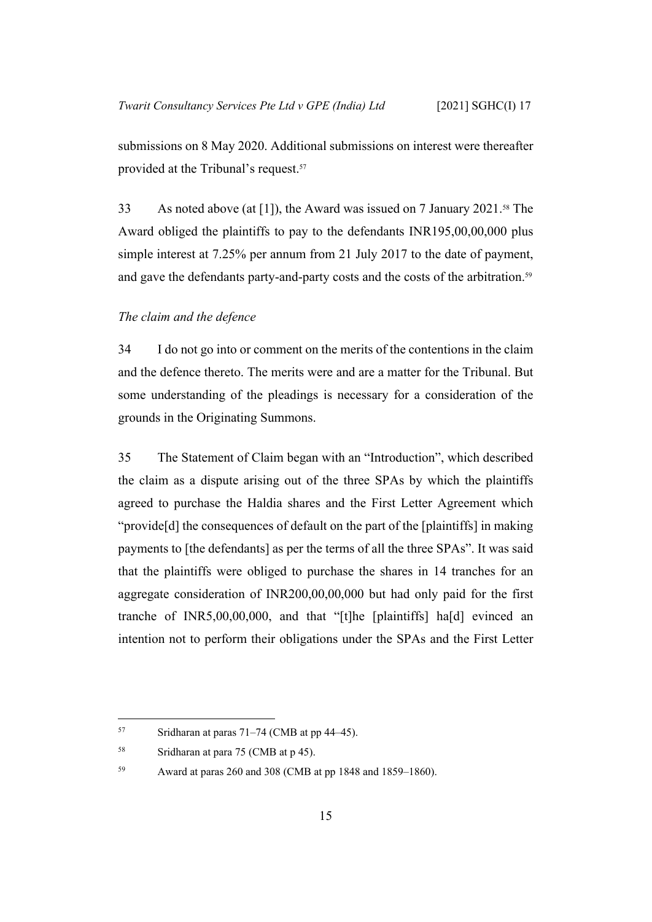submissions on 8 May 2020. Additional submissions on interest were thereafter provided at the Tribunal's request.[57]

33 As noted above (at [1]), the Award was issued on 7 January 2021.[58] The Award obliged the plaintiffs to pay to the defendants INR195,00,00,000 plus simple interest at 7.25% per annum from 21 July 2017 to the date of payment, and gave the defendants party-and-party costs and the costs of the arbitration.[59]

*The claim and the defence*

34 I do not go into or comment on the merits of the contentions in the claim and the defence thereto. The merits were and are a matter for the Tribunal. But some understanding of the pleadings is necessary for a consideration of the grounds in the Originating Summons.

35 The Statement of Claim began with an "Introduction", which described the claim as a dispute arising out of the three SPAs by which the plaintiffs agreed to purchase the Haldia shares and the First Letter Agreement which "provide[d] the consequences of default on the part of the [plaintiffs] in making payments to [the defendants] as per the terms of all the three SPAs". It was said that the plaintiffs were obliged to purchase the shares in 14 tranches for an aggregate consideration of INR200,00,00,000 but had only paid for the first tranche of INR5,00,00,000, and that "[t]he [plaintiffs] ha[d] evinced an intention not to perform their obligations under the SPAs and the First Letter

---

[57] Sridharan at paras 71–74 (CMB at pp 44–45).

[58] Sridharan at para 75 (CMB at p 45).

[59] Award at paras 260 and 308 (CMB at pp 1848 and 1859–1860).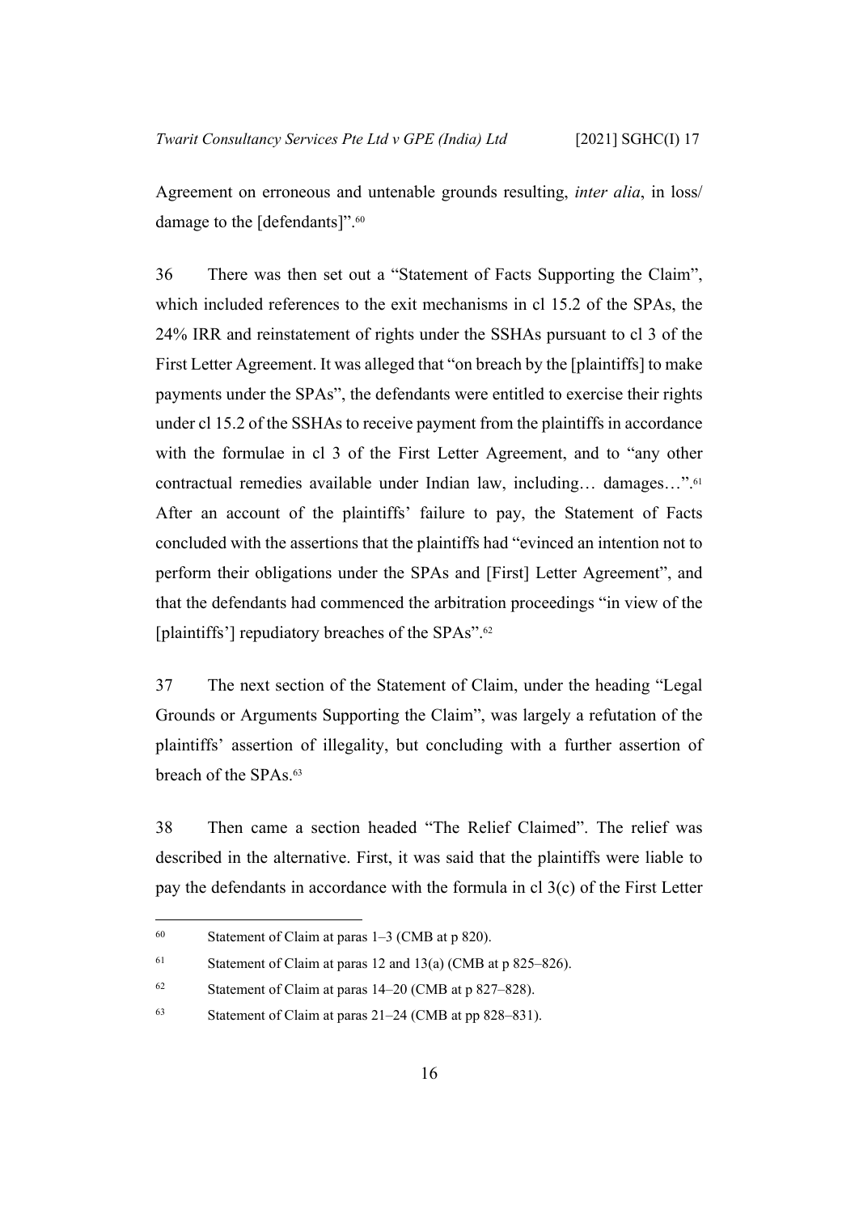Agreement on erroneous and untenable grounds resulting, *inter alia*, in loss/ damage to the [defendants]".[60]

36 There was then set out a "Statement of Facts Supporting the Claim", which included references to the exit mechanisms in cl 15.2 of the SPAs, the 24% IRR and reinstatement of rights under the SSHAs pursuant to cl 3 of the First Letter Agreement. It was alleged that "on breach by the [plaintiffs] to make payments under the SPAs", the defendants were entitled to exercise their rights under cl 15.2 of the SSHAs to receive payment from the plaintiffs in accordance with the formulae in cl 3 of the First Letter Agreement, and to "any other contractual remedies available under Indian law, including… damages…".[61] After an account of the plaintiffs' failure to pay, the Statement of Facts concluded with the assertions that the plaintiffs had "evinced an intention not to perform their obligations under the SPAs and [First] Letter Agreement", and that the defendants had commenced the arbitration proceedings "in view of the [plaintiffs'] repudiatory breaches of the SPAs".[62]

37 The next section of the Statement of Claim, under the heading "Legal Grounds or Arguments Supporting the Claim", was largely a refutation of the plaintiffs' assertion of illegality, but concluding with a further assertion of breach of the SPAs.[63]

38 Then came a section headed "The Relief Claimed". The relief was described in the alternative. First, it was said that the plaintiffs were liable to pay the defendants in accordance with the formula in cl 3(c) of the First Letter

---

[60] Statement of Claim at paras 1–3 (CMB at p 820).

[61] Statement of Claim at paras 12 and 13(a) (CMB at p 825–826).

[62] Statement of Claim at paras 14–20 (CMB at p 827–828).

[63] Statement of Claim at paras 21–24 (CMB at pp 828–831).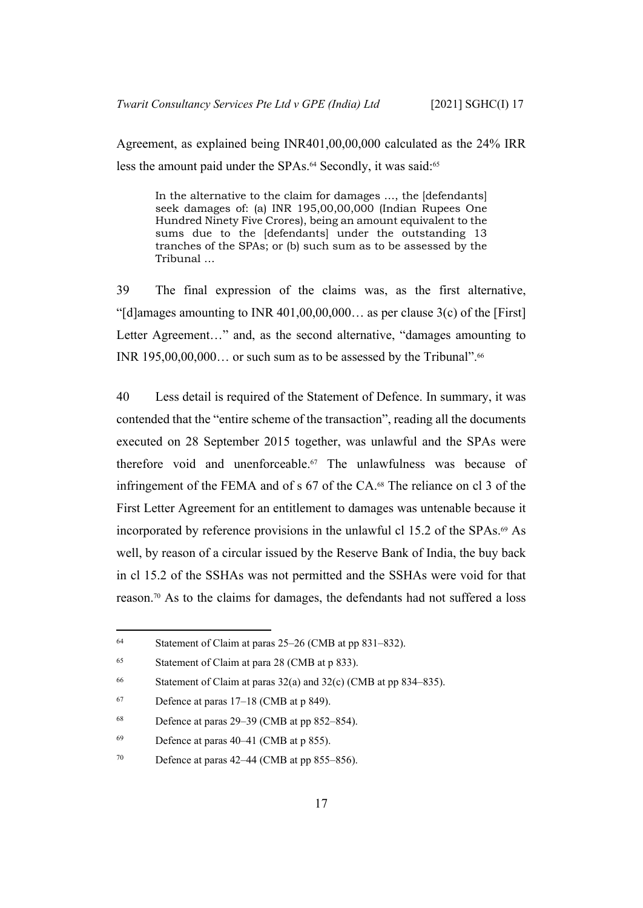Agreement, as explained being INR401,00,00,000 calculated as the 24% IRR less the amount paid under the SPAs.[64] Secondly, it was said:[65]

> In the alternative to the claim for damages …, the [defendants] seek damages of: (a) INR 195,00,00,000 (Indian Rupees One Hundred Ninety Five Crores), being an amount equivalent to the sums due to the [defendants] under the outstanding 13 tranches of the SPAs; or (b) such sum as to be assessed by the Tribunal …

39 The final expression of the claims was, as the first alternative, "[d]amages amounting to INR 401,00,00,000… as per clause 3(c) of the [First] Letter Agreement…" and, as the second alternative, "damages amounting to INR 195,00,00,000… or such sum as to be assessed by the Tribunal".[66]

40 Less detail is required of the Statement of Defence. In summary, it was contended that the "entire scheme of the transaction", reading all the documents executed on 28 September 2015 together, was unlawful and the SPAs were therefore void and unenforceable.[67] The unlawfulness was because of infringement of the FEMA and of s 67 of the CA.[68] The reliance on cl 3 of the First Letter Agreement for an entitlement to damages was untenable because it incorporated by reference provisions in the unlawful cl 15.2 of the SPAs.[69] As well, by reason of a circular issued by the Reserve Bank of India, the buy back in cl 15.2 of the SSHAs was not permitted and the SSHAs were void for that reason.[70] As to the claims for damages, the defendants had not suffered a loss

---

[64] Statement of Claim at paras 25–26 (CMB at pp 831–832).

[65] Statement of Claim at para 28 (CMB at p 833).

[66] Statement of Claim at paras 32(a) and 32(c) (CMB at pp 834–835).

[67] Defence at paras 17–18 (CMB at p 849).

[68] Defence at paras 29–39 (CMB at pp 852–854).

[69] Defence at paras 40–41 (CMB at p 855).

[70] Defence at paras 42–44 (CMB at pp 855–856).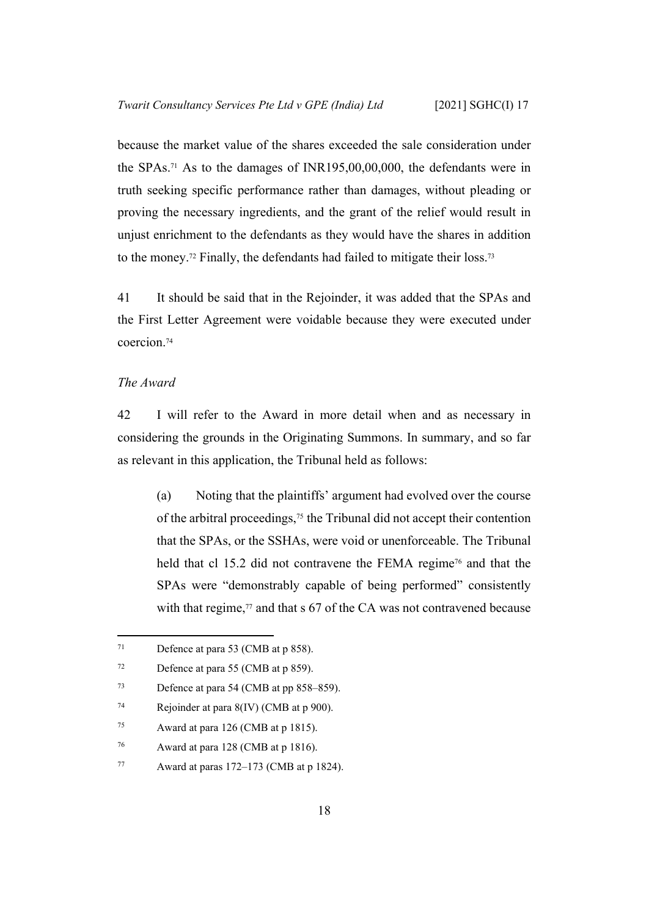because the market value of the shares exceeded the sale consideration under the SPAs.[71] As to the damages of INR195,00,00,000, the defendants were in truth seeking specific performance rather than damages, without pleading or proving the necessary ingredients, and the grant of the relief would result in unjust enrichment to the defendants as they would have the shares in addition to the money.[72] Finally, the defendants had failed to mitigate their loss.[73]

41 It should be said that in the Rejoinder, it was added that the SPAs and the First Letter Agreement were voidable because they were executed under coercion.[74]

*The Award*

42 I will refer to the Award in more detail when and as necessary in considering the grounds in the Originating Summons. In summary, and so far as relevant in this application, the Tribunal held as follows:

(a) Noting that the plaintiffs' argument had evolved over the course of the arbitral proceedings,[75] the Tribunal did not accept their contention that the SPAs, or the SSHAs, were void or unenforceable. The Tribunal held that cl 15.2 did not contravene the FEMA regime[76] and that the SPAs were "demonstrably capable of being performed" consistently with that regime,[77] and that s 67 of the CA was not contravened because

---

[71] Defence at para 53 (CMB at p 858).

[72] Defence at para 55 (CMB at p 859).

[73] Defence at para 54 (CMB at pp 858–859).

[74] Rejoinder at para 8(IV) (CMB at p 900).

[75] Award at para 126 (CMB at p 1815).

[76] Award at para 128 (CMB at p 1816).

[77] Award at paras 172–173 (CMB at p 1824).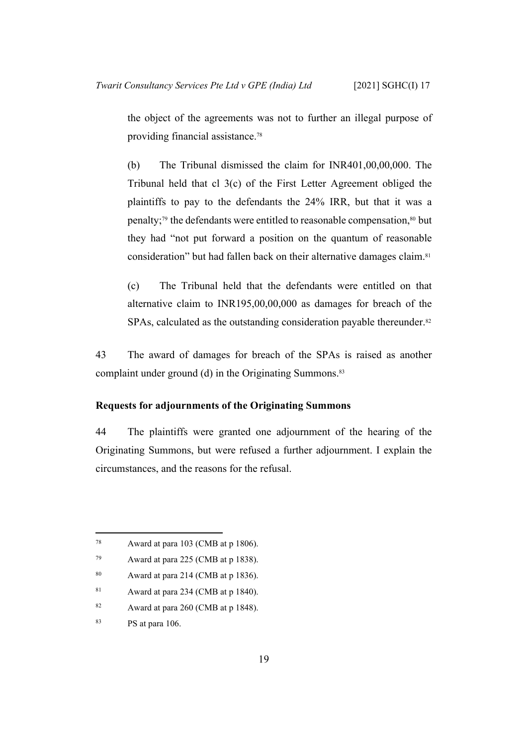the object of the agreements was not to further an illegal purpose of providing financial assistance.[78]

(b) The Tribunal dismissed the claim for INR401,00,00,000. The Tribunal held that cl 3(c) of the First Letter Agreement obliged the plaintiffs to pay to the defendants the 24% IRR, but that it was a penalty;[79] the defendants were entitled to reasonable compensation,[80] but they had "not put forward a position on the quantum of reasonable consideration" but had fallen back on their alternative damages claim.[81]

(c) The Tribunal held that the defendants were entitled on that alternative claim to INR195,00,00,000 as damages for breach of the SPAs, calculated as the outstanding consideration payable thereunder.[82]

43 The award of damages for breach of the SPAs is raised as another complaint under ground (d) in the Originating Summons.[83]

**Requests for adjournments of the Originating Summons**

44 The plaintiffs were granted one adjournment of the hearing of the Originating Summons, but were refused a further adjournment. I explain the circumstances, and the reasons for the refusal.

---

78 Award at para 103 (CMB at p 1806).

79 Award at para 225 (CMB at p 1838).

80 Award at para 214 (CMB at p 1836).

81 Award at para 234 (CMB at p 1840).

82 Award at para 260 (CMB at p 1848).

83 PS at para 106.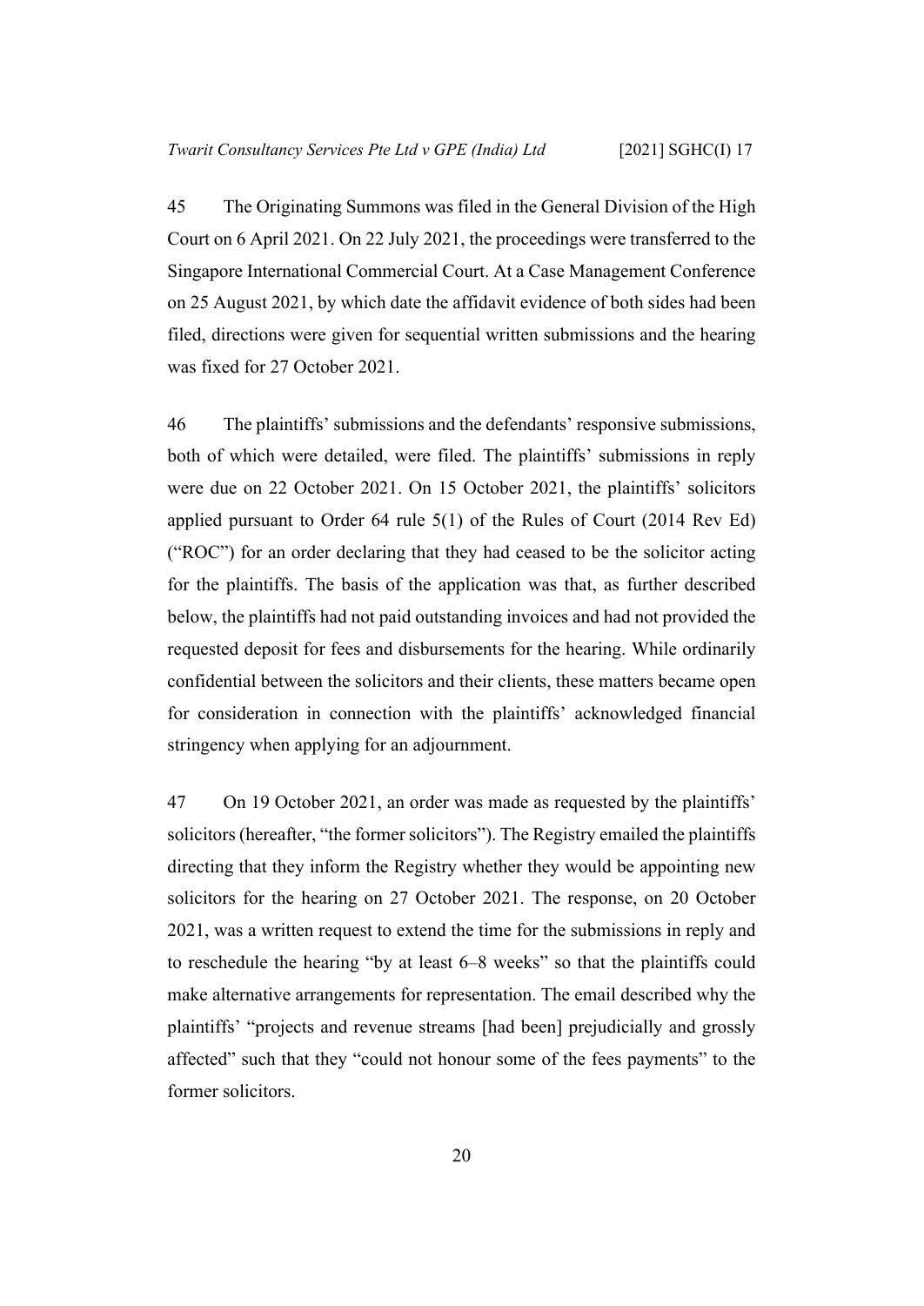45 The Originating Summons was filed in the General Division of the High Court on 6 April 2021. On 22 July 2021, the proceedings were transferred to the Singapore International Commercial Court. At a Case Management Conference on 25 August 2021, by which date the affidavit evidence of both sides had been filed, directions were given for sequential written submissions and the hearing was fixed for 27 October 2021.

46 The plaintiffs' submissions and the defendants' responsive submissions, both of which were detailed, were filed. The plaintiffs' submissions in reply were due on 22 October 2021. On 15 October 2021, the plaintiffs' solicitors applied pursuant to Order 64 rule 5(1) of the Rules of Court (2014 Rev Ed) ("ROC") for an order declaring that they had ceased to be the solicitor acting for the plaintiffs. The basis of the application was that, as further described below, the plaintiffs had not paid outstanding invoices and had not provided the requested deposit for fees and disbursements for the hearing. While ordinarily confidential between the solicitors and their clients, these matters became open for consideration in connection with the plaintiffs' acknowledged financial stringency when applying for an adjournment.

47 On 19 October 2021, an order was made as requested by the plaintiffs' solicitors (hereafter, "the former solicitors"). The Registry emailed the plaintiffs directing that they inform the Registry whether they would be appointing new solicitors for the hearing on 27 October 2021. The response, on 20 October 2021, was a written request to extend the time for the submissions in reply and to reschedule the hearing "by at least 6–8 weeks" so that the plaintiffs could make alternative arrangements for representation. The email described why the plaintiffs' "projects and revenue streams [had been] prejudicially and grossly affected" such that they "could not honour some of the fees payments" to the former solicitors.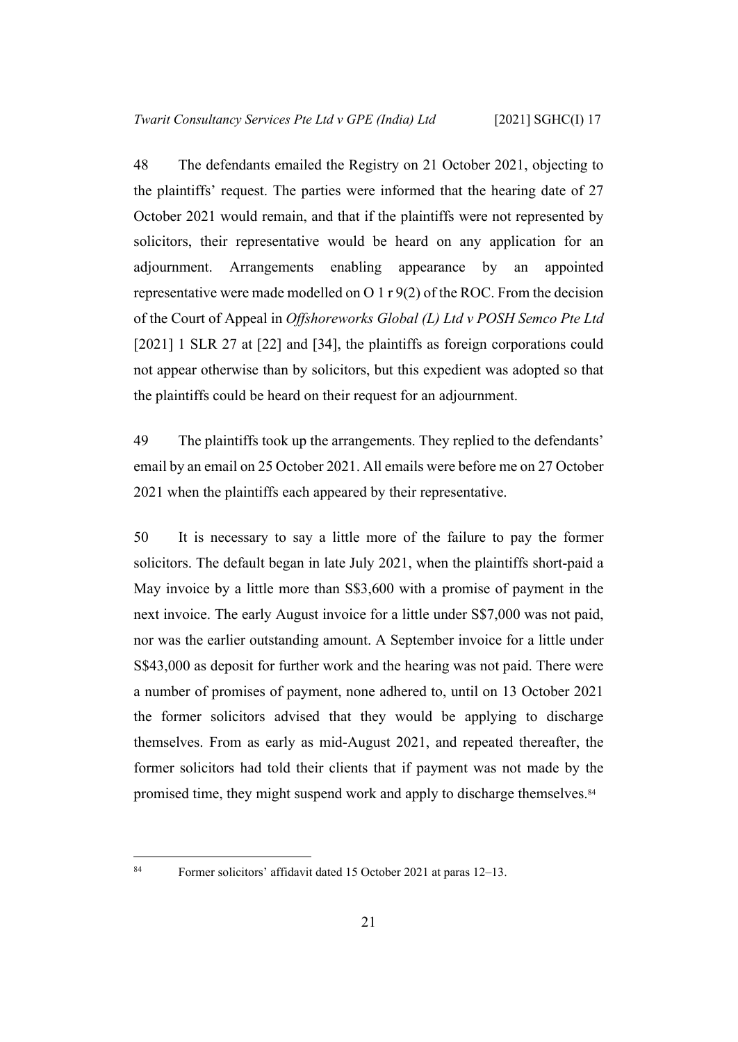48 The defendants emailed the Registry on 21 October 2021, objecting to the plaintiffs' request. The parties were informed that the hearing date of 27 October 2021 would remain, and that if the plaintiffs were not represented by solicitors, their representative would be heard on any application for an adjournment. Arrangements enabling appearance by an appointed representative were made modelled on O 1 r 9(2) of the ROC. From the decision of the Court of Appeal in *Offshoreworks Global (L) Ltd v POSH Semco Pte Ltd* [2021] 1 SLR 27 at [22] and [34], the plaintiffs as foreign corporations could not appear otherwise than by solicitors, but this expedient was adopted so that the plaintiffs could be heard on their request for an adjournment.

49 The plaintiffs took up the arrangements. They replied to the defendants' email by an email on 25 October 2021. All emails were before me on 27 October 2021 when the plaintiffs each appeared by their representative.

50 It is necessary to say a little more of the failure to pay the former solicitors. The default began in late July 2021, when the plaintiffs short-paid a May invoice by a little more than S$3,600 with a promise of payment in the next invoice. The early August invoice for a little under S$7,000 was not paid, nor was the earlier outstanding amount. A September invoice for a little under S$43,000 as deposit for further work and the hearing was not paid. There were a number of promises of payment, none adhered to, until on 13 October 2021 the former solicitors advised that they would be applying to discharge themselves. From as early as mid-August 2021, and repeated thereafter, the former solicitors had told their clients that if payment was not made by the promised time, they might suspend work and apply to discharge themselves.[84]

---

[84] Former solicitors' affidavit dated 15 October 2021 at paras 12–13.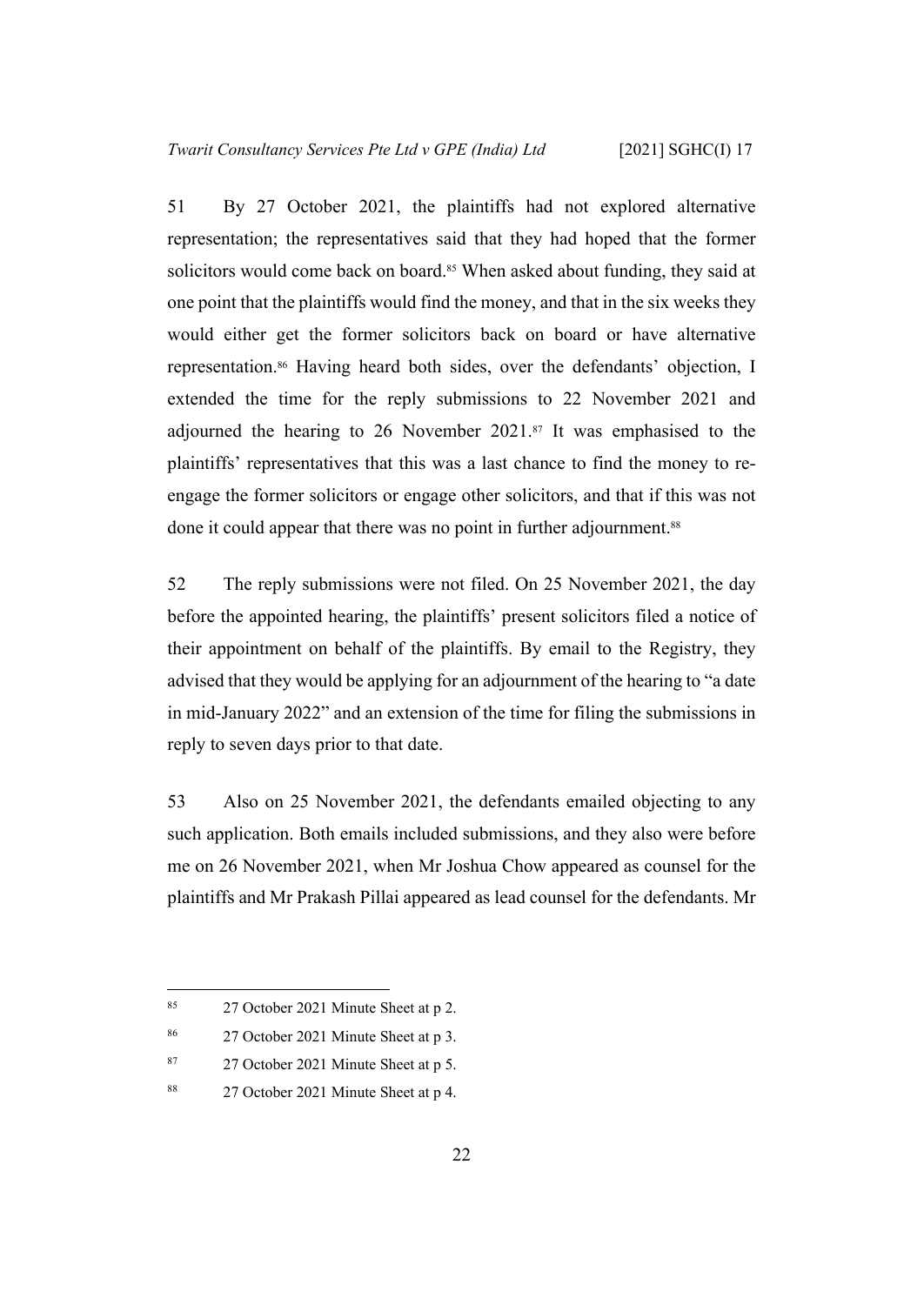51 By 27 October 2021, the plaintiffs had not explored alternative representation; the representatives said that they had hoped that the former solicitors would come back on board.[85] When asked about funding, they said at one point that the plaintiffs would find the money, and that in the six weeks they would either get the former solicitors back on board or have alternative representation.[86] Having heard both sides, over the defendants' objection, I extended the time for the reply submissions to 22 November 2021 and adjourned the hearing to 26 November 2021.[87] It was emphasised to the plaintiffs' representatives that this was a last chance to find the money to re-engage the former solicitors or engage other solicitors, and that if this was not done it could appear that there was no point in further adjournment.[88]

52 The reply submissions were not filed. On 25 November 2021, the day before the appointed hearing, the plaintiffs' present solicitors filed a notice of their appointment on behalf of the plaintiffs. By email to the Registry, they advised that they would be applying for an adjournment of the hearing to "a date in mid-January 2022" and an extension of the time for filing the submissions in reply to seven days prior to that date.

53 Also on 25 November 2021, the defendants emailed objecting to any such application. Both emails included submissions, and they also were before me on 26 November 2021, when Mr Joshua Chow appeared as counsel for the plaintiffs and Mr Prakash Pillai appeared as lead counsel for the defendants. Mr

---

[85] 27 October 2021 Minute Sheet at p 2.

[86] 27 October 2021 Minute Sheet at p 3.

[87] 27 October 2021 Minute Sheet at p 5.

[88] 27 October 2021 Minute Sheet at p 4.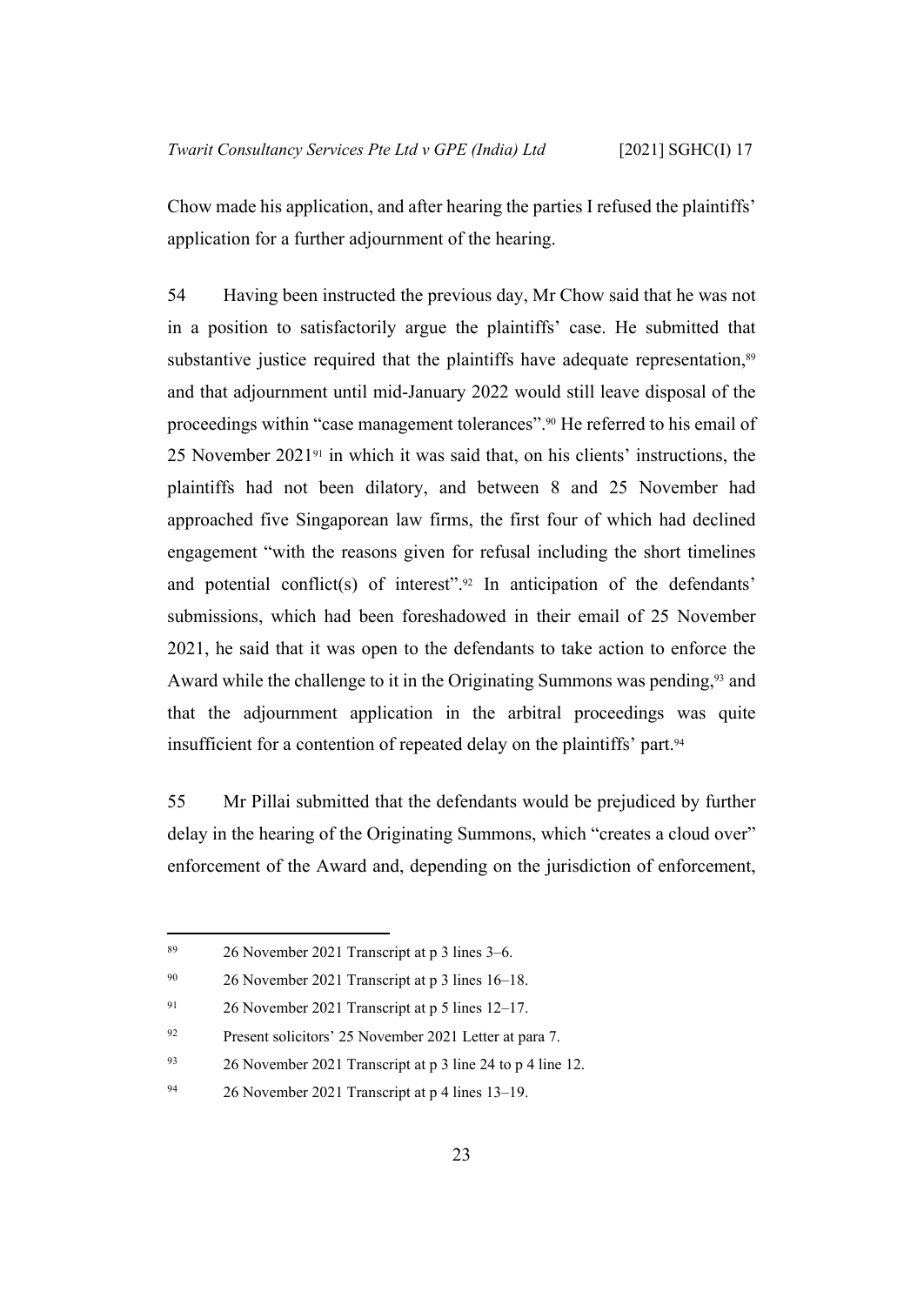Chow made his application, and after hearing the parties I refused the plaintiffs' application for a further adjournment of the hearing.

54 Having been instructed the previous day, Mr Chow said that he was not in a position to satisfactorily argue the plaintiffs' case. He submitted that substantive justice required that the plaintiffs have adequate representation,[89] and that adjournment until mid-January 2022 would still leave disposal of the proceedings within "case management tolerances".[90] He referred to his email of 25 November 2021[91] in which it was said that, on his clients' instructions, the plaintiffs had not been dilatory, and between 8 and 25 November had approached five Singaporean law firms, the first four of which had declined engagement "with the reasons given for refusal including the short timelines and potential conflict(s) of interest".[92] In anticipation of the defendants' submissions, which had been foreshadowed in their email of 25 November 2021, he said that it was open to the defendants to take action to enforce the Award while the challenge to it in the Originating Summons was pending,[93] and that the adjournment application in the arbitral proceedings was quite insufficient for a contention of repeated delay on the plaintiffs' part.[94]

55 Mr Pillai submitted that the defendants would be prejudiced by further delay in the hearing of the Originating Summons, which "creates a cloud over" enforcement of the Award and, depending on the jurisdiction of enforcement,

---

[89] 26 November 2021 Transcript at p 3 lines 3–6.

[90] 26 November 2021 Transcript at p 3 lines 16–18.

[91] 26 November 2021 Transcript at p 5 lines 12–17.

[92] Present solicitors' 25 November 2021 Letter at para 7.

[93] 26 November 2021 Transcript at p 3 line 24 to p 4 line 12.

[94] 26 November 2021 Transcript at p 4 lines 13–19.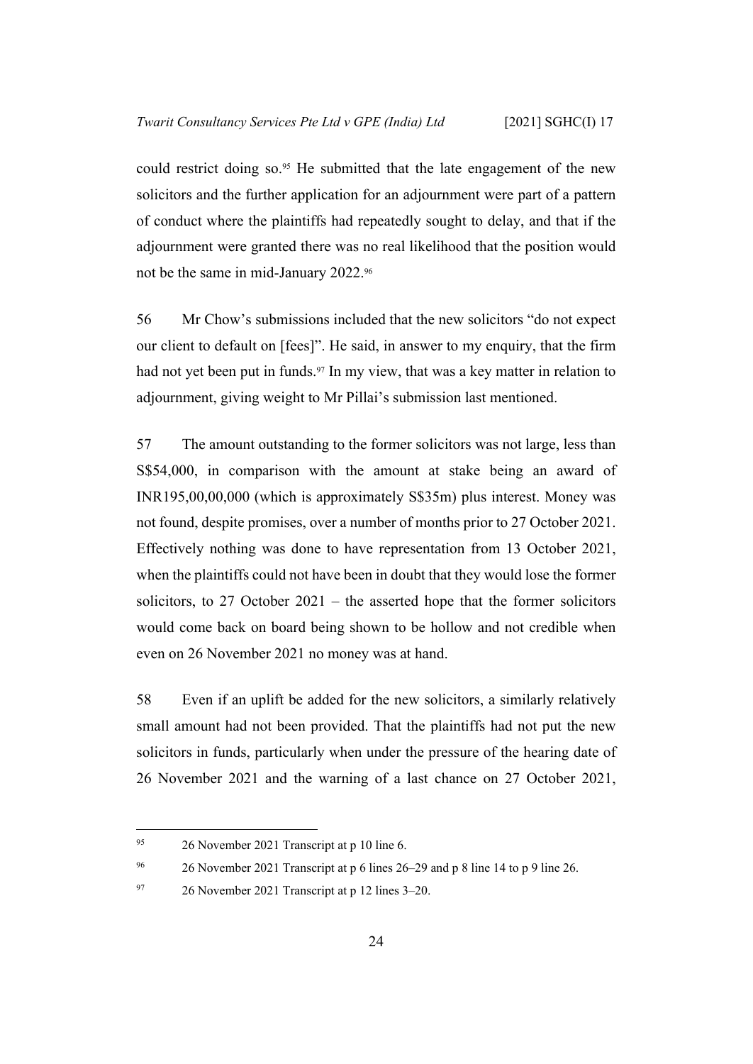could restrict doing so.[95] He submitted that the late engagement of the new solicitors and the further application for an adjournment were part of a pattern of conduct where the plaintiffs had repeatedly sought to delay, and that if the adjournment were granted there was no real likelihood that the position would not be the same in mid-January 2022.[96]

56 Mr Chow's submissions included that the new solicitors "do not expect our client to default on [fees]". He said, in answer to my enquiry, that the firm had not yet been put in funds.[97] In my view, that was a key matter in relation to adjournment, giving weight to Mr Pillai's submission last mentioned.

57 The amount outstanding to the former solicitors was not large, less than S$54,000, in comparison with the amount at stake being an award of INR195,00,00,000 (which is approximately S$35m) plus interest. Money was not found, despite promises, over a number of months prior to 27 October 2021. Effectively nothing was done to have representation from 13 October 2021, when the plaintiffs could not have been in doubt that they would lose the former solicitors, to 27 October 2021 – the asserted hope that the former solicitors would come back on board being shown to be hollow and not credible when even on 26 November 2021 no money was at hand.

58 Even if an uplift be added for the new solicitors, a similarly relatively small amount had not been provided. That the plaintiffs had not put the new solicitors in funds, particularly when under the pressure of the hearing date of 26 November 2021 and the warning of a last chance on 27 October 2021,

---

[95] 26 November 2021 Transcript at p 10 line 6.

[96] 26 November 2021 Transcript at p 6 lines 26–29 and p 8 line 14 to p 9 line 26.

[97] 26 November 2021 Transcript at p 12 lines 3–20.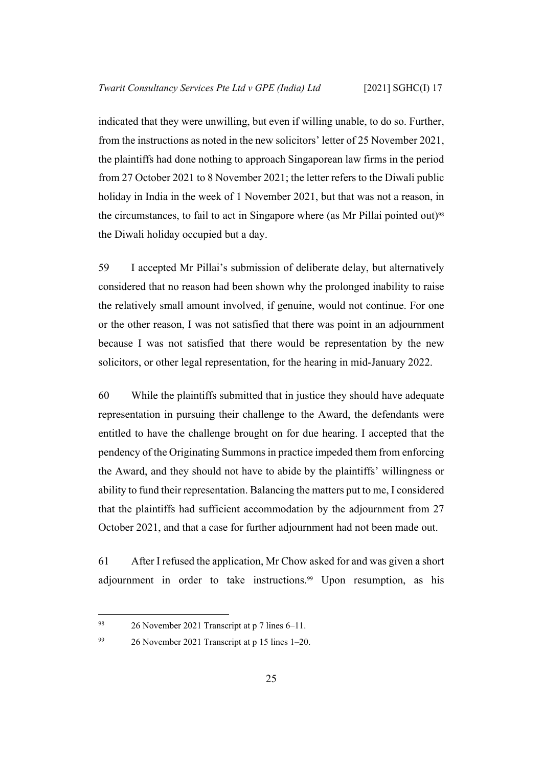indicated that they were unwilling, but even if willing unable, to do so. Further, from the instructions as noted in the new solicitors' letter of 25 November 2021, the plaintiffs had done nothing to approach Singaporean law firms in the period from 27 October 2021 to 8 November 2021; the letter refers to the Diwali public holiday in India in the week of 1 November 2021, but that was not a reason, in the circumstances, to fail to act in Singapore where (as Mr Pillai pointed out)[98] the Diwali holiday occupied but a day.

59 I accepted Mr Pillai's submission of deliberate delay, but alternatively considered that no reason had been shown why the prolonged inability to raise the relatively small amount involved, if genuine, would not continue. For one or the other reason, I was not satisfied that there was point in an adjournment because I was not satisfied that there would be representation by the new solicitors, or other legal representation, for the hearing in mid-January 2022.

60 While the plaintiffs submitted that in justice they should have adequate representation in pursuing their challenge to the Award, the defendants were entitled to have the challenge brought on for due hearing. I accepted that the pendency of the Originating Summons in practice impeded them from enforcing the Award, and they should not have to abide by the plaintiffs' willingness or ability to fund their representation. Balancing the matters put to me, I considered that the plaintiffs had sufficient accommodation by the adjournment from 27 October 2021, and that a case for further adjournment had not been made out.

61 After I refused the application, Mr Chow asked for and was given a short adjournment in order to take instructions.[99] Upon resumption, as his

---

[98] 26 November 2021 Transcript at p 7 lines 6–11.

[99] 26 November 2021 Transcript at p 15 lines 1–20.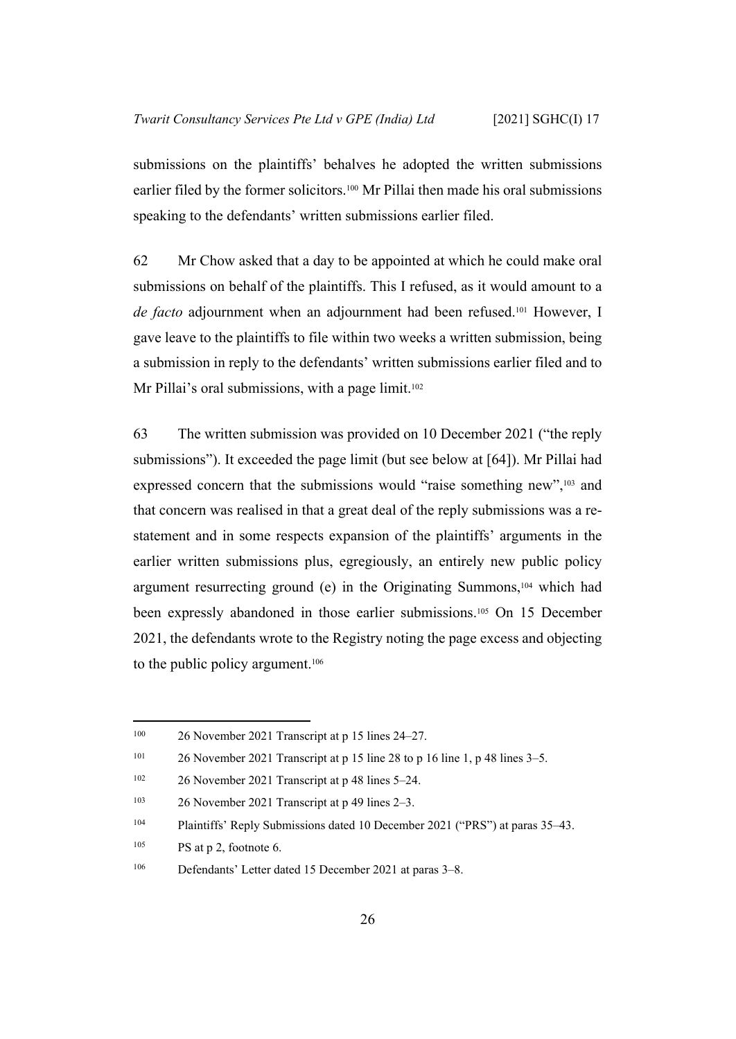submissions on the plaintiffs' behalves he adopted the written submissions earlier filed by the former solicitors.[100] Mr Pillai then made his oral submissions speaking to the defendants' written submissions earlier filed.

62 Mr Chow asked that a day to be appointed at which he could make oral submissions on behalf of the plaintiffs. This I refused, as it would amount to a *de facto* adjournment when an adjournment had been refused.[101] However, I gave leave to the plaintiffs to file within two weeks a written submission, being a submission in reply to the defendants' written submissions earlier filed and to Mr Pillai's oral submissions, with a page limit.[102]

63 The written submission was provided on 10 December 2021 ("the reply submissions"). It exceeded the page limit (but see below at [64]). Mr Pillai had expressed concern that the submissions would "raise something new",[103] and that concern was realised in that a great deal of the reply submissions was a re-statement and in some respects expansion of the plaintiffs' arguments in the earlier written submissions plus, egregiously, an entirely new public policy argument resurrecting ground (e) in the Originating Summons,[104] which had been expressly abandoned in those earlier submissions.[105] On 15 December 2021, the defendants wrote to the Registry noting the page excess and objecting to the public policy argument.[106]

---

[100] 26 November 2021 Transcript at p 15 lines 24–27.

[101] 26 November 2021 Transcript at p 15 line 28 to p 16 line 1, p 48 lines 3–5.

[102] 26 November 2021 Transcript at p 48 lines 5–24.

[103] 26 November 2021 Transcript at p 49 lines 2–3.

[104] Plaintiffs' Reply Submissions dated 10 December 2021 ("PRS") at paras 35–43.

[105] PS at p 2, footnote 6.

[106] Defendants' Letter dated 15 December 2021 at paras 3–8.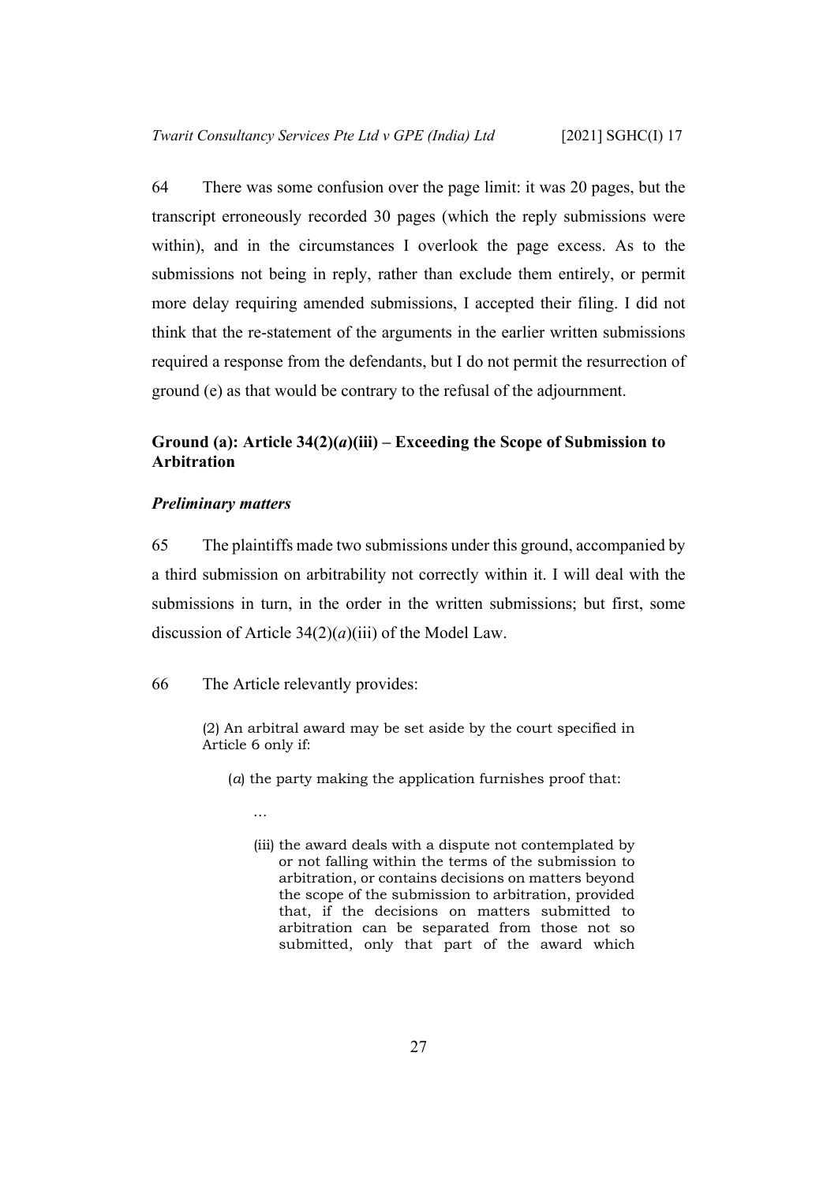64 There was some confusion over the page limit: it was 20 pages, but the transcript erroneously recorded 30 pages (which the reply submissions were within), and in the circumstances I overlook the page excess. As to the submissions not being in reply, rather than exclude them entirely, or permit more delay requiring amended submissions, I accepted their filing. I did not think that the re-statement of the arguments in the earlier written submissions required a response from the defendants, but I do not permit the resurrection of ground (e) as that would be contrary to the refusal of the adjournment.

## Ground (a): Article 34(2)(*a*)(iii) – Exceeding the Scope of Submission to Arbitration

### *Preliminary matters*

65 The plaintiffs made two submissions under this ground, accompanied by a third submission on arbitrability not correctly within it. I will deal with the submissions in turn, in the order in the written submissions; but first, some discussion of Article 34(2)(*a*)(iii) of the Model Law.

66 The Article relevantly provides:

> (2) An arbitral award may be set aside by the court specified in Article 6 only if:
>
> > (*a*) the party making the application furnishes proof that:
> >
> > …
> >
> > (iii) the award deals with a dispute not contemplated by or not falling within the terms of the submission to arbitration, or contains decisions on matters beyond the scope of the submission to arbitration, provided that, if the decisions on matters submitted to arbitration can be separated from those not so submitted, only that part of the award which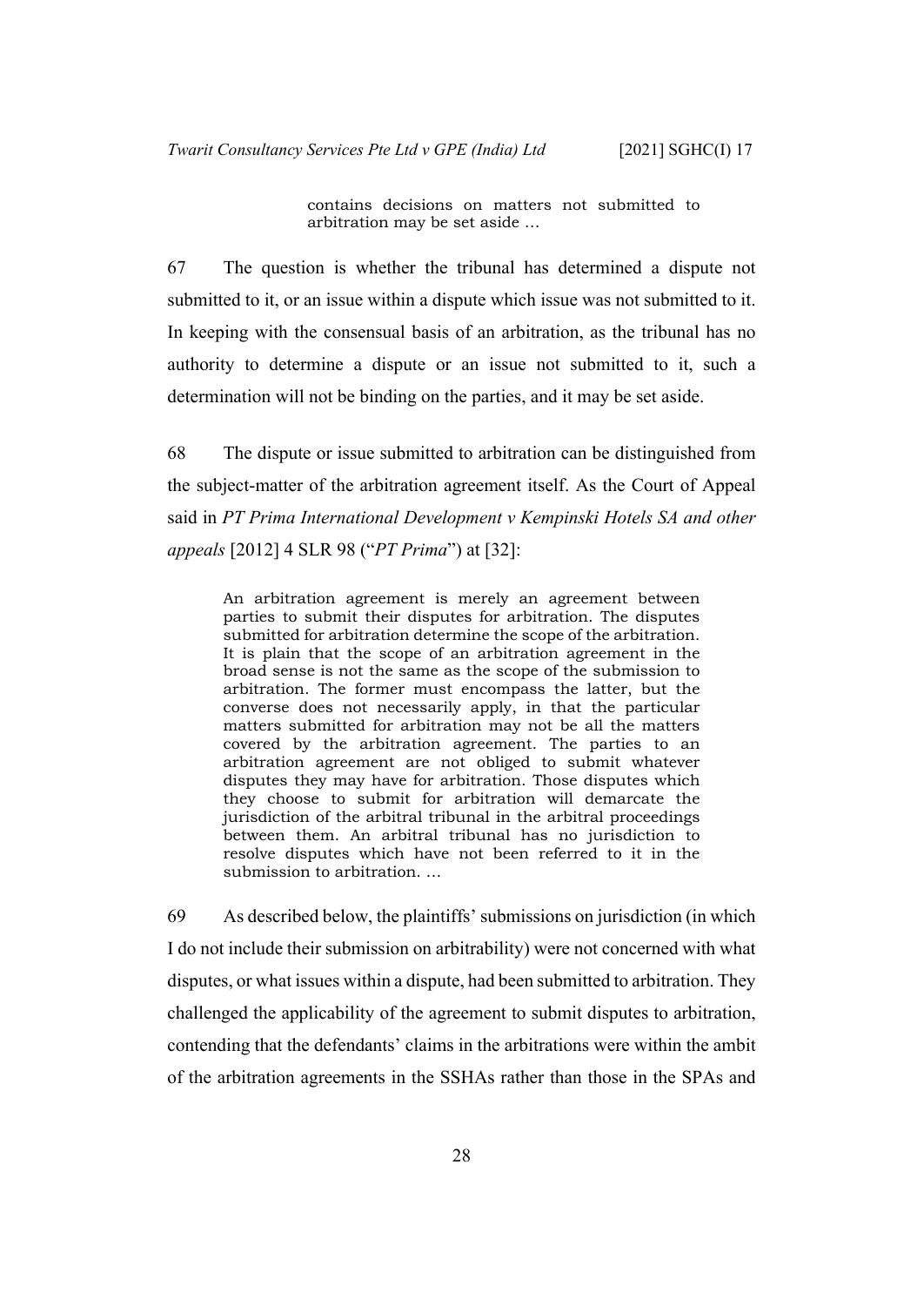> contains decisions on matters not submitted to arbitration may be set aside …

67 The question is whether the tribunal has determined a dispute not submitted to it, or an issue within a dispute which issue was not submitted to it. In keeping with the consensual basis of an arbitration, as the tribunal has no authority to determine a dispute or an issue not submitted to it, such a determination will not be binding on the parties, and it may be set aside.

68 The dispute or issue submitted to arbitration can be distinguished from the subject-matter of the arbitration agreement itself. As the Court of Appeal said in *PT Prima International Development v Kempinski Hotels SA and other appeals* [2012] 4 SLR 98 ("*PT Prima*") at [32]:

> An arbitration agreement is merely an agreement between parties to submit their disputes for arbitration. The disputes submitted for arbitration determine the scope of the arbitration. It is plain that the scope of an arbitration agreement in the broad sense is not the same as the scope of the submission to arbitration. The former must encompass the latter, but the converse does not necessarily apply, in that the particular matters submitted for arbitration may not be all the matters covered by the arbitration agreement. The parties to an arbitration agreement are not obliged to submit whatever disputes they may have for arbitration. Those disputes which they choose to submit for arbitration will demarcate the jurisdiction of the arbitral tribunal in the arbitral proceedings between them. An arbitral tribunal has no jurisdiction to resolve disputes which have not been referred to it in the submission to arbitration. …

69 As described below, the plaintiffs' submissions on jurisdiction (in which I do not include their submission on arbitrability) were not concerned with what disputes, or what issues within a dispute, had been submitted to arbitration. They challenged the applicability of the agreement to submit disputes to arbitration, contending that the defendants' claims in the arbitrations were within the ambit of the arbitration agreements in the SSHAs rather than those in the SPAs and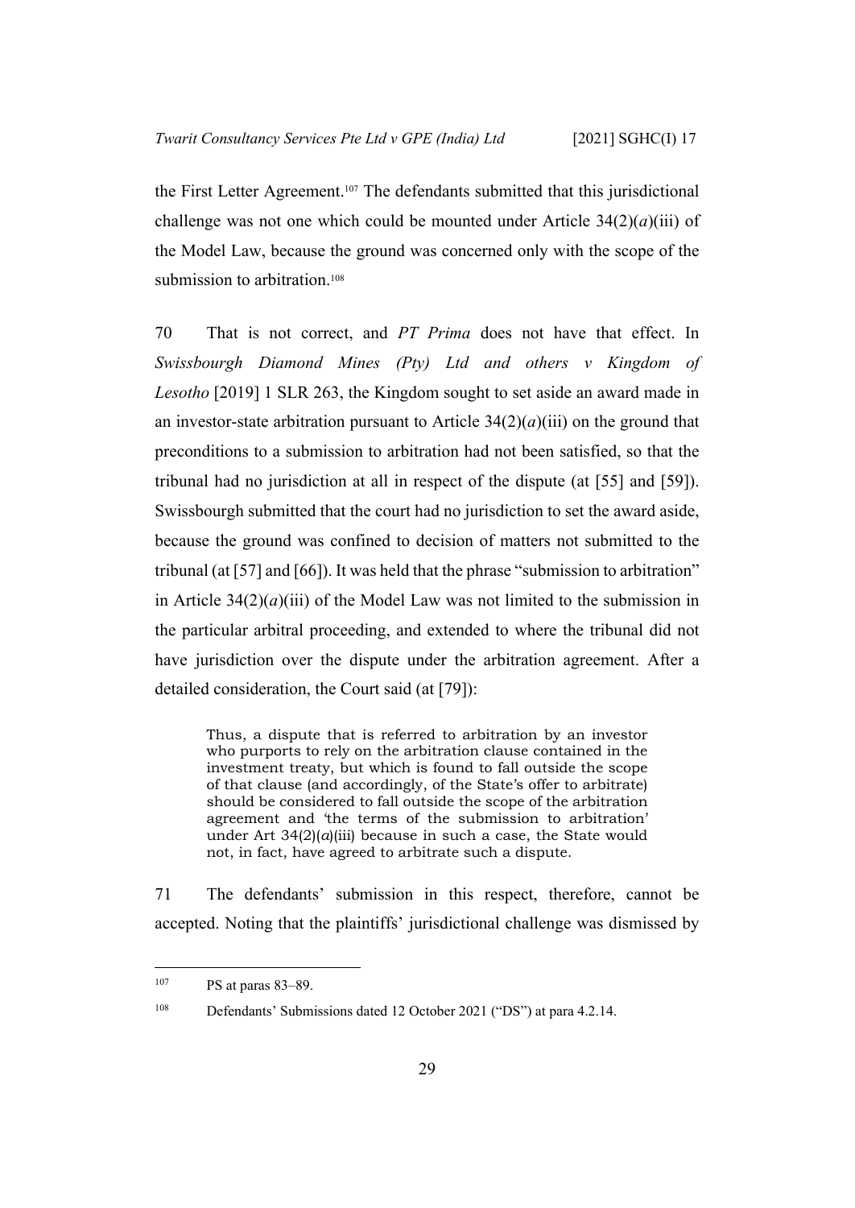the First Letter Agreement.[107] The defendants submitted that this jurisdictional challenge was not one which could be mounted under Article 34(2)(*a*)(iii) of the Model Law, because the ground was concerned only with the scope of the submission to arbitration.[108]

70 That is not correct, and *PT Prima* does not have that effect. In *Swissbourgh Diamond Mines (Pty) Ltd and others v Kingdom of Lesotho* [2019] 1 SLR 263, the Kingdom sought to set aside an award made in an investor-state arbitration pursuant to Article 34(2)(*a*)(iii) on the ground that preconditions to a submission to arbitration had not been satisfied, so that the tribunal had no jurisdiction at all in respect of the dispute (at [55] and [59]). Swissbourgh submitted that the court had no jurisdiction to set the award aside, because the ground was confined to decision of matters not submitted to the tribunal (at [57] and [66]). It was held that the phrase "submission to arbitration" in Article 34(2)(*a*)(iii) of the Model Law was not limited to the submission in the particular arbitral proceeding, and extended to where the tribunal did not have jurisdiction over the dispute under the arbitration agreement. After a detailed consideration, the Court said (at [79]):

> Thus, a dispute that is referred to arbitration by an investor who purports to rely on the arbitration clause contained in the investment treaty, but which is found to fall outside the scope of that clause (and accordingly, of the State's offer to arbitrate) should be considered to fall outside the scope of the arbitration agreement and 'the terms of the submission to arbitration' under Art 34(2)(*a*)(iii) because in such a case, the State would not, in fact, have agreed to arbitrate such a dispute.

71 The defendants' submission in this respect, therefore, cannot be accepted. Noting that the plaintiffs' jurisdictional challenge was dismissed by

---

107 PS at paras 83–89.

108 Defendants' Submissions dated 12 October 2021 ("DS") at para 4.2.14.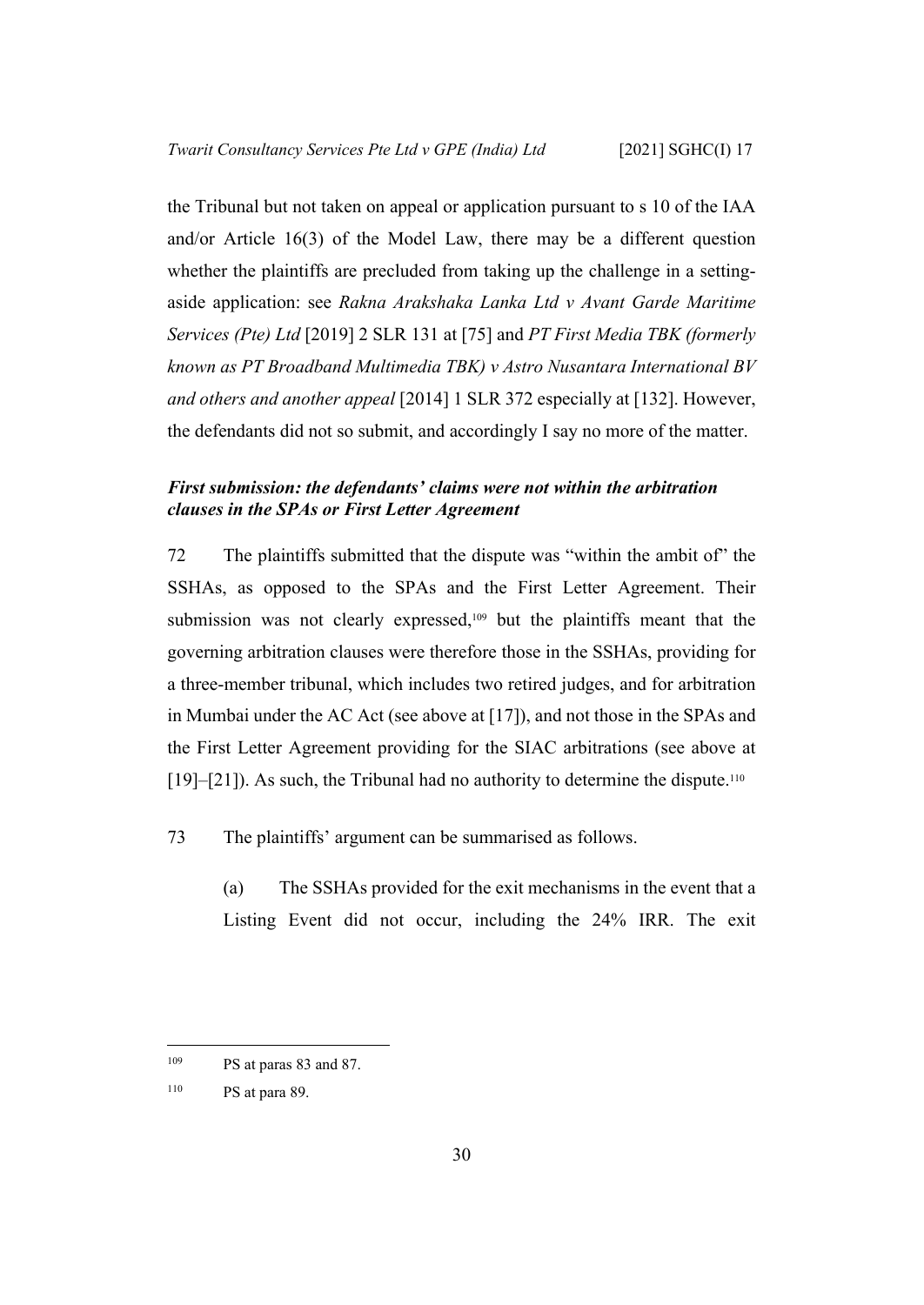the Tribunal but not taken on appeal or application pursuant to s 10 of the IAA and/or Article 16(3) of the Model Law, there may be a different question whether the plaintiffs are precluded from taking up the challenge in a setting-aside application: see *Rakna Arakshaka Lanka Ltd v Avant Garde Maritime Services (Pte) Ltd* [2019] 2 SLR 131 at [75] and *PT First Media TBK (formerly known as PT Broadband Multimedia TBK) v Astro Nusantara International BV and others and another appeal* [2014] 1 SLR 372 especially at [132]. However, the defendants did not so submit, and accordingly I say no more of the matter.

### *First submission: the defendants' claims were not within the arbitration clauses in the SPAs or First Letter Agreement*

72 The plaintiffs submitted that the dispute was "within the ambit of" the SSHAs, as opposed to the SPAs and the First Letter Agreement. Their submission was not clearly expressed,[109] but the plaintiffs meant that the governing arbitration clauses were therefore those in the SSHAs, providing for a three-member tribunal, which includes two retired judges, and for arbitration in Mumbai under the AC Act (see above at [17]), and not those in the SPAs and the First Letter Agreement providing for the SIAC arbitrations (see above at [19]–[21]). As such, the Tribunal had no authority to determine the dispute.[110]

73 The plaintiffs' argument can be summarised as follows.

(a) The SSHAs provided for the exit mechanisms in the event that a Listing Event did not occur, including the 24% IRR. The exit

---

[109] PS at paras 83 and 87.

[110] PS at para 89.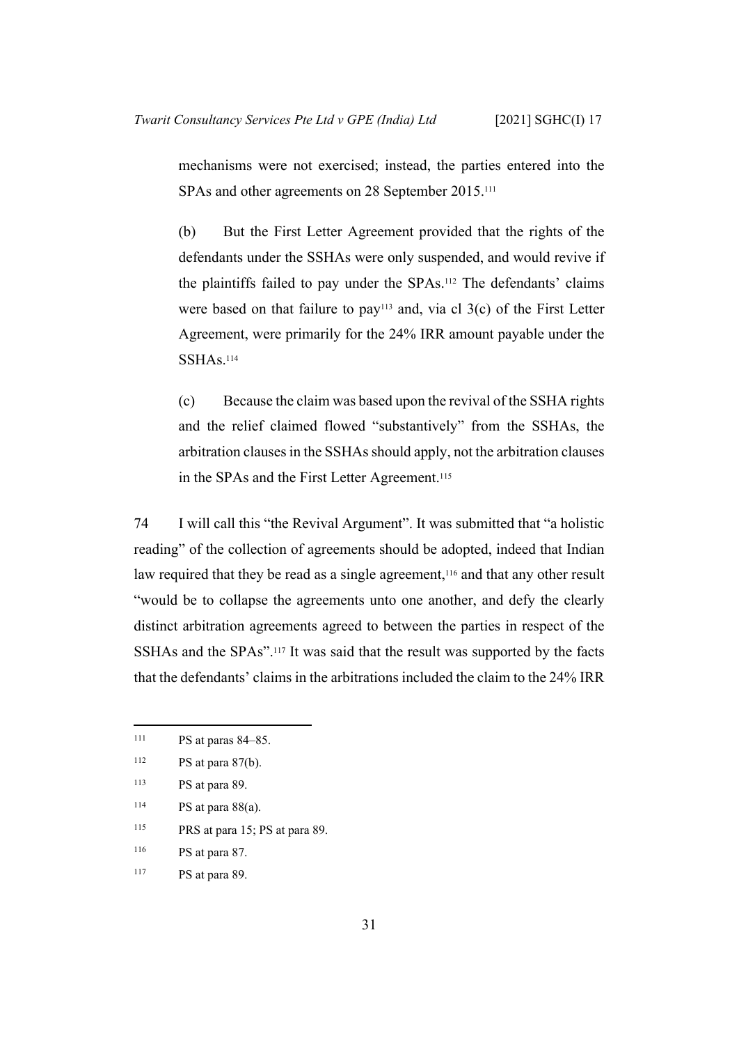mechanisms were not exercised; instead, the parties entered into the SPAs and other agreements on 28 September 2015.[111]

(b) But the First Letter Agreement provided that the rights of the defendants under the SSHAs were only suspended, and would revive if the plaintiffs failed to pay under the SPAs.[112] The defendants' claims were based on that failure to pay[113] and, via cl 3(c) of the First Letter Agreement, were primarily for the 24% IRR amount payable under the SSHAs.[114]

(c) Because the claim was based upon the revival of the SSHA rights and the relief claimed flowed "substantively" from the SSHAs, the arbitration clauses in the SSHAs should apply, not the arbitration clauses in the SPAs and the First Letter Agreement.[115]

74 I will call this "the Revival Argument". It was submitted that "a holistic reading" of the collection of agreements should be adopted, indeed that Indian law required that they be read as a single agreement,[116] and that any other result "would be to collapse the agreements unto one another, and defy the clearly distinct arbitration agreements agreed to between the parties in respect of the SSHAs and the SPAs".[117] It was said that the result was supported by the facts that the defendants' claims in the arbitrations included the claim to the 24% IRR

---

[111] PS at paras 84–85.

[112] PS at para 87(b).

[113] PS at para 89.

[114] PS at para 88(a).

[115] PRS at para 15; PS at para 89.

[116] PS at para 87.

[117] PS at para 89.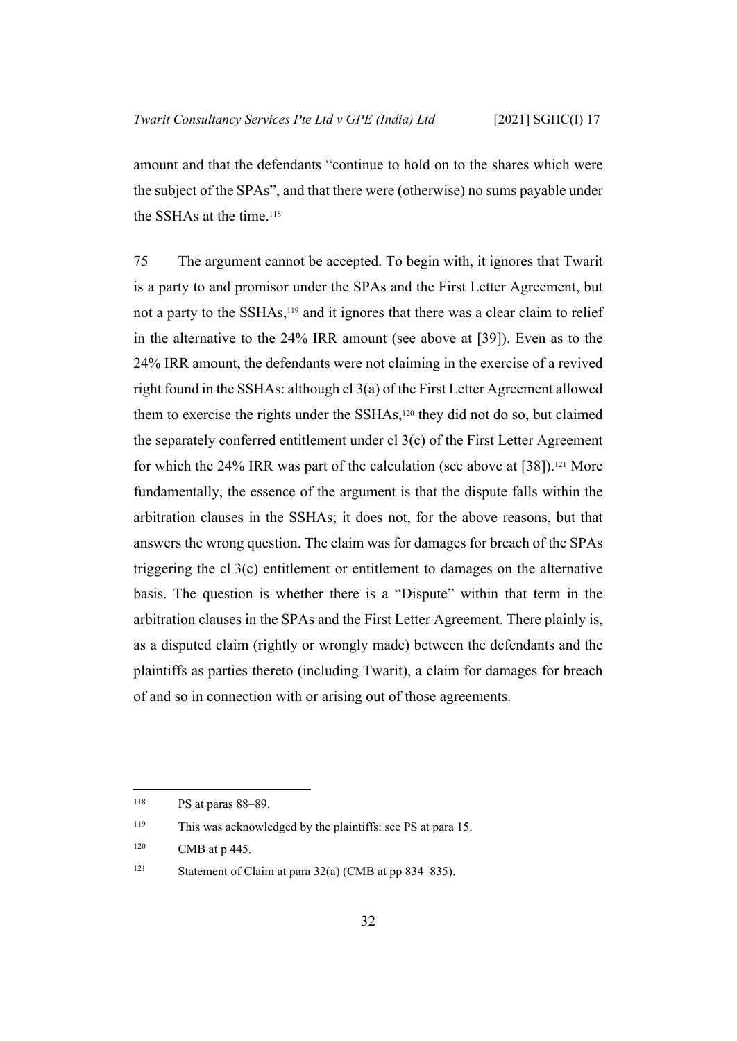amount and that the defendants "continue to hold on to the shares which were the subject of the SPAs", and that there were (otherwise) no sums payable under the SSHAs at the time.[118]

75 The argument cannot be accepted. To begin with, it ignores that Twarit is a party to and promisor under the SPAs and the First Letter Agreement, but not a party to the SSHAs,[119] and it ignores that there was a clear claim to relief in the alternative to the 24% IRR amount (see above at [39]). Even as to the 24% IRR amount, the defendants were not claiming in the exercise of a revived right found in the SSHAs: although cl 3(a) of the First Letter Agreement allowed them to exercise the rights under the SSHAs,[120] they did not do so, but claimed the separately conferred entitlement under cl 3(c) of the First Letter Agreement for which the 24% IRR was part of the calculation (see above at [38]).[121] More fundamentally, the essence of the argument is that the dispute falls within the arbitration clauses in the SSHAs; it does not, for the above reasons, but that answers the wrong question. The claim was for damages for breach of the SPAs triggering the cl 3(c) entitlement or entitlement to damages on the alternative basis. The question is whether there is a "Dispute" within that term in the arbitration clauses in the SPAs and the First Letter Agreement. There plainly is, as a disputed claim (rightly or wrongly made) between the defendants and the plaintiffs as parties thereto (including Twarit), a claim for damages for breach of and so in connection with or arising out of those agreements.

---

[118] PS at paras 88–89.

[119] This was acknowledged by the plaintiffs: see PS at para 15.

[120] CMB at p 445.

[121] Statement of Claim at para 32(a) (CMB at pp 834–835).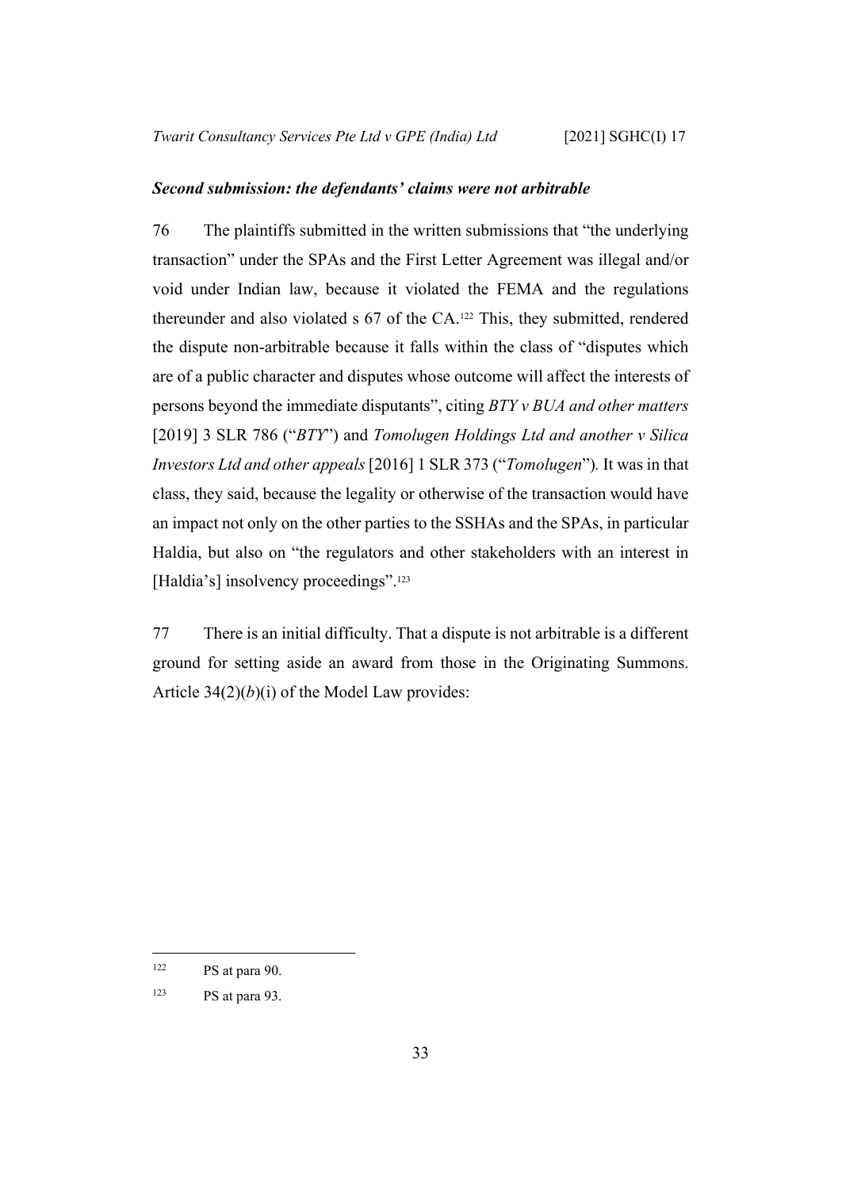***Second submission: the defendants' claims were not arbitrable***

76 The plaintiffs submitted in the written submissions that "the underlying transaction" under the SPAs and the First Letter Agreement was illegal and/or void under Indian law, because it violated the FEMA and the regulations thereunder and also violated s 67 of the CA.[122] This, they submitted, rendered the dispute non-arbitrable because it falls within the class of "disputes which are of a public character and disputes whose outcome will affect the interests of persons beyond the immediate disputants", citing *BTY v BUA and other matters* [2019] 3 SLR 786 ("*BTY*") and *Tomolugen Holdings Ltd and another v Silica Investors Ltd and other appeals* [2016] 1 SLR 373 ("*Tomolugen*"). It was in that class, they said, because the legality or otherwise of the transaction would have an impact not only on the other parties to the SSHAs and the SPAs, in particular Haldia, but also on "the regulators and other stakeholders with an interest in [Haldia's] insolvency proceedings".[123]

77 There is an initial difficulty. That a dispute is not arbitrable is a different ground for setting aside an award from those in the Originating Summons. Article 34(2)(*b*)(i) of the Model Law provides:

---

[122] PS at para 90.

[123] PS at para 93.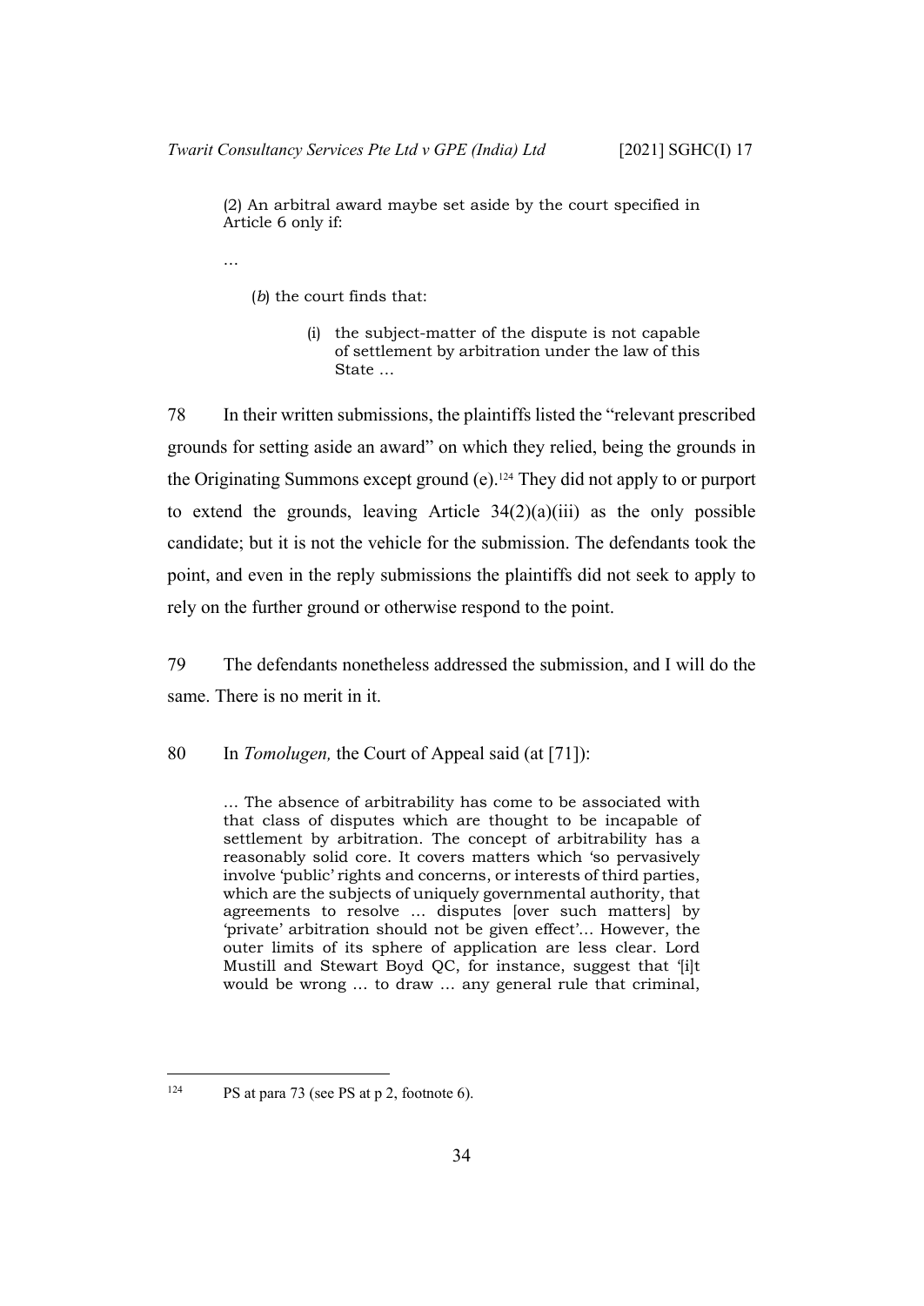(2) An arbitral award maybe set aside by the court specified in Article 6 only if:

…

(*b*) the court finds that:

(i) the subject-matter of the dispute is not capable of settlement by arbitration under the law of this State …

78 In their written submissions, the plaintiffs listed the "relevant prescribed grounds for setting aside an award" on which they relied, being the grounds in the Originating Summons except ground (e).[124] They did not apply to or purport to extend the grounds, leaving Article 34(2)(a)(iii) as the only possible candidate; but it is not the vehicle for the submission. The defendants took the point, and even in the reply submissions the plaintiffs did not seek to apply to rely on the further ground or otherwise respond to the point.

79 The defendants nonetheless addressed the submission, and I will do the same. There is no merit in it.

80 In *Tomolugen,* the Court of Appeal said (at [71]):

> … The absence of arbitrability has come to be associated with that class of disputes which are thought to be incapable of settlement by arbitration. The concept of arbitrability has a reasonably solid core. It covers matters which 'so pervasively involve 'public' rights and concerns, or interests of third parties, which are the subjects of uniquely governmental authority, that agreements to resolve … disputes [over such matters] by 'private' arbitration should not be given effect'… However, the outer limits of its sphere of application are less clear. Lord Mustill and Stewart Boyd QC, for instance, suggest that '[i]t would be wrong … to draw … any general rule that criminal,

---

[124] PS at para 73 (see PS at p 2, footnote 6).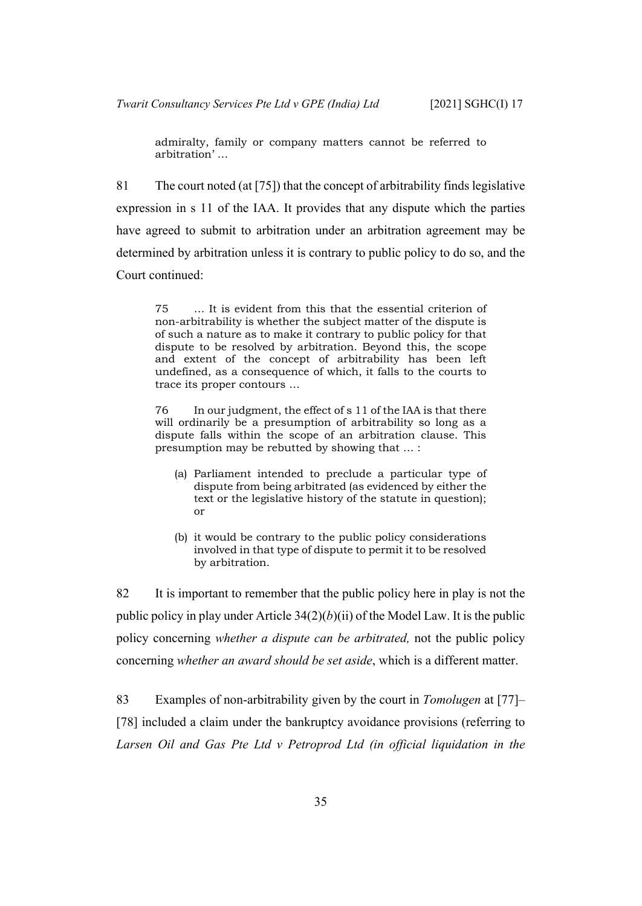> admiralty, family or company matters cannot be referred to arbitration' …

81 The court noted (at [75]) that the concept of arbitrability finds legislative expression in s 11 of the IAA. It provides that any dispute which the parties have agreed to submit to arbitration under an arbitration agreement may be determined by arbitration unless it is contrary to public policy to do so, and the Court continued:

> 75 … It is evident from this that the essential criterion of non-arbitrability is whether the subject matter of the dispute is of such a nature as to make it contrary to public policy for that dispute to be resolved by arbitration. Beyond this, the scope and extent of the concept of arbitrability has been left undefined, as a consequence of which, it falls to the courts to trace its proper contours …
>
> 76 In our judgment, the effect of s 11 of the IAA is that there will ordinarily be a presumption of arbitrability so long as a dispute falls within the scope of an arbitration clause. This presumption may be rebutted by showing that … :
>
> (a) Parliament intended to preclude a particular type of dispute from being arbitrated (as evidenced by either the text or the legislative history of the statute in question); or
>
> (b) it would be contrary to the public policy considerations involved in that type of dispute to permit it to be resolved by arbitration.

82 It is important to remember that the public policy here in play is not the public policy in play under Article 34(2)(*b*)(ii) of the Model Law. It is the public policy concerning *whether a dispute can be arbitrated,* not the public policy concerning *whether an award should be set aside*, which is a different matter.

83 Examples of non-arbitrability given by the court in *Tomolugen* at [77]–[78] included a claim under the bankruptcy avoidance provisions (referring to *Larsen Oil and Gas Pte Ltd v Petroprod Ltd (in official liquidation in the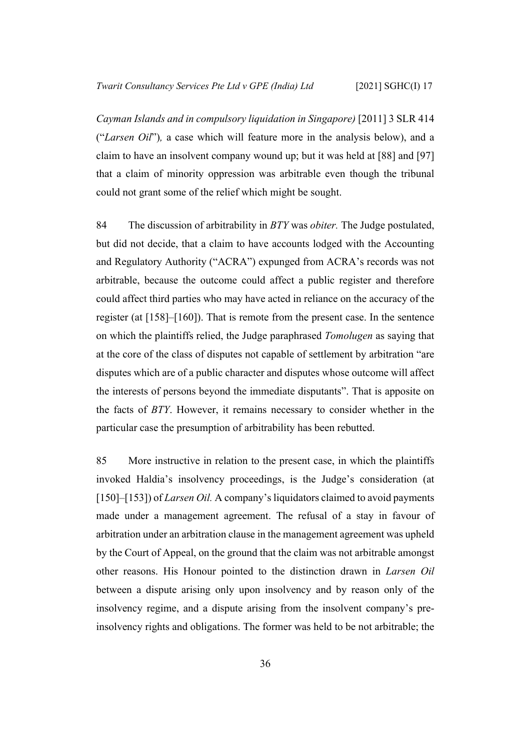*Cayman Islands and in compulsory liquidation in Singapore)* [2011] 3 SLR 414 ("*Larsen Oil*"), a case which will feature more in the analysis below), and a claim to have an insolvent company wound up; but it was held at [88] and [97] that a claim of minority oppression was arbitrable even though the tribunal could not grant some of the relief which might be sought.

84 The discussion of arbitrability in *BTY* was *obiter.* The Judge postulated, but did not decide, that a claim to have accounts lodged with the Accounting and Regulatory Authority ("ACRA") expunged from ACRA's records was not arbitrable, because the outcome could affect a public register and therefore could affect third parties who may have acted in reliance on the accuracy of the register (at [158]–[160]). That is remote from the present case. In the sentence on which the plaintiffs relied, the Judge paraphrased *Tomolugen* as saying that at the core of the class of disputes not capable of settlement by arbitration "are disputes which are of a public character and disputes whose outcome will affect the interests of persons beyond the immediate disputants". That is apposite on the facts of *BTY*. However, it remains necessary to consider whether in the particular case the presumption of arbitrability has been rebutted.

85 More instructive in relation to the present case, in which the plaintiffs invoked Haldia's insolvency proceedings, is the Judge's consideration (at [150]–[153]) of *Larsen Oil.* A company's liquidators claimed to avoid payments made under a management agreement. The refusal of a stay in favour of arbitration under an arbitration clause in the management agreement was upheld by the Court of Appeal, on the ground that the claim was not arbitrable amongst other reasons. His Honour pointed to the distinction drawn in *Larsen Oil* between a dispute arising only upon insolvency and by reason only of the insolvency regime, and a dispute arising from the insolvent company's pre-insolvency rights and obligations. The former was held to be not arbitrable; the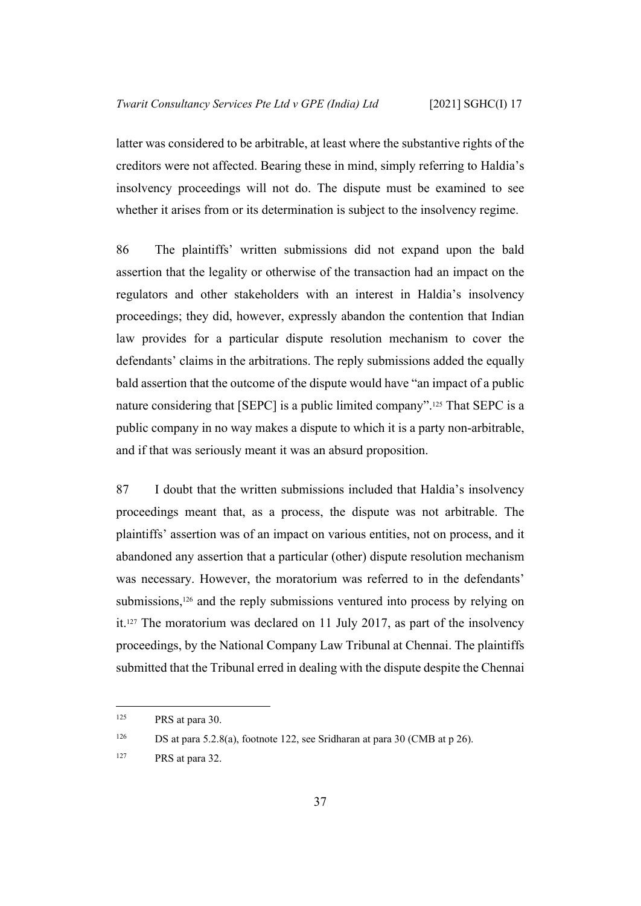latter was considered to be arbitrable, at least where the substantive rights of the creditors were not affected. Bearing these in mind, simply referring to Haldia's insolvency proceedings will not do. The dispute must be examined to see whether it arises from or its determination is subject to the insolvency regime.

86 The plaintiffs' written submissions did not expand upon the bald assertion that the legality or otherwise of the transaction had an impact on the regulators and other stakeholders with an interest in Haldia's insolvency proceedings; they did, however, expressly abandon the contention that Indian law provides for a particular dispute resolution mechanism to cover the defendants' claims in the arbitrations. The reply submissions added the equally bald assertion that the outcome of the dispute would have "an impact of a public nature considering that [SEPC] is a public limited company".[125] That SEPC is a public company in no way makes a dispute to which it is a party non-arbitrable, and if that was seriously meant it was an absurd proposition.

87 I doubt that the written submissions included that Haldia's insolvency proceedings meant that, as a process, the dispute was not arbitrable. The plaintiffs' assertion was of an impact on various entities, not on process, and it abandoned any assertion that a particular (other) dispute resolution mechanism was necessary. However, the moratorium was referred to in the defendants' submissions,[126] and the reply submissions ventured into process by relying on it.[127] The moratorium was declared on 11 July 2017, as part of the insolvency proceedings, by the National Company Law Tribunal at Chennai. The plaintiffs submitted that the Tribunal erred in dealing with the dispute despite the Chennai

---

[125] PRS at para 30.

[126] DS at para 5.2.8(a), footnote 122, see Sridharan at para 30 (CMB at p 26).

[127] PRS at para 32.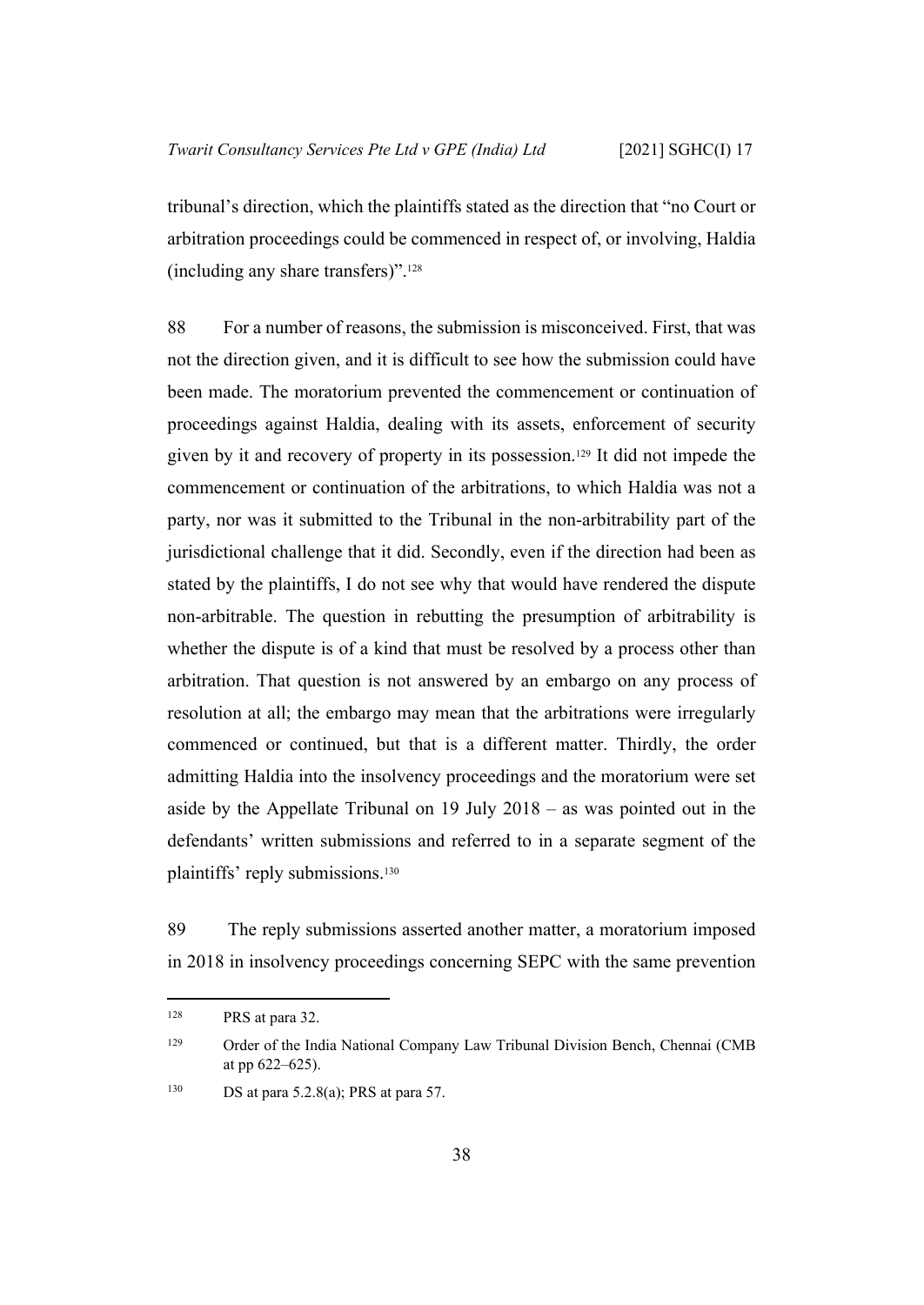tribunal's direction, which the plaintiffs stated as the direction that "no Court or arbitration proceedings could be commenced in respect of, or involving, Haldia (including any share transfers)".[128]

88 For a number of reasons, the submission is misconceived. First, that was not the direction given, and it is difficult to see how the submission could have been made. The moratorium prevented the commencement or continuation of proceedings against Haldia, dealing with its assets, enforcement of security given by it and recovery of property in its possession.[129] It did not impede the commencement or continuation of the arbitrations, to which Haldia was not a party, nor was it submitted to the Tribunal in the non-arbitrability part of the jurisdictional challenge that it did. Secondly, even if the direction had been as stated by the plaintiffs, I do not see why that would have rendered the dispute non-arbitrable. The question in rebutting the presumption of arbitrability is whether the dispute is of a kind that must be resolved by a process other than arbitration. That question is not answered by an embargo on any process of resolution at all; the embargo may mean that the arbitrations were irregularly commenced or continued, but that is a different matter. Thirdly, the order admitting Haldia into the insolvency proceedings and the moratorium were set aside by the Appellate Tribunal on 19 July 2018 – as was pointed out in the defendants' written submissions and referred to in a separate segment of the plaintiffs' reply submissions.[130]

89 The reply submissions asserted another matter, a moratorium imposed in 2018 in insolvency proceedings concerning SEPC with the same prevention

---

[128] PRS at para 32.

[129] Order of the India National Company Law Tribunal Division Bench, Chennai (CMB at pp 622–625).

[130] DS at para 5.2.8(a); PRS at para 57.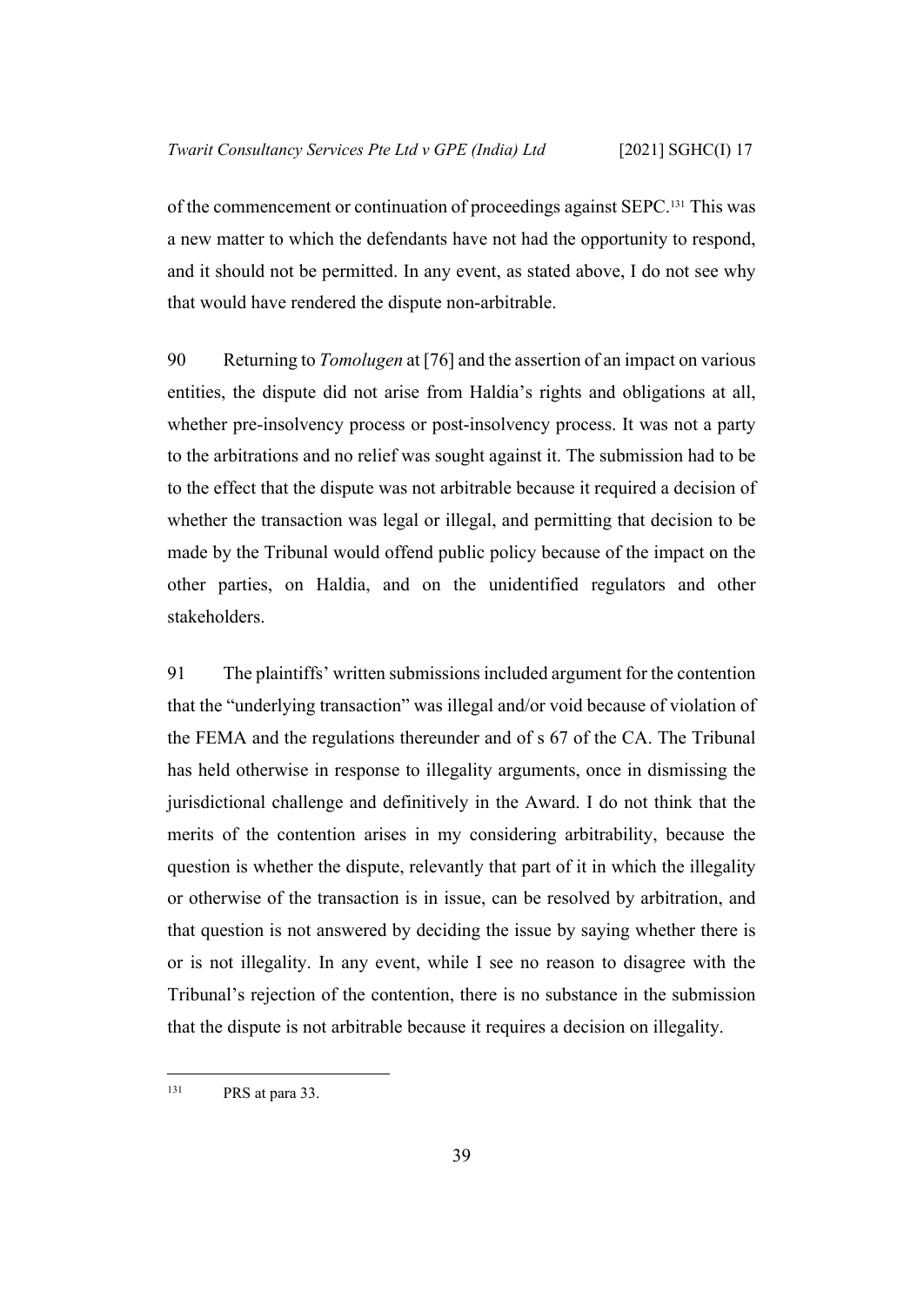of the commencement or continuation of proceedings against SEPC.[131] This was a new matter to which the defendants have not had the opportunity to respond, and it should not be permitted. In any event, as stated above, I do not see why that would have rendered the dispute non-arbitrable.

90 Returning to *Tomolugen* at [76] and the assertion of an impact on various entities, the dispute did not arise from Haldia's rights and obligations at all, whether pre-insolvency process or post-insolvency process. It was not a party to the arbitrations and no relief was sought against it. The submission had to be to the effect that the dispute was not arbitrable because it required a decision of whether the transaction was legal or illegal, and permitting that decision to be made by the Tribunal would offend public policy because of the impact on the other parties, on Haldia, and on the unidentified regulators and other stakeholders.

91 The plaintiffs' written submissions included argument for the contention that the "underlying transaction" was illegal and/or void because of violation of the FEMA and the regulations thereunder and of s 67 of the CA. The Tribunal has held otherwise in response to illegality arguments, once in dismissing the jurisdictional challenge and definitively in the Award. I do not think that the merits of the contention arises in my considering arbitrability, because the question is whether the dispute, relevantly that part of it in which the illegality or otherwise of the transaction is in issue, can be resolved by arbitration, and that question is not answered by deciding the issue by saying whether there is or is not illegality. In any event, while I see no reason to disagree with the Tribunal's rejection of the contention, there is no substance in the submission that the dispute is not arbitrable because it requires a decision on illegality.

---

[131] PRS at para 33.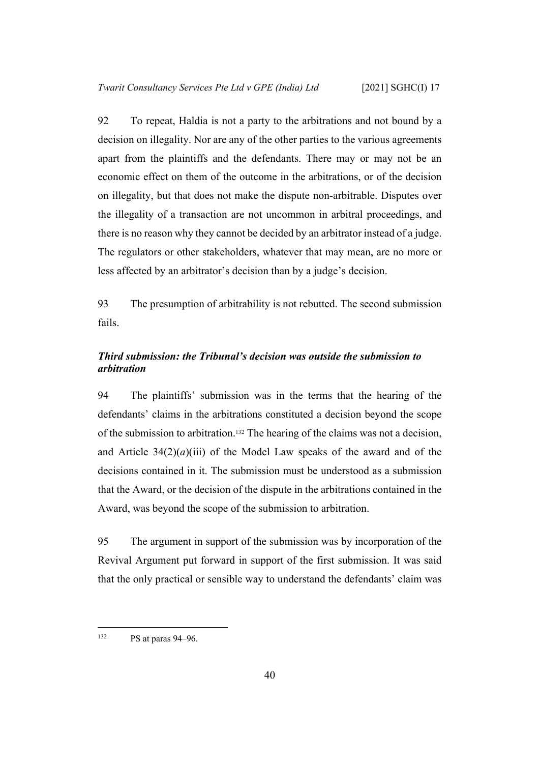92 To repeat, Haldia is not a party to the arbitrations and not bound by a decision on illegality. Nor are any of the other parties to the various agreements apart from the plaintiffs and the defendants. There may or may not be an economic effect on them of the outcome in the arbitrations, or of the decision on illegality, but that does not make the dispute non-arbitrable. Disputes over the illegality of a transaction are not uncommon in arbitral proceedings, and there is no reason why they cannot be decided by an arbitrator instead of a judge. The regulators or other stakeholders, whatever that may mean, are no more or less affected by an arbitrator's decision than by a judge's decision.

93 The presumption of arbitrability is not rebutted. The second submission fails.

### *Third submission: the Tribunal's decision was outside the submission to arbitration*

94 The plaintiffs' submission was in the terms that the hearing of the defendants' claims in the arbitrations constituted a decision beyond the scope of the submission to arbitration.[132] The hearing of the claims was not a decision, and Article 34(2)(*a*)(iii) of the Model Law speaks of the award and of the decisions contained in it. The submission must be understood as a submission that the Award, or the decision of the dispute in the arbitrations contained in the Award, was beyond the scope of the submission to arbitration.

95 The argument in support of the submission was by incorporation of the Revival Argument put forward in support of the first submission. It was said that the only practical or sensible way to understand the defendants' claim was

---

[132] PS at paras 94–96.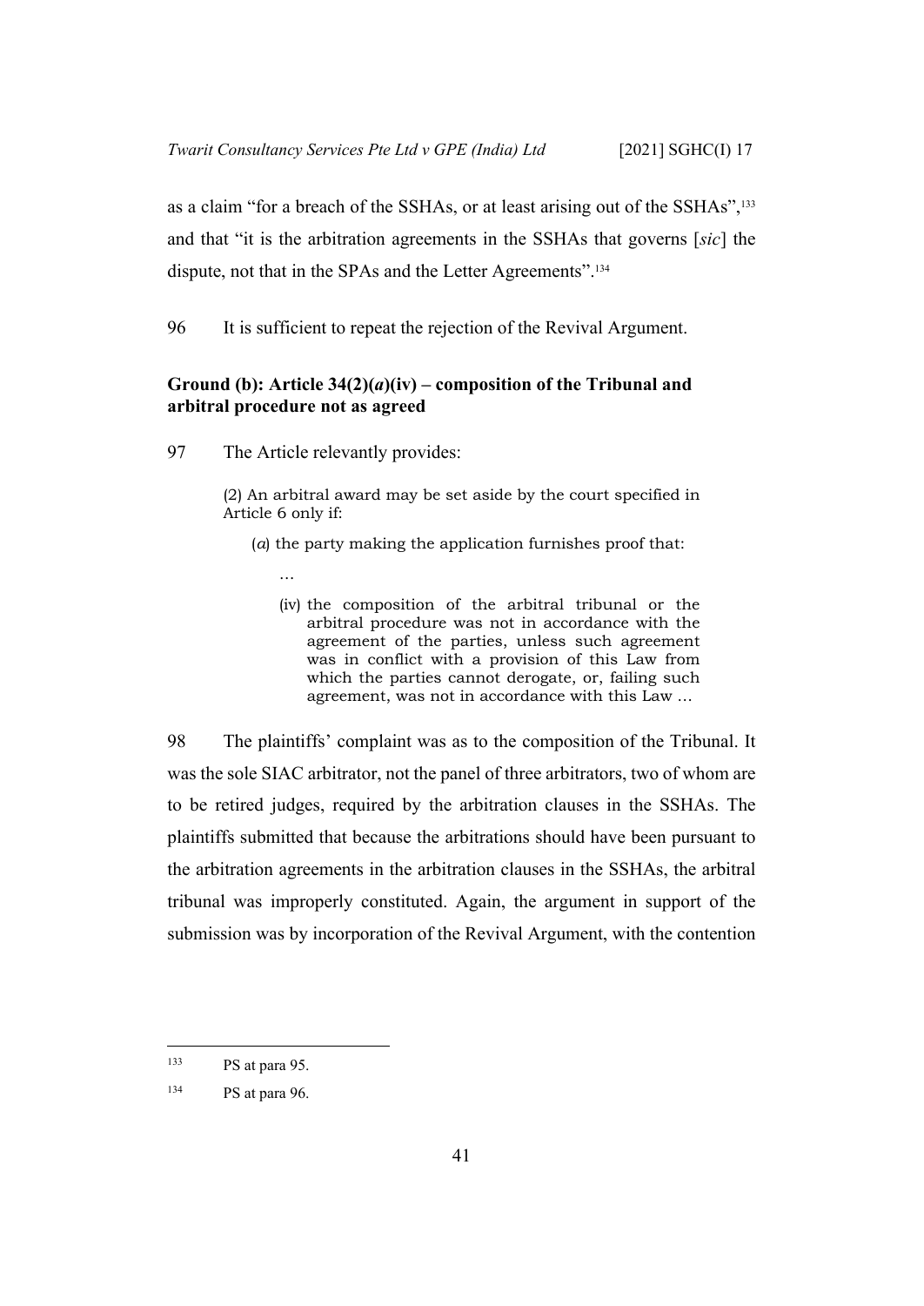as a claim "for a breach of the SSHAs, or at least arising out of the SSHAs",[133] and that "it is the arbitration agreements in the SSHAs that governs [*sic*] the dispute, not that in the SPAs and the Letter Agreements".[134]

96 It is sufficient to repeat the rejection of the Revival Argument.

**Ground (b): Article 34(2)(*a*)(iv) – composition of the Tribunal and arbitral procedure not as agreed**

97 The Article relevantly provides:

> (2) An arbitral award may be set aside by the court specified in Article 6 only if:
>
> (*a*) the party making the application furnishes proof that:
>
> …
>
> (iv) the composition of the arbitral tribunal or the arbitral procedure was not in accordance with the agreement of the parties, unless such agreement was in conflict with a provision of this Law from which the parties cannot derogate, or, failing such agreement, was not in accordance with this Law …

98 The plaintiffs' complaint was as to the composition of the Tribunal. It was the sole SIAC arbitrator, not the panel of three arbitrators, two of whom are to be retired judges, required by the arbitration clauses in the SSHAs. The plaintiffs submitted that because the arbitrations should have been pursuant to the arbitration agreements in the arbitration clauses in the SSHAs, the arbitral tribunal was improperly constituted. Again, the argument in support of the submission was by incorporation of the Revival Argument, with the contention

---

[133] PS at para 95.

[134] PS at para 96.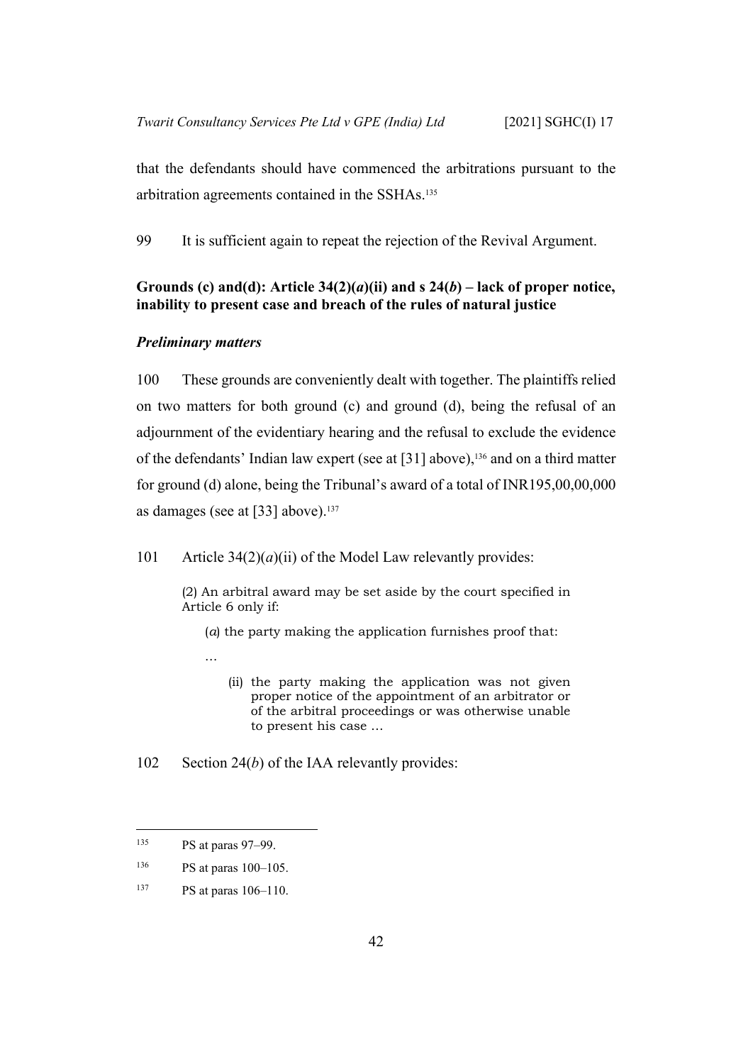that the defendants should have commenced the arbitrations pursuant to the arbitration agreements contained in the SSHAs.[135]

99 It is sufficient again to repeat the rejection of the Revival Argument.

**Grounds (c) and(d): Article 34(2)(*a*)(ii) and s 24(*b*) – lack of proper notice, inability to present case and breach of the rules of natural justice**

***Preliminary matters***

100 These grounds are conveniently dealt with together. The plaintiffs relied on two matters for both ground (c) and ground (d), being the refusal of an adjournment of the evidentiary hearing and the refusal to exclude the evidence of the defendants' Indian law expert (see at [31] above),[136] and on a third matter for ground (d) alone, being the Tribunal's award of a total of INR195,00,00,000 as damages (see at [33] above).[137]

101 Article 34(2)(*a*)(ii) of the Model Law relevantly provides:

> (2) An arbitral award may be set aside by the court specified in Article 6 only if:
>
> (*a*) the party making the application furnishes proof that:
>
> …
>
> (ii) the party making the application was not given proper notice of the appointment of an arbitrator or of the arbitral proceedings or was otherwise unable to present his case …

102 Section 24(*b*) of the IAA relevantly provides:

---

[135] PS at paras 97–99.

[136] PS at paras 100–105.

[137] PS at paras 106–110.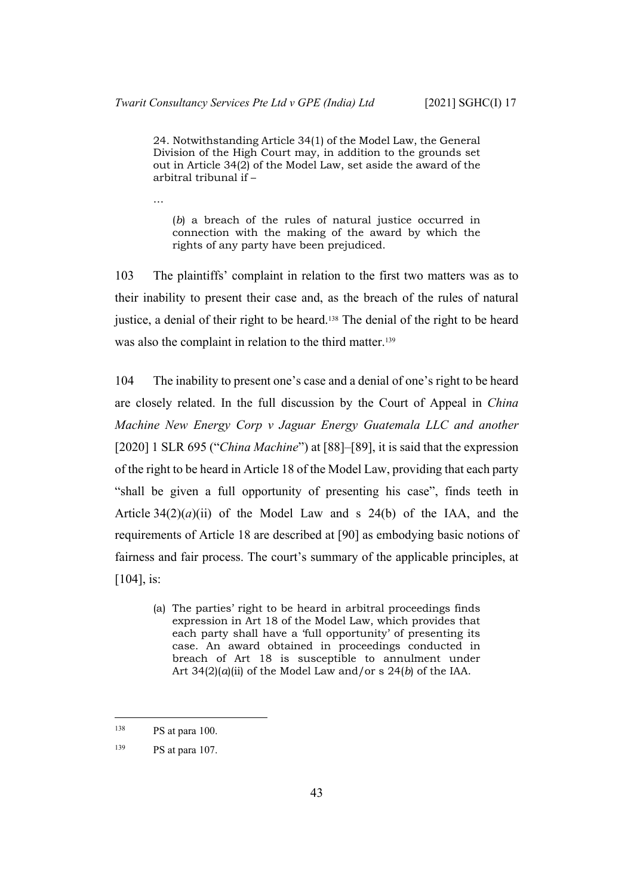> 24. Notwithstanding Article 34(1) of the Model Law, the General Division of the High Court may, in addition to the grounds set out in Article 34(2) of the Model Law, set aside the award of the arbitral tribunal if –
>
> …
>
> (*b*) a breach of the rules of natural justice occurred in connection with the making of the award by which the rights of any party have been prejudiced.

103 The plaintiffs' complaint in relation to the first two matters was as to their inability to present their case and, as the breach of the rules of natural justice, a denial of their right to be heard.[138] The denial of the right to be heard was also the complaint in relation to the third matter.[139]

104 The inability to present one's case and a denial of one's right to be heard are closely related. In the full discussion by the Court of Appeal in *China Machine New Energy Corp v Jaguar Energy Guatemala LLC and another* [2020] 1 SLR 695 ("*China Machine*") at [88]–[89], it is said that the expression of the right to be heard in Article 18 of the Model Law, providing that each party "shall be given a full opportunity of presenting his case", finds teeth in Article 34(2)(*a*)(ii) of the Model Law and s 24(b) of the IAA, and the requirements of Article 18 are described at [90] as embodying basic notions of fairness and fair process. The court's summary of the applicable principles, at [104], is:

> (a) The parties' right to be heard in arbitral proceedings finds expression in Art 18 of the Model Law, which provides that each party shall have a 'full opportunity' of presenting its case. An award obtained in proceedings conducted in breach of Art 18 is susceptible to annulment under Art 34(2)(*a*)(ii) of the Model Law and/or s 24(*b*) of the IAA.

---

[138] PS at para 100.

[139] PS at para 107.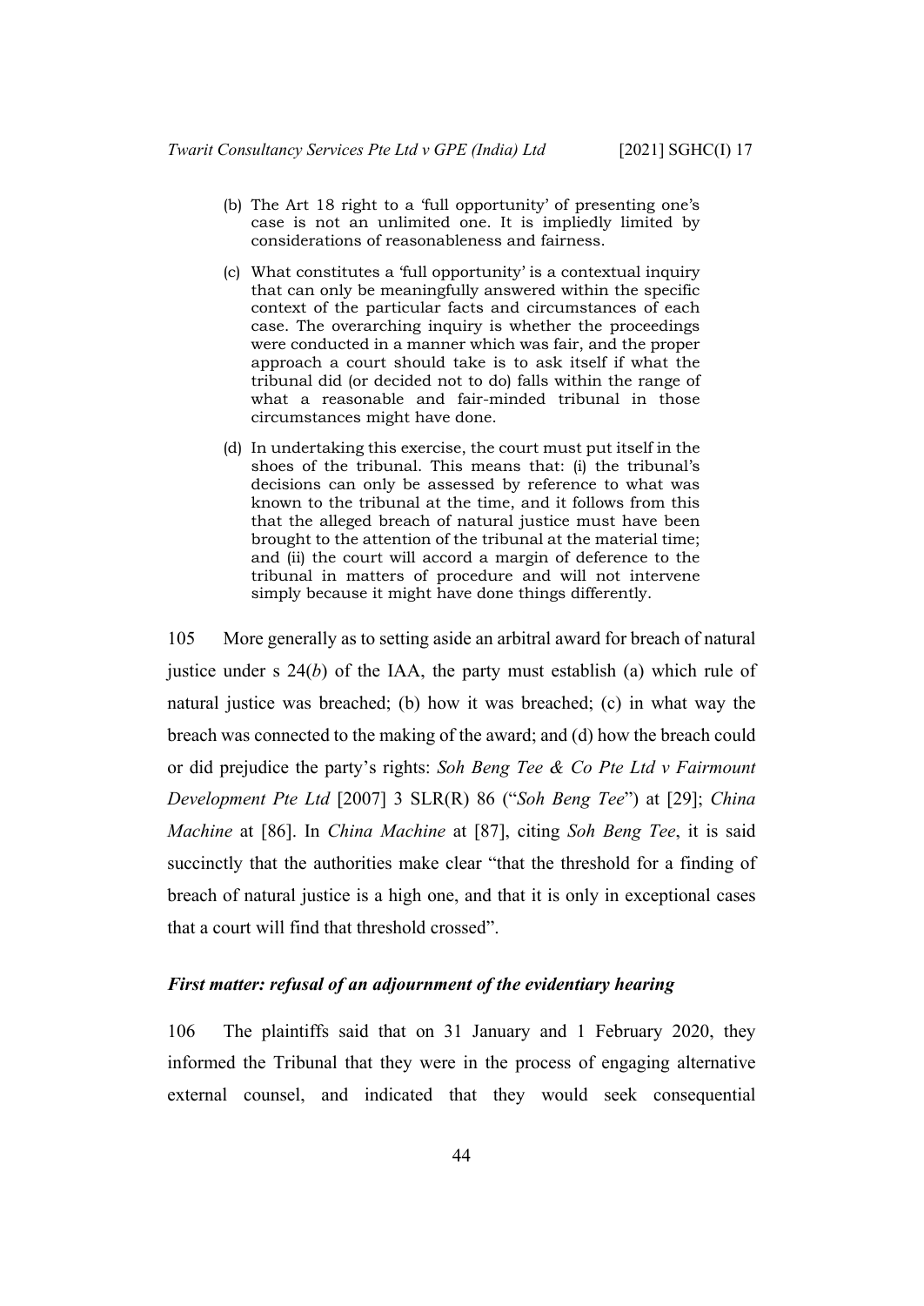(b) The Art 18 right to a 'full opportunity' of presenting one's case is not an unlimited one. It is impliedly limited by considerations of reasonableness and fairness.

(c) What constitutes a 'full opportunity' is a contextual inquiry that can only be meaningfully answered within the specific context of the particular facts and circumstances of each case. The overarching inquiry is whether the proceedings were conducted in a manner which was fair, and the proper approach a court should take is to ask itself if what the tribunal did (or decided not to do) falls within the range of what a reasonable and fair-minded tribunal in those circumstances might have done.

(d) In undertaking this exercise, the court must put itself in the shoes of the tribunal. This means that: (i) the tribunal's decisions can only be assessed by reference to what was known to the tribunal at the time, and it follows from this that the alleged breach of natural justice must have been brought to the attention of the tribunal at the material time; and (ii) the court will accord a margin of deference to the tribunal in matters of procedure and will not intervene simply because it might have done things differently.

105 More generally as to setting aside an arbitral award for breach of natural justice under s 24(*b*) of the IAA, the party must establish (a) which rule of natural justice was breached; (b) how it was breached; (c) in what way the breach was connected to the making of the award; and (d) how the breach could or did prejudice the party's rights: *Soh Beng Tee & Co Pte Ltd v Fairmount Development Pte Ltd* [2007] 3 SLR(R) 86 ("*Soh Beng Tee*") at [29]; *China Machine* at [86]. In *China Machine* at [87], citing *Soh Beng Tee*, it is said succinctly that the authorities make clear "that the threshold for a finding of breach of natural justice is a high one, and that it is only in exceptional cases that a court will find that threshold crossed".

### *First matter: refusal of an adjournment of the evidentiary hearing*

106 The plaintiffs said that on 31 January and 1 February 2020, they informed the Tribunal that they were in the process of engaging alternative external counsel, and indicated that they would seek consequential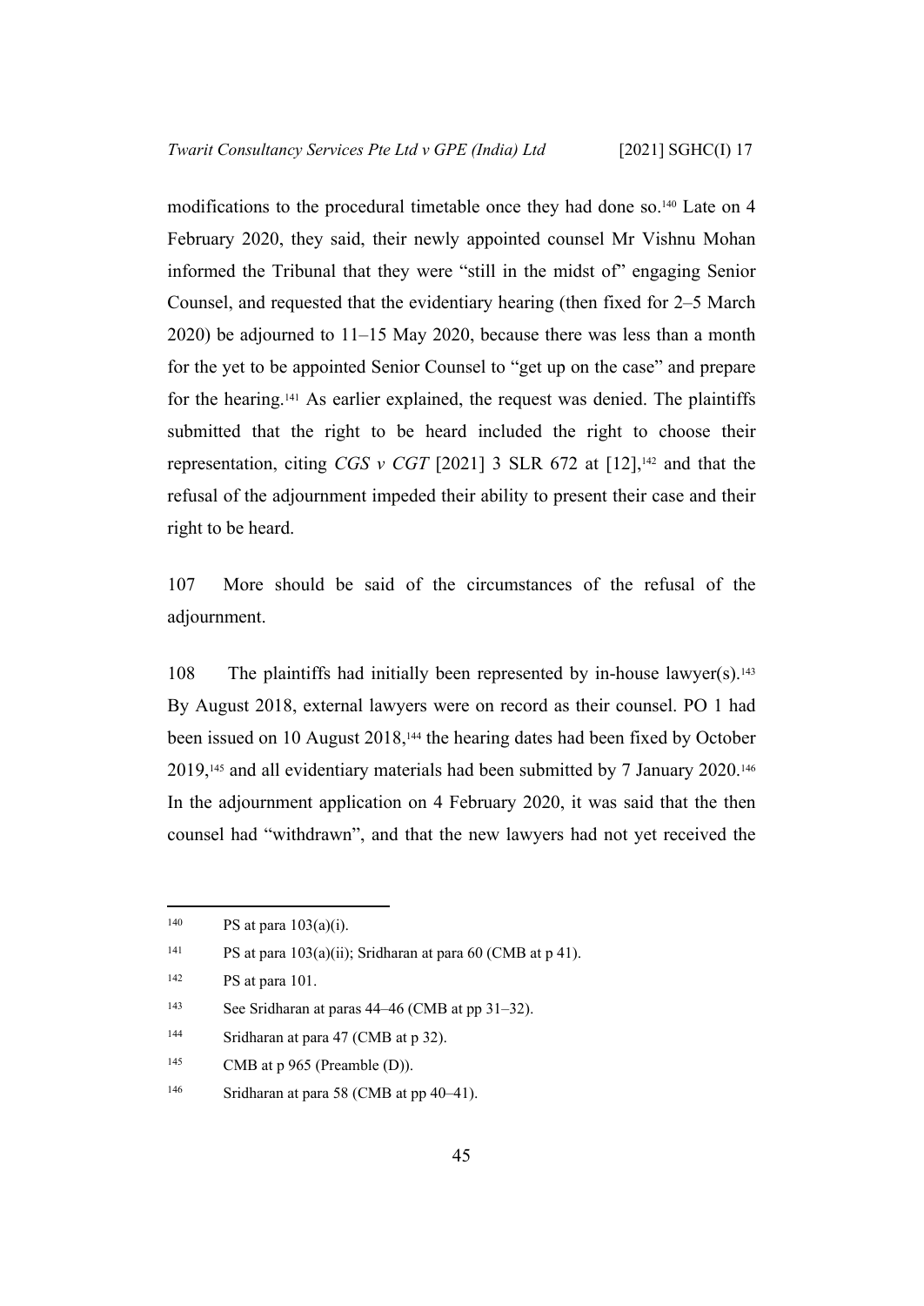modifications to the procedural timetable once they had done so.[140] Late on 4 February 2020, they said, their newly appointed counsel Mr Vishnu Mohan informed the Tribunal that they were "still in the midst of" engaging Senior Counsel, and requested that the evidentiary hearing (then fixed for 2–5 March 2020) be adjourned to 11–15 May 2020, because there was less than a month for the yet to be appointed Senior Counsel to "get up on the case" and prepare for the hearing.[141] As earlier explained, the request was denied. The plaintiffs submitted that the right to be heard included the right to choose their representation, citing *CGS v CGT* [2021] 3 SLR 672 at [12],[142] and that the refusal of the adjournment impeded their ability to present their case and their right to be heard.

107 More should be said of the circumstances of the refusal of the adjournment.

108 The plaintiffs had initially been represented by in-house lawyer(s).[143] By August 2018, external lawyers were on record as their counsel. PO 1 had been issued on 10 August 2018,[144] the hearing dates had been fixed by October 2019,[145] and all evidentiary materials had been submitted by 7 January 2020.[146] In the adjournment application on 4 February 2020, it was said that the then counsel had "withdrawn", and that the new lawyers had not yet received the

---

[140] PS at para 103(a)(i).

[141] PS at para 103(a)(ii); Sridharan at para 60 (CMB at p 41).

[142] PS at para 101.

[143] See Sridharan at paras 44–46 (CMB at pp 31–32).

[144] Sridharan at para 47 (CMB at p 32).

[145] CMB at p 965 (Preamble (D)).

[146] Sridharan at para 58 (CMB at pp 40–41).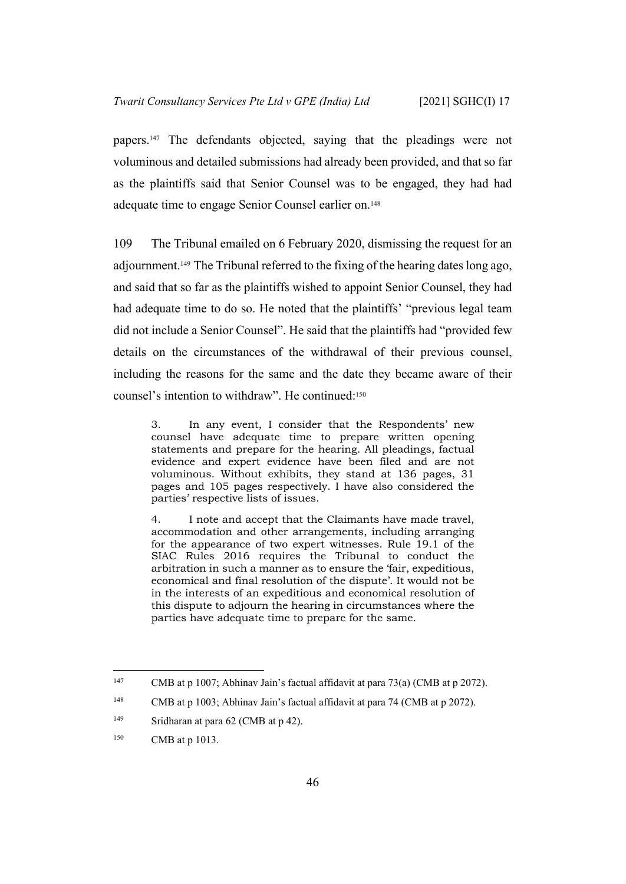papers.[147] The defendants objected, saying that the pleadings were not voluminous and detailed submissions had already been provided, and that so far as the plaintiffs said that Senior Counsel was to be engaged, they had had adequate time to engage Senior Counsel earlier on.[148]

109 The Tribunal emailed on 6 February 2020, dismissing the request for an adjournment.[149] The Tribunal referred to the fixing of the hearing dates long ago, and said that so far as the plaintiffs wished to appoint Senior Counsel, they had had adequate time to do so. He noted that the plaintiffs' "previous legal team did not include a Senior Counsel". He said that the plaintiffs had "provided few details on the circumstances of the withdrawal of their previous counsel, including the reasons for the same and the date they became aware of their counsel's intention to withdraw". He continued:[150]

> 3. In any event, I consider that the Respondents' new counsel have adequate time to prepare written opening statements and prepare for the hearing. All pleadings, factual evidence and expert evidence have been filed and are not voluminous. Without exhibits, they stand at 136 pages, 31 pages and 105 pages respectively. I have also considered the parties' respective lists of issues.
>
> 4. I note and accept that the Claimants have made travel, accommodation and other arrangements, including arranging for the appearance of two expert witnesses. Rule 19.1 of the SIAC Rules 2016 requires the Tribunal to conduct the arbitration in such a manner as to ensure the 'fair, expeditious, economical and final resolution of the dispute'. It would not be in the interests of an expeditious and economical resolution of this dispute to adjourn the hearing in circumstances where the parties have adequate time to prepare for the same.

---

[147] CMB at p 1007; Abhinav Jain's factual affidavit at para 73(a) (CMB at p 2072).

[148] CMB at p 1003; Abhinav Jain's factual affidavit at para 74 (CMB at p 2072).

[149] Sridharan at para 62 (CMB at p 42).

[150] CMB at p 1013.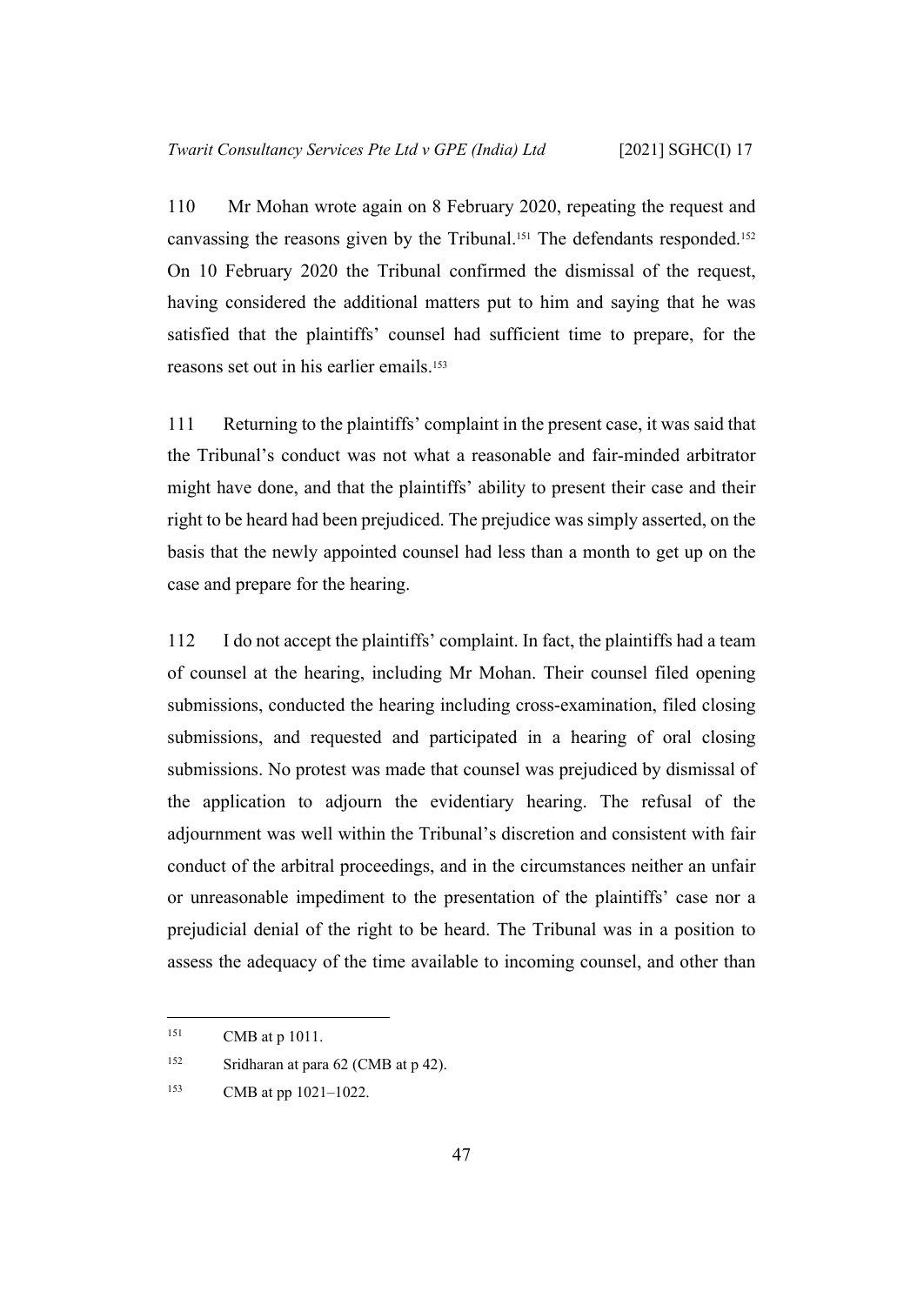110 Mr Mohan wrote again on 8 February 2020, repeating the request and canvassing the reasons given by the Tribunal.[151] The defendants responded.[152] On 10 February 2020 the Tribunal confirmed the dismissal of the request, having considered the additional matters put to him and saying that he was satisfied that the plaintiffs' counsel had sufficient time to prepare, for the reasons set out in his earlier emails.[153]

111 Returning to the plaintiffs' complaint in the present case, it was said that the Tribunal's conduct was not what a reasonable and fair-minded arbitrator might have done, and that the plaintiffs' ability to present their case and their right to be heard had been prejudiced. The prejudice was simply asserted, on the basis that the newly appointed counsel had less than a month to get up on the case and prepare for the hearing.

112 I do not accept the plaintiffs' complaint. In fact, the plaintiffs had a team of counsel at the hearing, including Mr Mohan. Their counsel filed opening submissions, conducted the hearing including cross-examination, filed closing submissions, and requested and participated in a hearing of oral closing submissions. No protest was made that counsel was prejudiced by dismissal of the application to adjourn the evidentiary hearing. The refusal of the adjournment was well within the Tribunal's discretion and consistent with fair conduct of the arbitral proceedings, and in the circumstances neither an unfair or unreasonable impediment to the presentation of the plaintiffs' case nor a prejudicial denial of the right to be heard. The Tribunal was in a position to assess the adequacy of the time available to incoming counsel, and other than

---

[151] CMB at p 1011.

[152] Sridharan at para 62 (CMB at p 42).

[153] CMB at pp 1021–1022.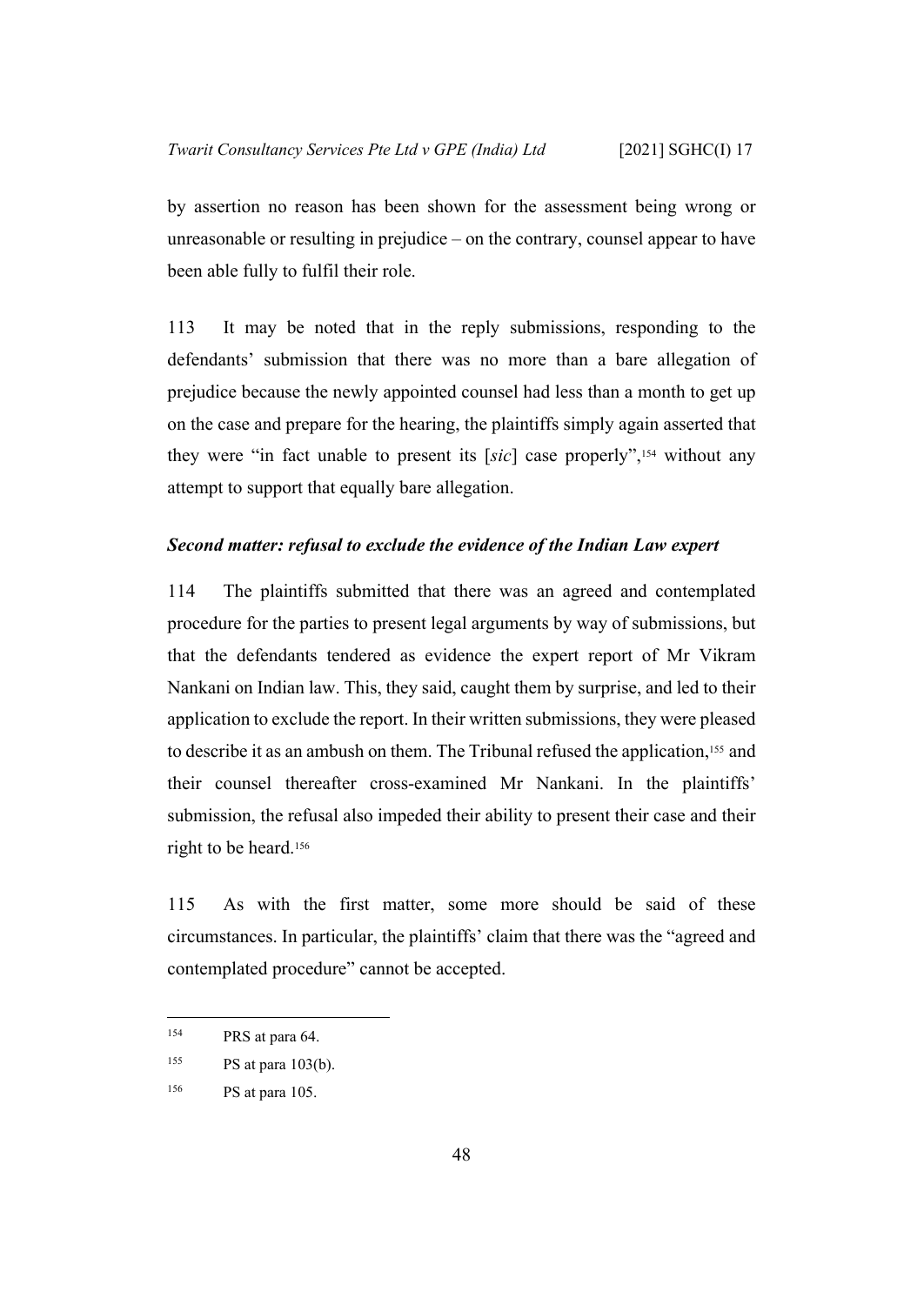by assertion no reason has been shown for the assessment being wrong or unreasonable or resulting in prejudice – on the contrary, counsel appear to have been able fully to fulfil their role.

113 It may be noted that in the reply submissions, responding to the defendants' submission that there was no more than a bare allegation of prejudice because the newly appointed counsel had less than a month to get up on the case and prepare for the hearing, the plaintiffs simply again asserted that they were "in fact unable to present its [*sic*] case properly",[154] without any attempt to support that equally bare allegation.

***Second matter: refusal to exclude the evidence of the Indian Law expert***

114 The plaintiffs submitted that there was an agreed and contemplated procedure for the parties to present legal arguments by way of submissions, but that the defendants tendered as evidence the expert report of Mr Vikram Nankani on Indian law. This, they said, caught them by surprise, and led to their application to exclude the report. In their written submissions, they were pleased to describe it as an ambush on them. The Tribunal refused the application,[155] and their counsel thereafter cross-examined Mr Nankani. In the plaintiffs' submission, the refusal also impeded their ability to present their case and their right to be heard.[156]

115 As with the first matter, some more should be said of these circumstances. In particular, the plaintiffs' claim that there was the "agreed and contemplated procedure" cannot be accepted.

---

[154] PRS at para 64.

[155] PS at para 103(b).

[156] PS at para 105.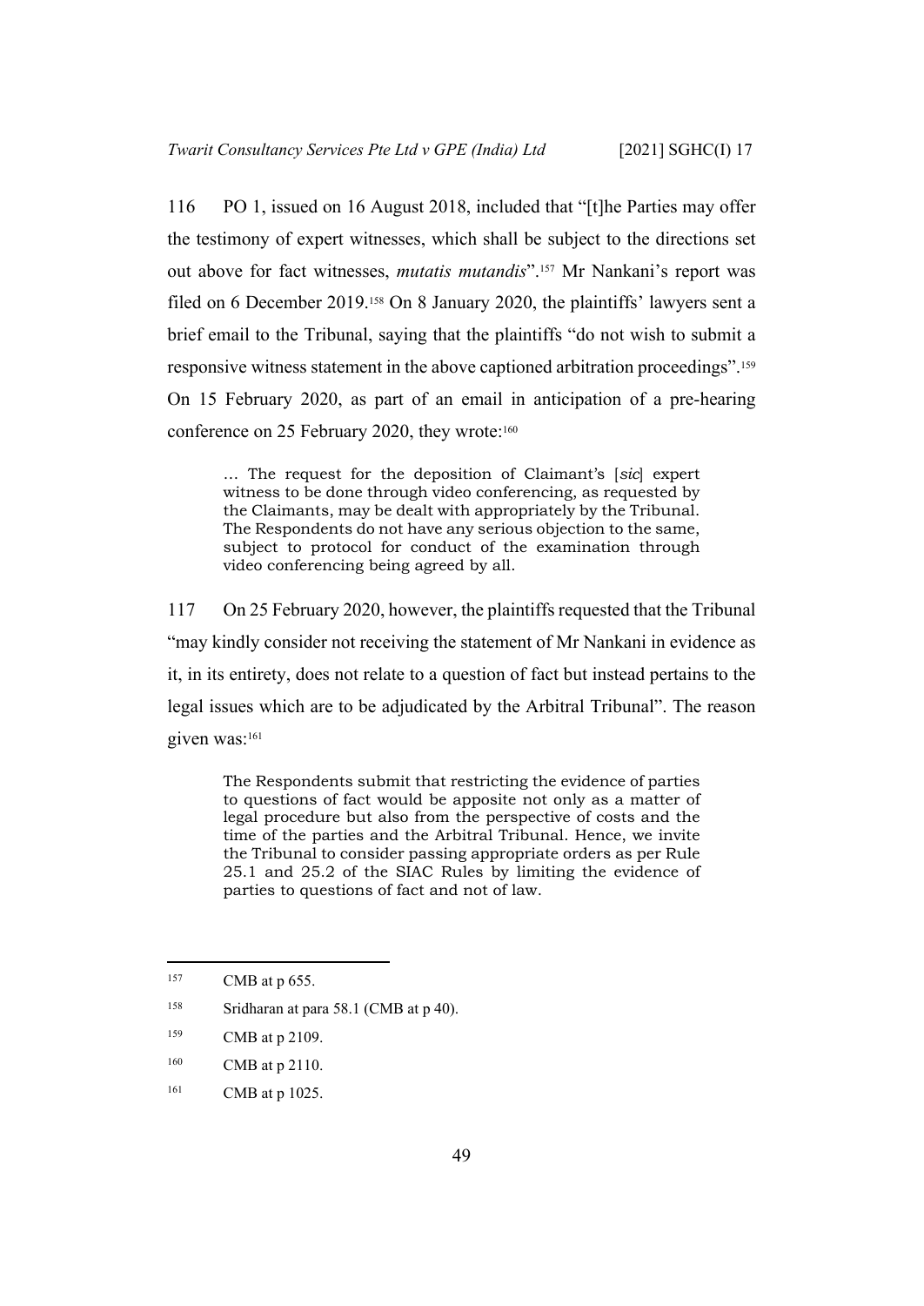116 PO 1, issued on 16 August 2018, included that "[t]he Parties may offer the testimony of expert witnesses, which shall be subject to the directions set out above for fact witnesses, *mutatis mutandis*".[157] Mr Nankani's report was filed on 6 December 2019.[158] On 8 January 2020, the plaintiffs' lawyers sent a brief email to the Tribunal, saying that the plaintiffs "do not wish to submit a responsive witness statement in the above captioned arbitration proceedings".[159] On 15 February 2020, as part of an email in anticipation of a pre-hearing conference on 25 February 2020, they wrote:[160]

> … The request for the deposition of Claimant's [*sic*] expert witness to be done through video conferencing, as requested by the Claimants, may be dealt with appropriately by the Tribunal. The Respondents do not have any serious objection to the same, subject to protocol for conduct of the examination through video conferencing being agreed by all.

117 On 25 February 2020, however, the plaintiffs requested that the Tribunal "may kindly consider not receiving the statement of Mr Nankani in evidence as it, in its entirety, does not relate to a question of fact but instead pertains to the legal issues which are to be adjudicated by the Arbitral Tribunal". The reason given was:[161]

> The Respondents submit that restricting the evidence of parties to questions of fact would be apposite not only as a matter of legal procedure but also from the perspective of costs and the time of the parties and the Arbitral Tribunal. Hence, we invite the Tribunal to consider passing appropriate orders as per Rule 25.1 and 25.2 of the SIAC Rules by limiting the evidence of parties to questions of fact and not of law.

---

[157] CMB at p 655.

[158] Sridharan at para 58.1 (CMB at p 40).

[159] CMB at p 2109.

[160] CMB at p 2110.

[161] CMB at p 1025.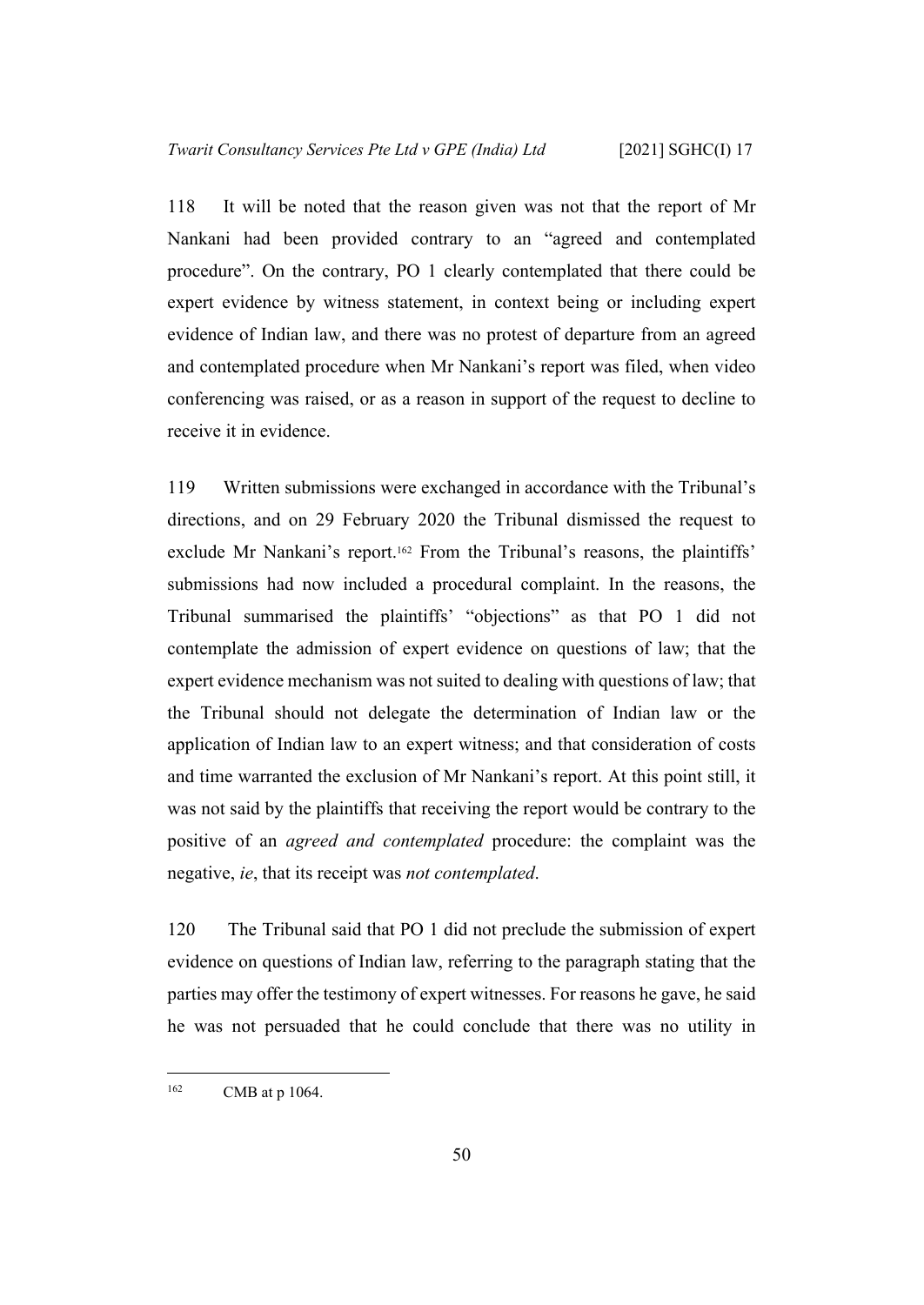118 It will be noted that the reason given was not that the report of Mr Nankani had been provided contrary to an "agreed and contemplated procedure". On the contrary, PO 1 clearly contemplated that there could be expert evidence by witness statement, in context being or including expert evidence of Indian law, and there was no protest of departure from an agreed and contemplated procedure when Mr Nankani's report was filed, when video conferencing was raised, or as a reason in support of the request to decline to receive it in evidence.

119 Written submissions were exchanged in accordance with the Tribunal's directions, and on 29 February 2020 the Tribunal dismissed the request to exclude Mr Nankani's report.[162] From the Tribunal's reasons, the plaintiffs' submissions had now included a procedural complaint. In the reasons, the Tribunal summarised the plaintiffs' "objections" as that PO 1 did not contemplate the admission of expert evidence on questions of law; that the expert evidence mechanism was not suited to dealing with questions of law; that the Tribunal should not delegate the determination of Indian law or the application of Indian law to an expert witness; and that consideration of costs and time warranted the exclusion of Mr Nankani's report. At this point still, it was not said by the plaintiffs that receiving the report would be contrary to the positive of an *agreed and contemplated* procedure: the complaint was the negative, *ie*, that its receipt was *not contemplated*.

120 The Tribunal said that PO 1 did not preclude the submission of expert evidence on questions of Indian law, referring to the paragraph stating that the parties may offer the testimony of expert witnesses. For reasons he gave, he said he was not persuaded that he could conclude that there was no utility in

---

[162] CMB at p 1064.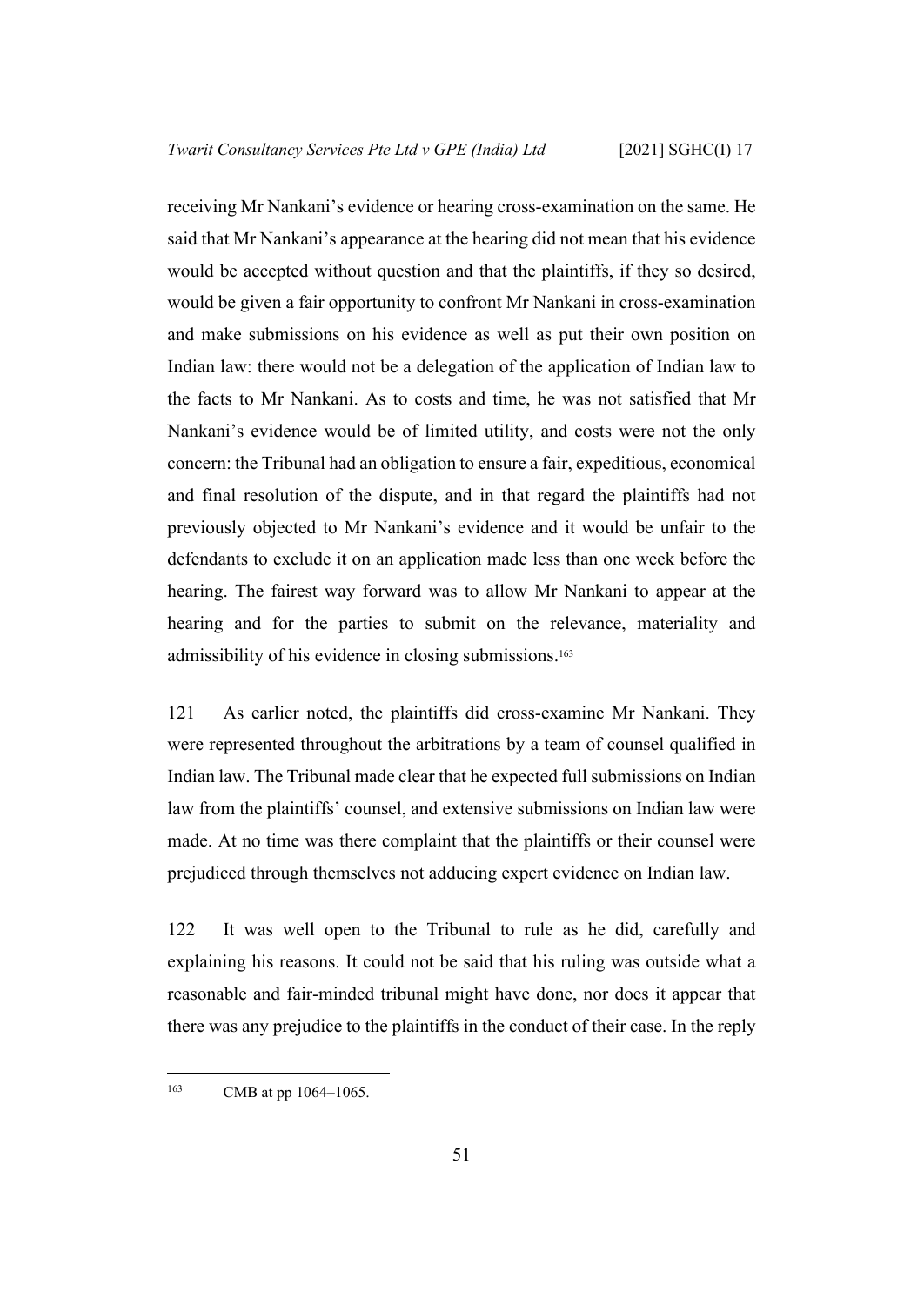receiving Mr Nankani's evidence or hearing cross-examination on the same. He said that Mr Nankani's appearance at the hearing did not mean that his evidence would be accepted without question and that the plaintiffs, if they so desired, would be given a fair opportunity to confront Mr Nankani in cross-examination and make submissions on his evidence as well as put their own position on Indian law: there would not be a delegation of the application of Indian law to the facts to Mr Nankani. As to costs and time, he was not satisfied that Mr Nankani's evidence would be of limited utility, and costs were not the only concern: the Tribunal had an obligation to ensure a fair, expeditious, economical and final resolution of the dispute, and in that regard the plaintiffs had not previously objected to Mr Nankani's evidence and it would be unfair to the defendants to exclude it on an application made less than one week before the hearing. The fairest way forward was to allow Mr Nankani to appear at the hearing and for the parties to submit on the relevance, materiality and admissibility of his evidence in closing submissions.[163]

121 As earlier noted, the plaintiffs did cross-examine Mr Nankani. They were represented throughout the arbitrations by a team of counsel qualified in Indian law. The Tribunal made clear that he expected full submissions on Indian law from the plaintiffs' counsel, and extensive submissions on Indian law were made. At no time was there complaint that the plaintiffs or their counsel were prejudiced through themselves not adducing expert evidence on Indian law.

122 It was well open to the Tribunal to rule as he did, carefully and explaining his reasons. It could not be said that his ruling was outside what a reasonable and fair-minded tribunal might have done, nor does it appear that there was any prejudice to the plaintiffs in the conduct of their case. In the reply

[163] CMB at pp 1064–1065.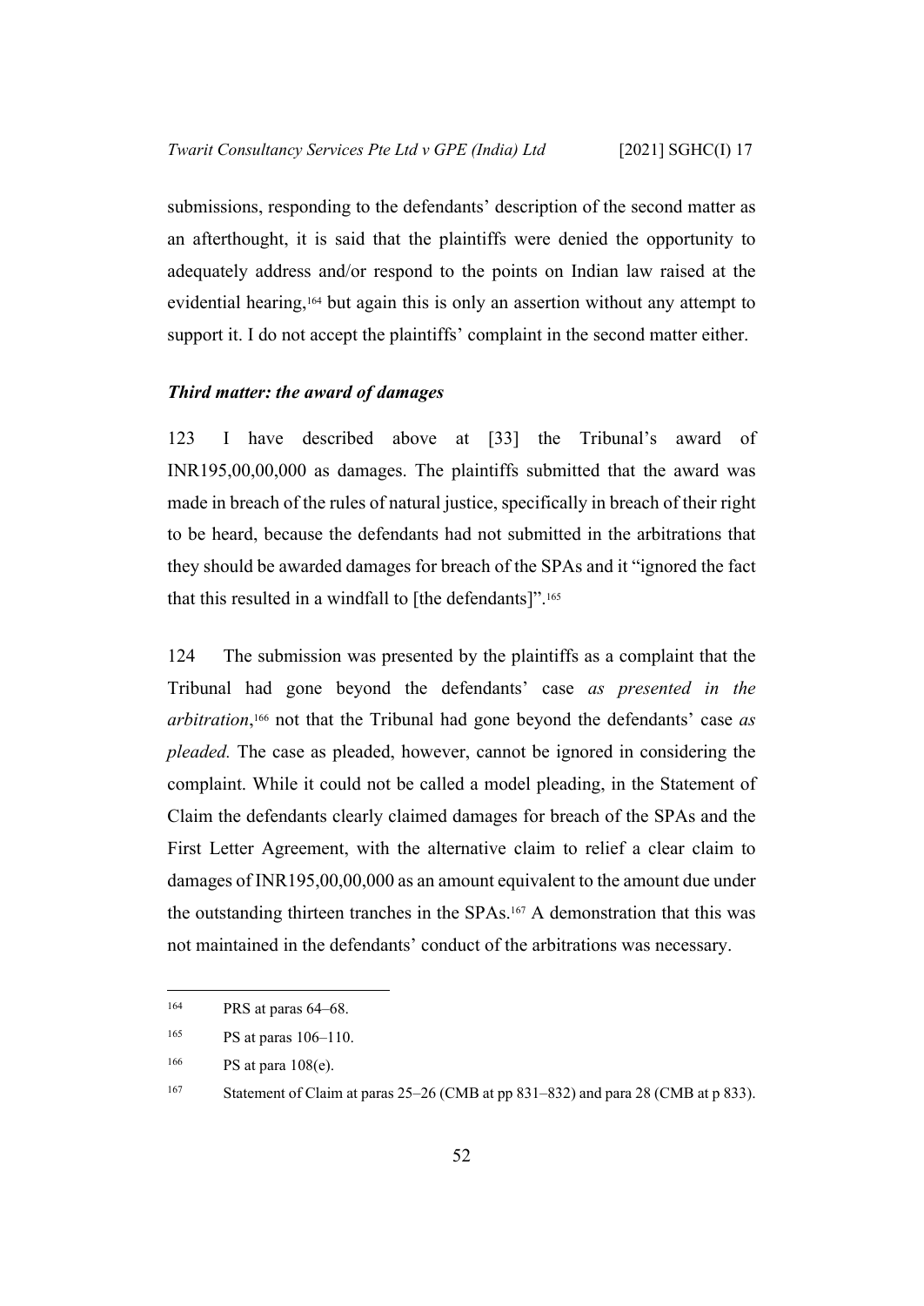submissions, responding to the defendants' description of the second matter as an afterthought, it is said that the plaintiffs were denied the opportunity to adequately address and/or respond to the points on Indian law raised at the evidential hearing,[164] but again this is only an assertion without any attempt to support it. I do not accept the plaintiffs' complaint in the second matter either.

### *Third matter: the award of damages*

123 I have described above at [33] the Tribunal's award of INR195,00,00,000 as damages. The plaintiffs submitted that the award was made in breach of the rules of natural justice, specifically in breach of their right to be heard, because the defendants had not submitted in the arbitrations that they should be awarded damages for breach of the SPAs and it "ignored the fact that this resulted in a windfall to [the defendants]".[165]

124 The submission was presented by the plaintiffs as a complaint that the Tribunal had gone beyond the defendants' case *as presented in the arbitration*,[166] not that the Tribunal had gone beyond the defendants' case *as pleaded.* The case as pleaded, however, cannot be ignored in considering the complaint. While it could not be called a model pleading, in the Statement of Claim the defendants clearly claimed damages for breach of the SPAs and the First Letter Agreement, with the alternative claim to relief a clear claim to damages of INR195,00,00,000 as an amount equivalent to the amount due under the outstanding thirteen tranches in the SPAs.[167] A demonstration that this was not maintained in the defendants' conduct of the arbitrations was necessary.

---

[164] PRS at paras 64–68.

[165] PS at paras 106–110.

[166] PS at para 108(e).

[167] Statement of Claim at paras 25–26 (CMB at pp 831–832) and para 28 (CMB at p 833).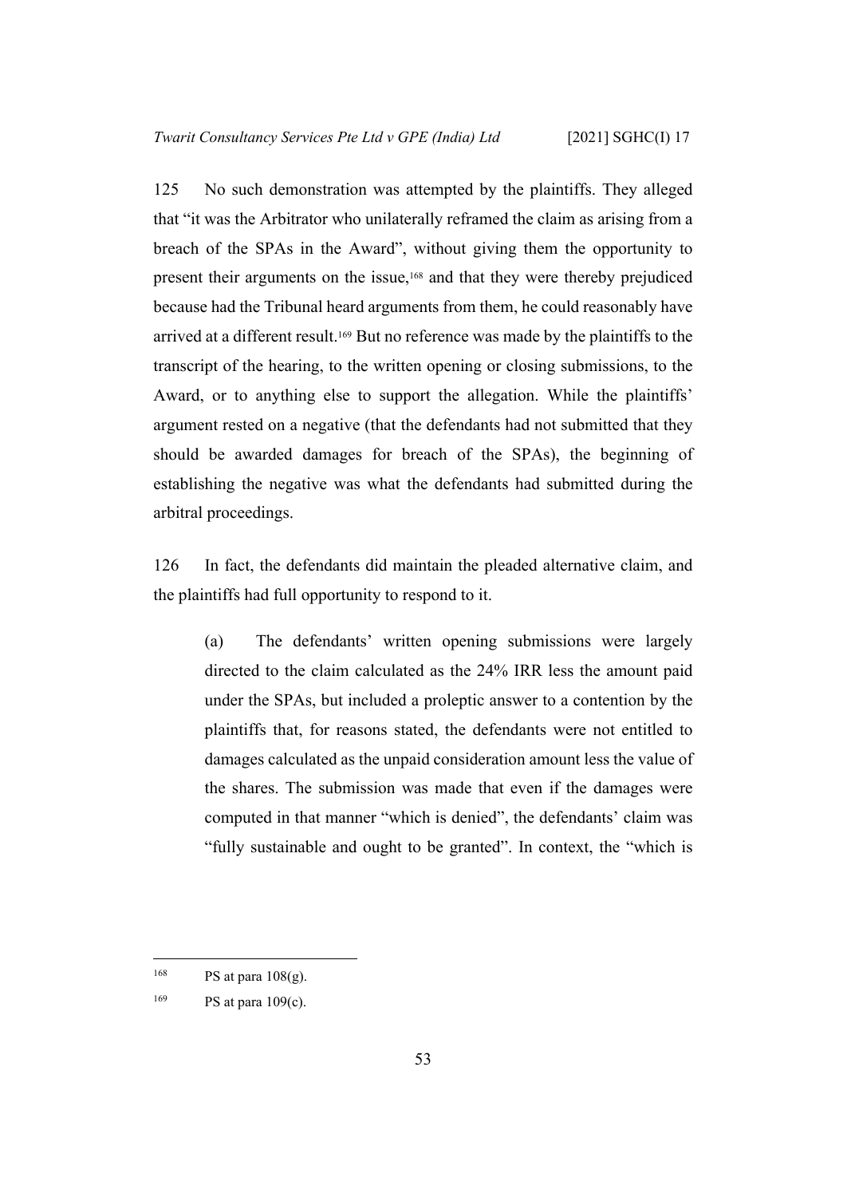125 No such demonstration was attempted by the plaintiffs. They alleged that "it was the Arbitrator who unilaterally reframed the claim as arising from a breach of the SPAs in the Award", without giving them the opportunity to present their arguments on the issue,[168] and that they were thereby prejudiced because had the Tribunal heard arguments from them, he could reasonably have arrived at a different result.[169] But no reference was made by the plaintiffs to the transcript of the hearing, to the written opening or closing submissions, to the Award, or to anything else to support the allegation. While the plaintiffs' argument rested on a negative (that the defendants had not submitted that they should be awarded damages for breach of the SPAs), the beginning of establishing the negative was what the defendants had submitted during the arbitral proceedings.

126 In fact, the defendants did maintain the pleaded alternative claim, and the plaintiffs had full opportunity to respond to it.

(a) The defendants' written opening submissions were largely directed to the claim calculated as the 24% IRR less the amount paid under the SPAs, but included a proleptic answer to a contention by the plaintiffs that, for reasons stated, the defendants were not entitled to damages calculated as the unpaid consideration amount less the value of the shares. The submission was made that even if the damages were computed in that manner "which is denied", the defendants' claim was "fully sustainable and ought to be granted". In context, the "which is

---

[168] PS at para 108(g).

[169] PS at para 109(c).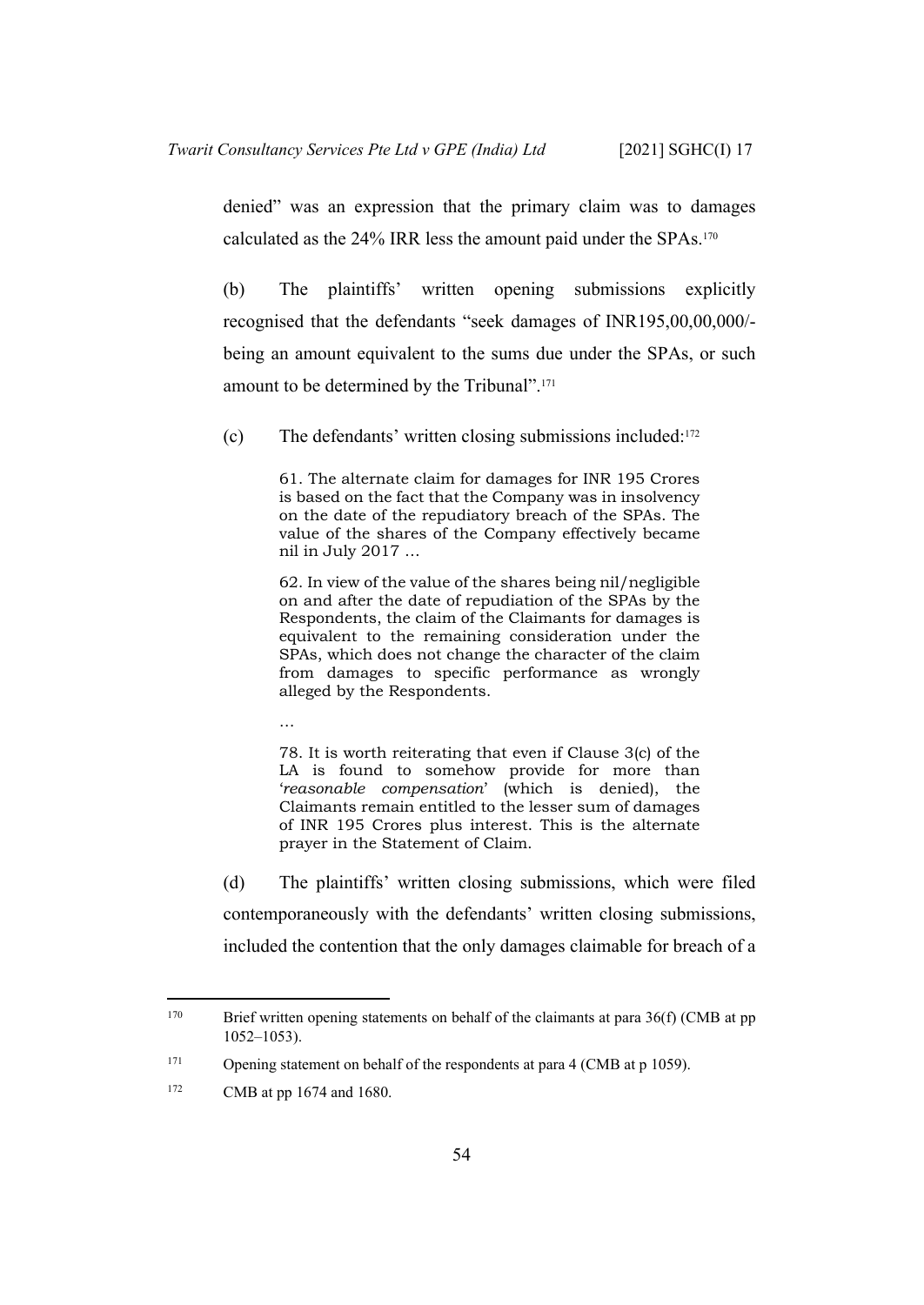denied" was an expression that the primary claim was to damages calculated as the 24% IRR less the amount paid under the SPAs.[170]

(b) The plaintiffs' written opening submissions explicitly recognised that the defendants "seek damages of INR195,00,00,000/- being an amount equivalent to the sums due under the SPAs, or such amount to be determined by the Tribunal".[171]

(c) The defendants' written closing submissions included:[172]

> 61. The alternate claim for damages for INR 195 Crores is based on the fact that the Company was in insolvency on the date of the repudiatory breach of the SPAs. The value of the shares of the Company effectively became nil in July 2017 …
>
> 62. In view of the value of the shares being nil/negligible on and after the date of repudiation of the SPAs by the Respondents, the claim of the Claimants for damages is equivalent to the remaining consideration under the SPAs, which does not change the character of the claim from damages to specific performance as wrongly alleged by the Respondents.
>
> …
>
> 78. It is worth reiterating that even if Clause 3(c) of the LA is found to somehow provide for more than '*reasonable compensation*' (which is denied), the Claimants remain entitled to the lesser sum of damages of INR 195 Crores plus interest. This is the alternate prayer in the Statement of Claim.

(d) The plaintiffs' written closing submissions, which were filed contemporaneously with the defendants' written closing submissions, included the contention that the only damages claimable for breach of a

---

[170] Brief written opening statements on behalf of the claimants at para 36(f) (CMB at pp 1052–1053).

[171] Opening statement on behalf of the respondents at para 4 (CMB at p 1059).

[172] CMB at pp 1674 and 1680.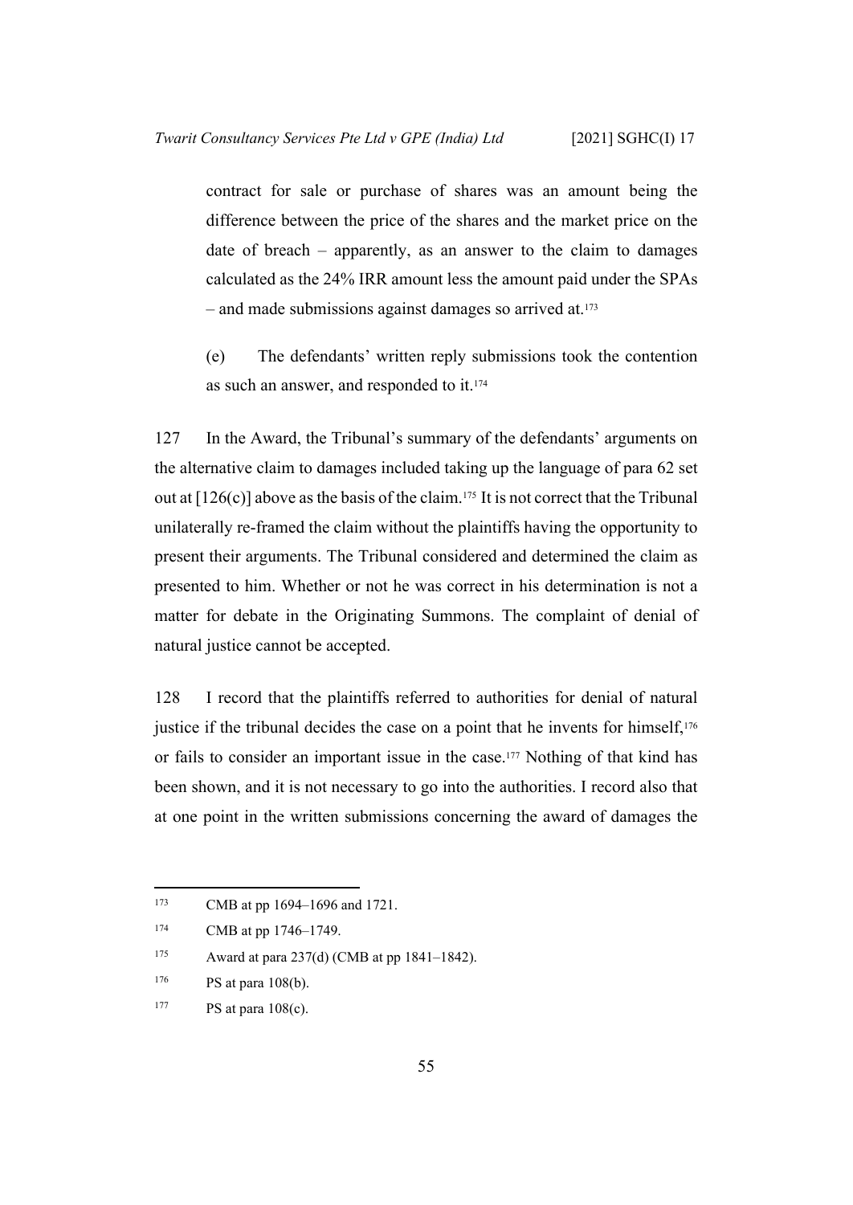contract for sale or purchase of shares was an amount being the difference between the price of the shares and the market price on the date of breach – apparently, as an answer to the claim to damages calculated as the 24% IRR amount less the amount paid under the SPAs – and made submissions against damages so arrived at.[173]

(e) The defendants' written reply submissions took the contention as such an answer, and responded to it.[174]

127 In the Award, the Tribunal's summary of the defendants' arguments on the alternative claim to damages included taking up the language of para 62 set out at [126(c)] above as the basis of the claim.[175] It is not correct that the Tribunal unilaterally re-framed the claim without the plaintiffs having the opportunity to present their arguments. The Tribunal considered and determined the claim as presented to him. Whether or not he was correct in his determination is not a matter for debate in the Originating Summons. The complaint of denial of natural justice cannot be accepted.

128 I record that the plaintiffs referred to authorities for denial of natural justice if the tribunal decides the case on a point that he invents for himself,[176] or fails to consider an important issue in the case.[177] Nothing of that kind has been shown, and it is not necessary to go into the authorities. I record also that at one point in the written submissions concerning the award of damages the

---

[173] CMB at pp 1694–1696 and 1721.

[174] CMB at pp 1746–1749.

[175] Award at para 237(d) (CMB at pp 1841–1842).

[176] PS at para 108(b).

[177] PS at para 108(c).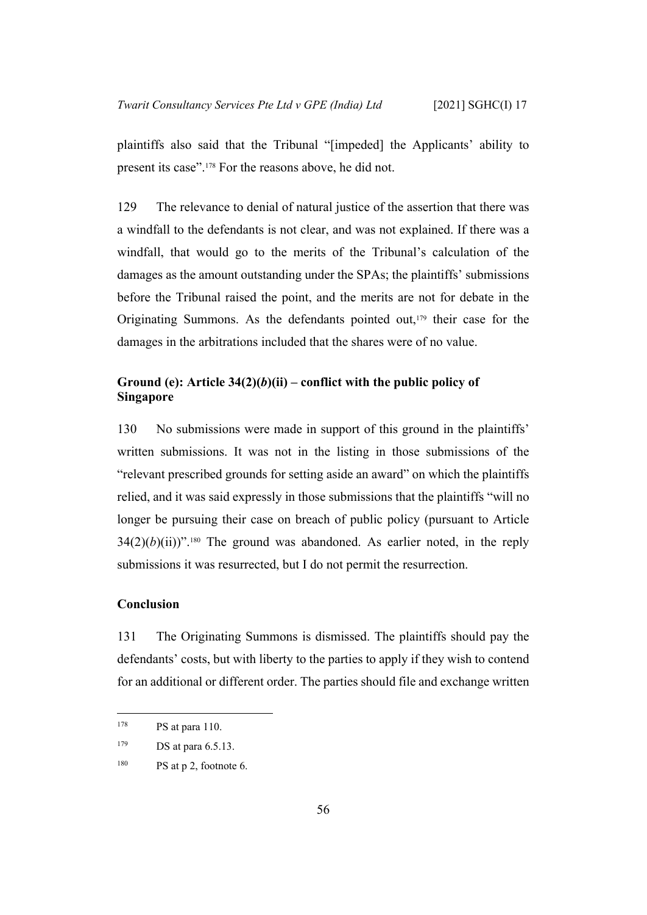plaintiffs also said that the Tribunal "[impeded] the Applicants' ability to present its case".[178] For the reasons above, he did not.

129 The relevance to denial of natural justice of the assertion that there was a windfall to the defendants is not clear, and was not explained. If there was a windfall, that would go to the merits of the Tribunal's calculation of the damages as the amount outstanding under the SPAs; the plaintiffs' submissions before the Tribunal raised the point, and the merits are not for debate in the Originating Summons. As the defendants pointed out,[179] their case for the damages in the arbitrations included that the shares were of no value.

### Ground (e): Article 34(2)(*b*)(ii) – conflict with the public policy of Singapore

130 No submissions were made in support of this ground in the plaintiffs' written submissions. It was not in the listing in those submissions of the "relevant prescribed grounds for setting aside an award" on which the plaintiffs relied, and it was said expressly in those submissions that the plaintiffs "will no longer be pursuing their case on breach of public policy (pursuant to Article 34(2)(*b*)(ii))".[180] The ground was abandoned. As earlier noted, in the reply submissions it was resurrected, but I do not permit the resurrection.

### Conclusion

131 The Originating Summons is dismissed. The plaintiffs should pay the defendants' costs, but with liberty to the parties to apply if they wish to contend for an additional or different order. The parties should file and exchange written

---

178 PS at para 110.

179 DS at para 6.5.13.

180 PS at p 2, footnote 6.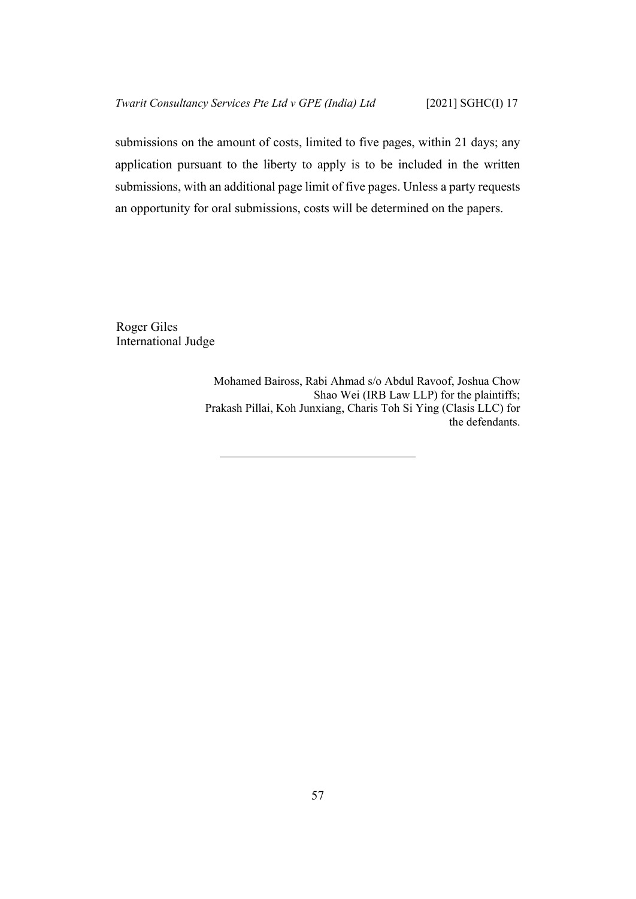submissions on the amount of costs, limited to five pages, within 21 days; any application pursuant to the liberty to apply is to be included in the written submissions, with an additional page limit of five pages. Unless a party requests an opportunity for oral submissions, costs will be determined on the papers.

Roger Giles
International Judge

Mohamed Baiross, Rabi Ahmad s/o Abdul Ravoof, Joshua Chow Shao Wei (IRB Law LLP) for the plaintiffs;
Prakash Pillai, Koh Junxiang, Charis Toh Si Ying (Clasis LLC) for the defendants.